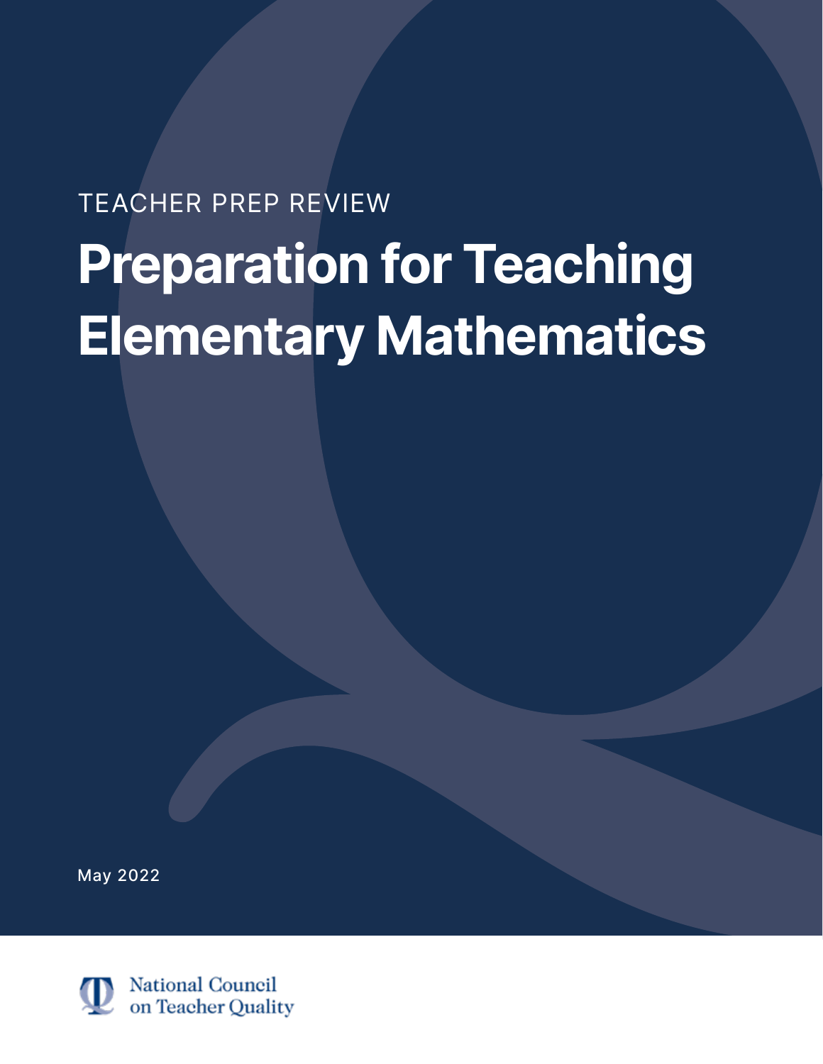TEACHER PREP REVIEW

# Preparation for Teaching Elementary Mathematics

May 2022

National Council on Teacher Quality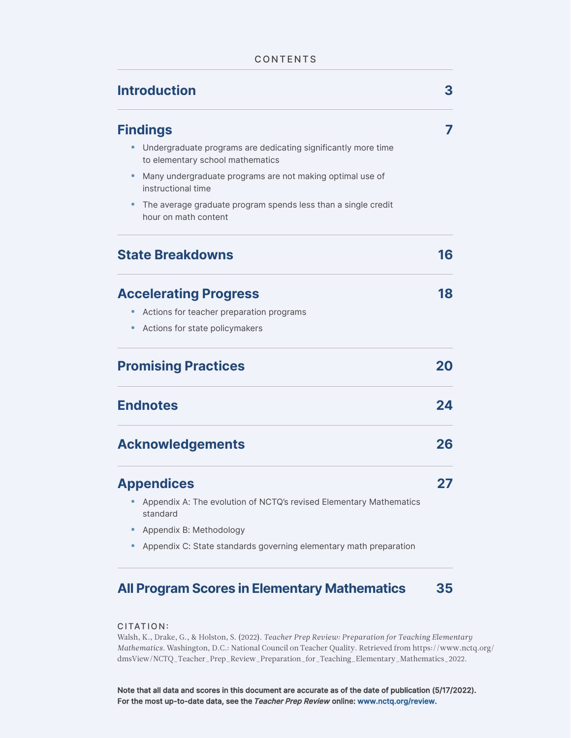CONTENTS

| | |
|---|---|
| **Introduction** | **3** |
| **Findings** | **7** |
| • Undergraduate programs are dedicating significantly more time to elementary school mathematics | |
| • Many undergraduate programs are not making optimal use of instructional time | |
| • The average graduate program spends less than a single credit hour on math content | |
| **State Breakdowns** | **16** |
| **Accelerating Progress** | **18** |
| • Actions for teacher preparation programs | |
| • Actions for state policymakers | |
| **Promising Practices** | **20** |
| **Endnotes** | **24** |
| **Acknowledgements** | **26** |
| **Appendices** | **27** |
| • Appendix A: The evolution of NCTQ's revised Elementary Mathematics standard | |
| • Appendix B: Methodology | |
| • Appendix C: State standards governing elementary math preparation | |
| **All Program Scores in Elementary Mathematics** | **35** |

CITATION:

Walsh, K., Drake, G., & Holston, S. (2022). *Teacher Prep Review: Preparation for Teaching Elementary Mathematics*. Washington, D.C.: National Council on Teacher Quality. Retrieved from https://www.nctq.org/dmsView/NCTQ_Teacher_Prep_Review_Preparation_for_Teaching_Elementary_Mathematics_2022.

**Note that all data and scores in this document are accurate as of the date of publication (5/17/2022). For the most up-to-date data, see the *Teacher Prep Review* online: www.nctq.org/review.**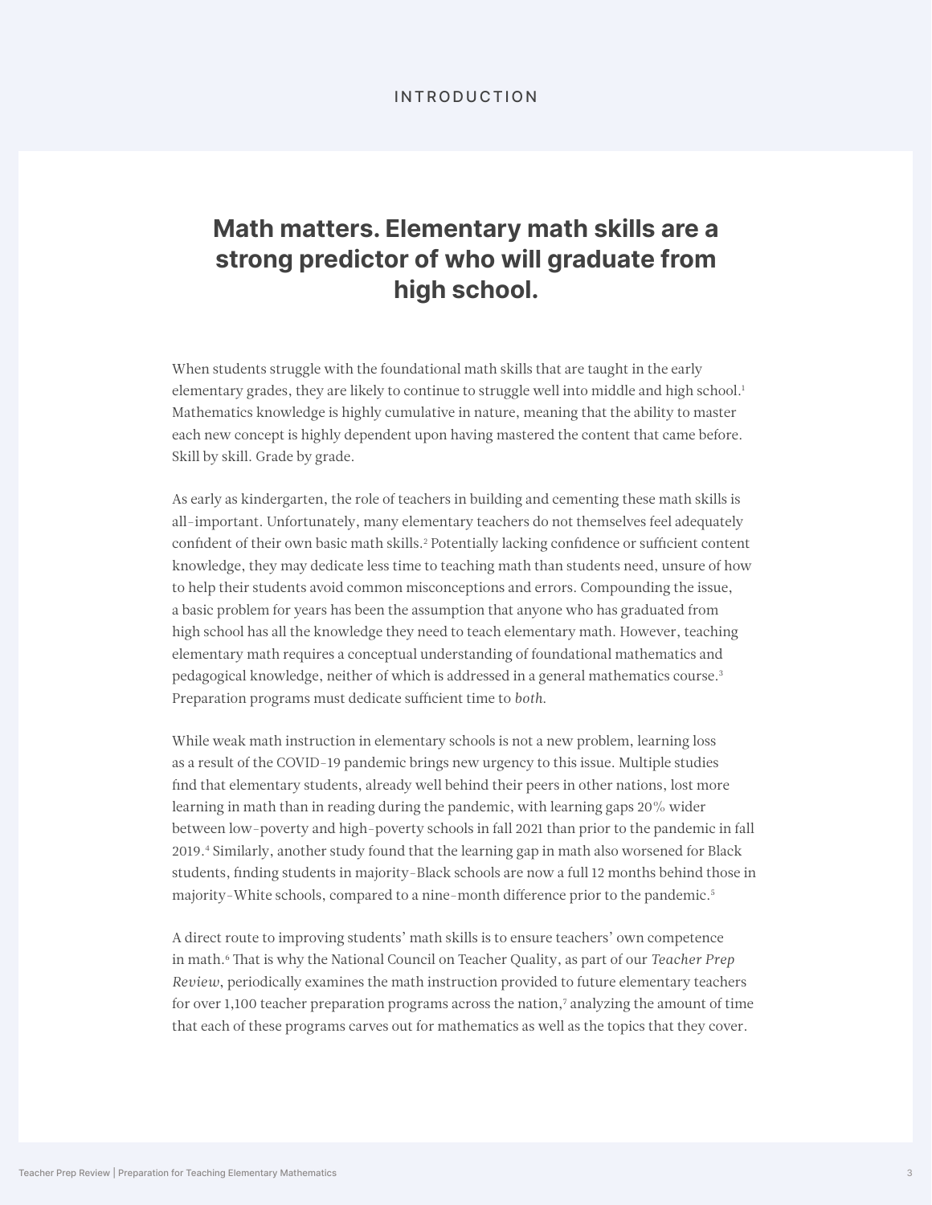INTRODUCTION

## Math matters. Elementary math skills are a strong predictor of who will graduate from high school.

When students struggle with the foundational math skills that are taught in the early elementary grades, they are likely to continue to struggle well into middle and high school.[1] Mathematics knowledge is highly cumulative in nature, meaning that the ability to master each new concept is highly dependent upon having mastered the content that came before. Skill by skill. Grade by grade.

As early as kindergarten, the role of teachers in building and cementing these math skills is all-important. Unfortunately, many elementary teachers do not themselves feel adequately confident of their own basic math skills.[2] Potentially lacking confidence or sufficient content knowledge, they may dedicate less time to teaching math than students need, unsure of how to help their students avoid common misconceptions and errors. Compounding the issue, a basic problem for years has been the assumption that anyone who has graduated from high school has all the knowledge they need to teach elementary math. However, teaching elementary math requires a conceptual understanding of foundational mathematics and pedagogical knowledge, neither of which is addressed in a general mathematics course.[3] Preparation programs must dedicate sufficient time to *both*.

While weak math instruction in elementary schools is not a new problem, learning loss as a result of the COVID-19 pandemic brings new urgency to this issue. Multiple studies find that elementary students, already well behind their peers in other nations, lost more learning in math than in reading during the pandemic, with learning gaps 20% wider between low-poverty and high-poverty schools in fall 2021 than prior to the pandemic in fall 2019.[4] Similarly, another study found that the learning gap in math also worsened for Black students, finding students in majority-Black schools are now a full 12 months behind those in majority-White schools, compared to a nine-month difference prior to the pandemic.[5]

A direct route to improving students' math skills is to ensure teachers' own competence in math.[6] That is why the National Council on Teacher Quality, as part of our *Teacher Prep Review*, periodically examines the math instruction provided to future elementary teachers for over 1,100 teacher preparation programs across the nation,[7] analyzing the amount of time that each of these programs carves out for mathematics as well as the topics that they cover.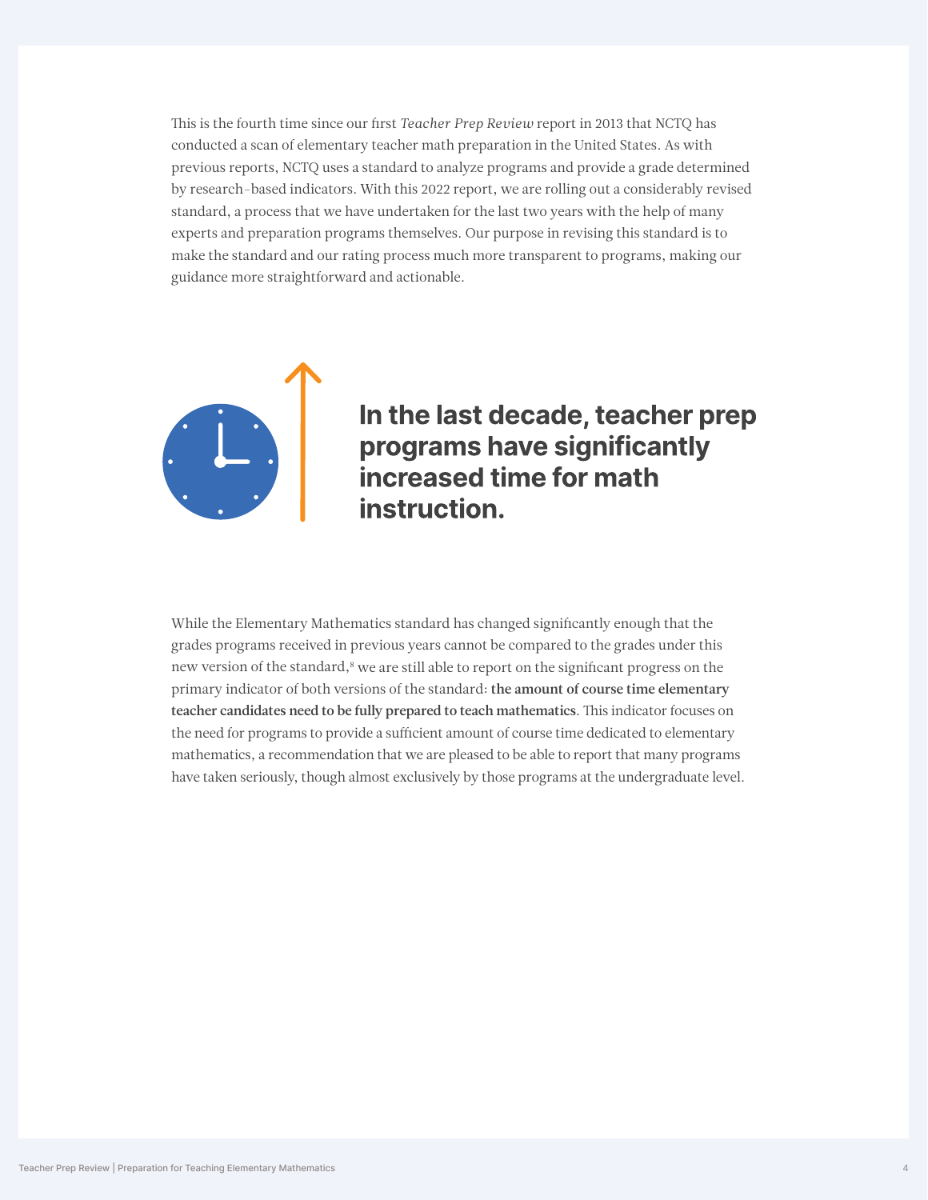This is the fourth time since our first *Teacher Prep Review* report in 2013 that NCTQ has conducted a scan of elementary teacher math preparation in the United States. As with previous reports, NCTQ uses a standard to analyze programs and provide a grade determined by research-based indicators. With this 2022 report, we are rolling out a considerably revised standard, a process that we have undertaken for the last two years with the help of many experts and preparation programs themselves. Our purpose in revising this standard is to make the standard and our rating process much more transparent to programs, making our guidance more straightforward and actionable.

**In the last decade, teacher prep programs have significantly increased time for math instruction.**

While the Elementary Mathematics standard has changed significantly enough that the grades programs received in previous years cannot be compared to the grades under this new version of the standard,[8] we are still able to report on the significant progress on the primary indicator of both versions of the standard: **the amount of course time elementary teacher candidates need to be fully prepared to teach mathematics**. This indicator focuses on the need for programs to provide a sufficient amount of course time dedicated to elementary mathematics, a recommendation that we are pleased to be able to report that many programs have taken seriously, though almost exclusively by those programs at the undergraduate level.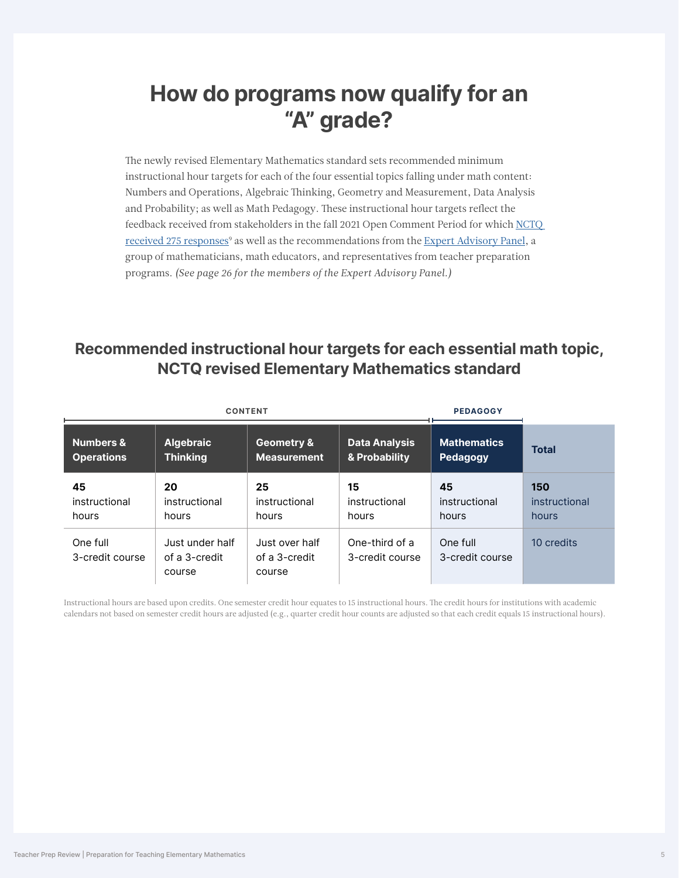# How do programs now qualify for an "A" grade?

The newly revised Elementary Mathematics standard sets recommended minimum instructional hour targets for each of the four essential topics falling under math content: Numbers and Operations, Algebraic Thinking, Geometry and Measurement, Data Analysis and Probability; as well as Math Pedagogy. These instructional hour targets reflect the feedback received from stakeholders in the fall 2021 Open Comment Period for which NCTQ received 275 responses[9] as well as the recommendations from the Expert Advisory Panel, a group of mathematicians, math educators, and representatives from teacher preparation programs. *(See page 26 for the members of the Expert Advisory Panel.)*

## Recommended instructional hour targets for each essential math topic, NCTQ revised Elementary Mathematics standard

| CONTENT | | | | PEDAGOGY | |
|---|---|---|---|---|---|
| **Numbers & Operations** | **Algebraic Thinking** | **Geometry & Measurement** | **Data Analysis & Probability** | **Mathematics Pedagogy** | **Total** |
| **45** instructional hours | **20** instructional hours | **25** instructional hours | **15** instructional hours | **45** instructional hours | **150** instructional hours |
| One full 3-credit course | Just under half of a 3-credit course | Just over half of a 3-credit course | One-third of a 3-credit course | One full 3-credit course | 10 credits |

Instructional hours are based upon credits. One semester credit hour equates to 15 instructional hours. The credit hours for institutions with academic calendars not based on semester credit hours are adjusted (e.g., quarter credit hour counts are adjusted so that each credit equals 15 instructional hours).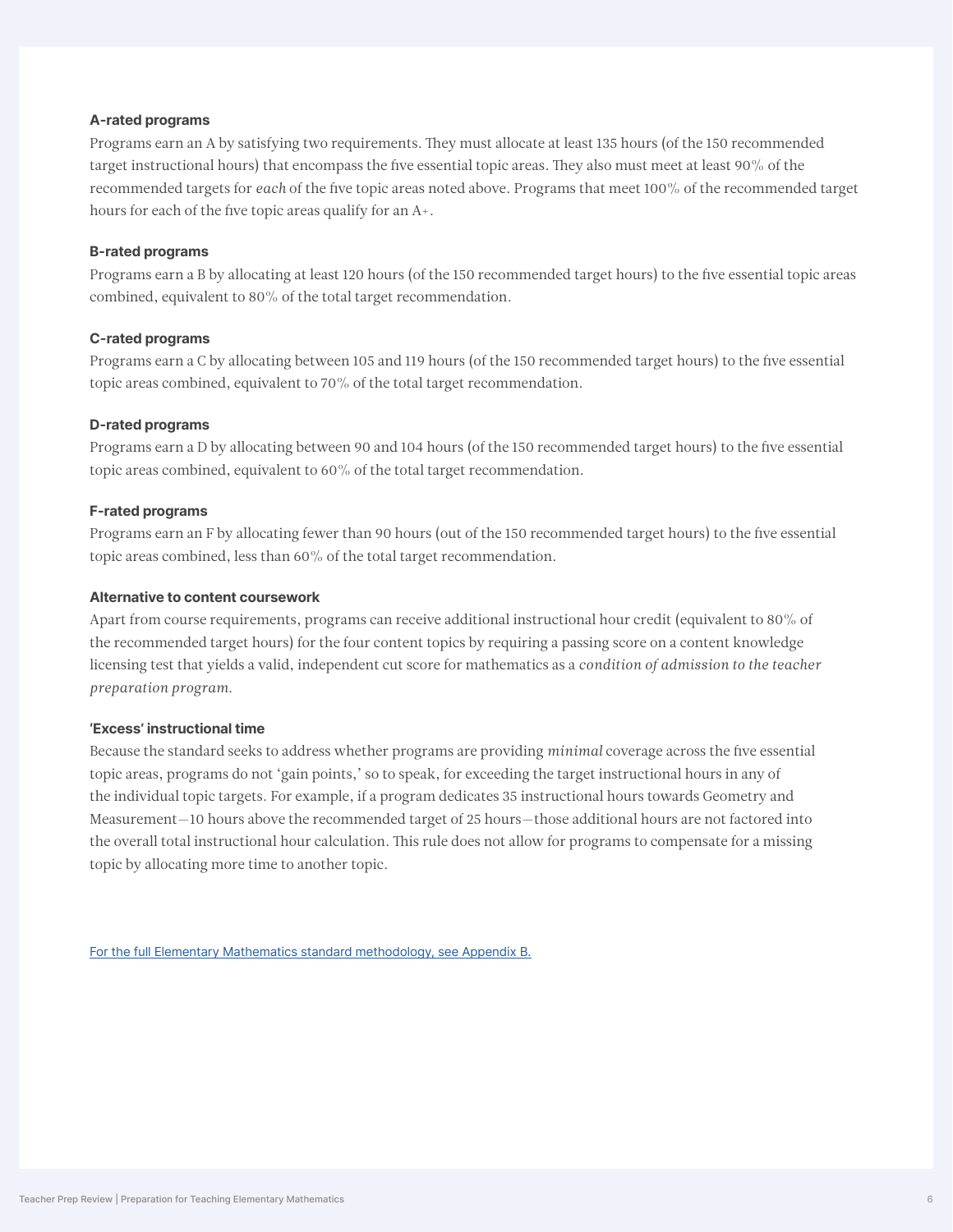**A-rated programs**

Programs earn an A by satisfying two requirements. They must allocate at least 135 hours (of the 150 recommended target instructional hours) that encompass the five essential topic areas. They also must meet at least 90% of the recommended targets for *each* of the five topic areas noted above. Programs that meet 100% of the recommended target hours for each of the five topic areas qualify for an A+.

**B-rated programs**

Programs earn a B by allocating at least 120 hours (of the 150 recommended target hours) to the five essential topic areas combined, equivalent to 80% of the total target recommendation.

**C-rated programs**

Programs earn a C by allocating between 105 and 119 hours (of the 150 recommended target hours) to the five essential topic areas combined, equivalent to 70% of the total target recommendation.

**D-rated programs**

Programs earn a D by allocating between 90 and 104 hours (of the 150 recommended target hours) to the five essential topic areas combined, equivalent to 60% of the total target recommendation.

**F-rated programs**

Programs earn an F by allocating fewer than 90 hours (out of the 150 recommended target hours) to the five essential topic areas combined, less than 60% of the total target recommendation.

**Alternative to content coursework**

Apart from course requirements, programs can receive additional instructional hour credit (equivalent to 80% of the recommended target hours) for the four content topics by requiring a passing score on a content knowledge licensing test that yields a valid, independent cut score for mathematics as a *condition of admission to the teacher preparation program.*

**'Excess' instructional time**

Because the standard seeks to address whether programs are providing *minimal* coverage across the five essential topic areas, programs do not 'gain points,' so to speak, for exceeding the target instructional hours in any of the individual topic targets. For example, if a program dedicates 35 instructional hours towards Geometry and Measurement—10 hours above the recommended target of 25 hours—those additional hours are not factored into the overall total instructional hour calculation. This rule does not allow for programs to compensate for a missing topic by allocating more time to another topic.

For the full Elementary Mathematics standard methodology, see Appendix B.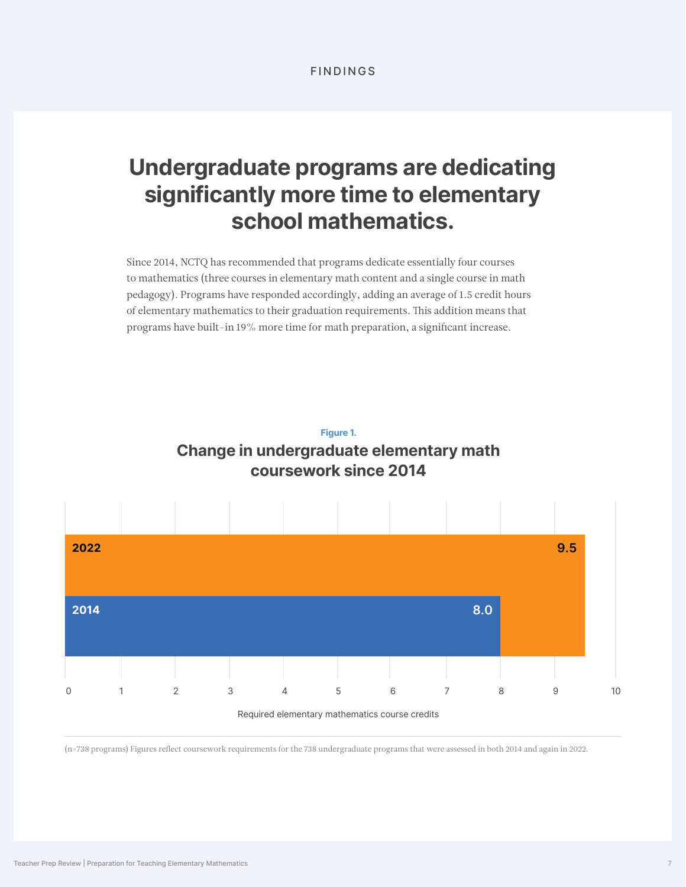FINDINGS

# Undergraduate programs are dedicating significantly more time to elementary school mathematics.

Since 2014, NCTQ has recommended that programs dedicate essentially four courses to mathematics (three courses in elementary math content and a single course in math pedagogy). Programs have responded accordingly, adding an average of 1.5 credit hours of elementary mathematics to their graduation requirements. This addition means that programs have built-in 19% more time for math preparation, a significant increase.

**Figure 1.**

## Change in undergraduate elementary math coursework since 2014

| Year | Required elementary mathematics course credits |
| --- | --- |
| 2022 | 9.5 |
| 2014 | 8.0 |

(n=738 programs) Figures reflect coursework requirements for the 738 undergraduate programs that were assessed in both 2014 and again in 2022.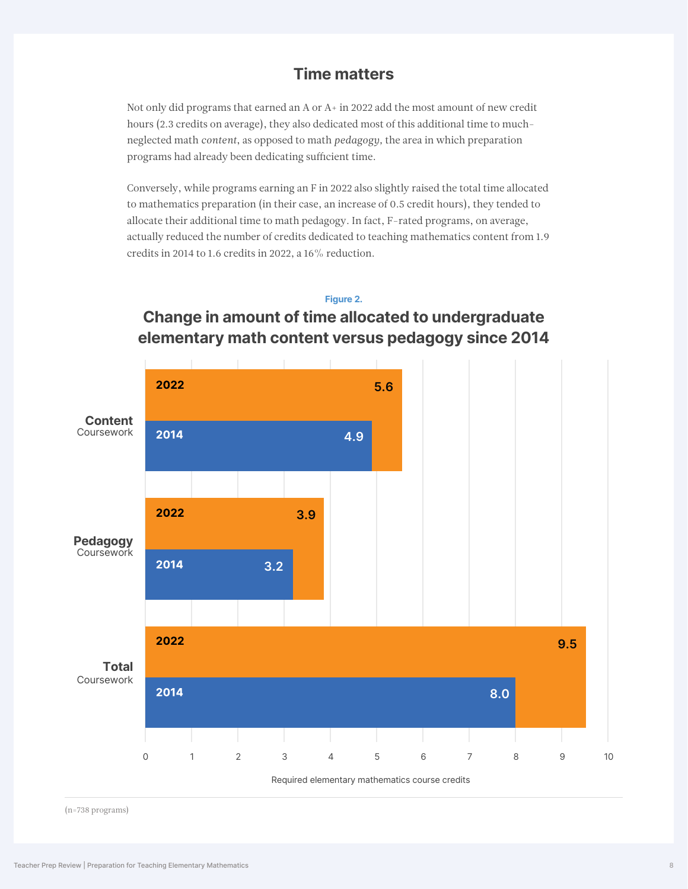## Time matters

Not only did programs that earned an A or A+ in 2022 add the most amount of new credit hours (2.3 credits on average), they also dedicated most of this additional time to much-neglected math *content*, as opposed to math *pedagogy*, the area in which preparation programs had already been dedicating sufficient time.

Conversely, while programs earning an F in 2022 also slightly raised the total time allocated to mathematics preparation (in their case, an increase of 0.5 credit hours), they tended to allocate their additional time to math pedagogy. In fact, F-rated programs, on average, actually reduced the number of credits dedicated to teaching mathematics content from 1.9 credits in 2014 to 1.6 credits in 2022, a 16% reduction.

**Figure 2.**

### Change in amount of time allocated to undergraduate elementary math content versus pedagogy since 2014

| Required elementary mathematics course credits | 2014 | 2022 |
|---|---|---|
| Content Coursework | 4.9 | 5.6 |
| Pedagogy Coursework | 3.2 | 3.9 |
| Total Coursework | 8.0 | 9.5 |

(n=738 programs)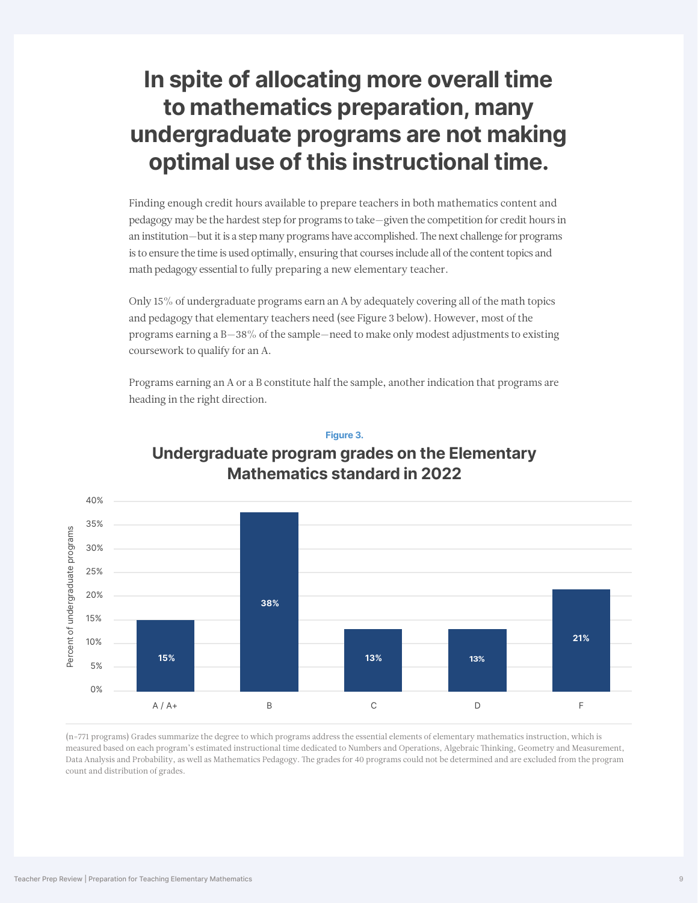# In spite of allocating more overall time to mathematics preparation, many undergraduate programs are not making optimal use of this instructional time.

Finding enough credit hours available to prepare teachers in both mathematics content and pedagogy may be the hardest step for programs to take—given the competition for credit hours in an institution—but it is a step many programs have accomplished. The next challenge for programs is to ensure the time is used optimally, ensuring that courses include all of the content topics and math pedagogy essential to fully preparing a new elementary teacher.

Only 15% of undergraduate programs earn an A by adequately covering all of the math topics and pedagogy that elementary teachers need (see Figure 3 below). However, most of the programs earning a B—38% of the sample—need to make only modest adjustments to existing coursework to qualify for an A.

Programs earning an A or a B constitute half the sample, another indication that programs are heading in the right direction.

**Figure 3.**

## Undergraduate program grades on the Elementary Mathematics standard in 2022

| Grade | Percent of undergraduate programs |
| --- | --- |
| A / A+ | 15% |
| B | 38% |
| C | 13% |
| D | 13% |
| F | 21% |

(n=771 programs) Grades summarize the degree to which programs address the essential elements of elementary mathematics instruction, which is measured based on each program's estimated instructional time dedicated to Numbers and Operations, Algebraic Thinking, Geometry and Measurement, Data Analysis and Probability, as well as Mathematics Pedagogy. The grades for 40 programs could not be determined and are excluded from the program count and distribution of grades.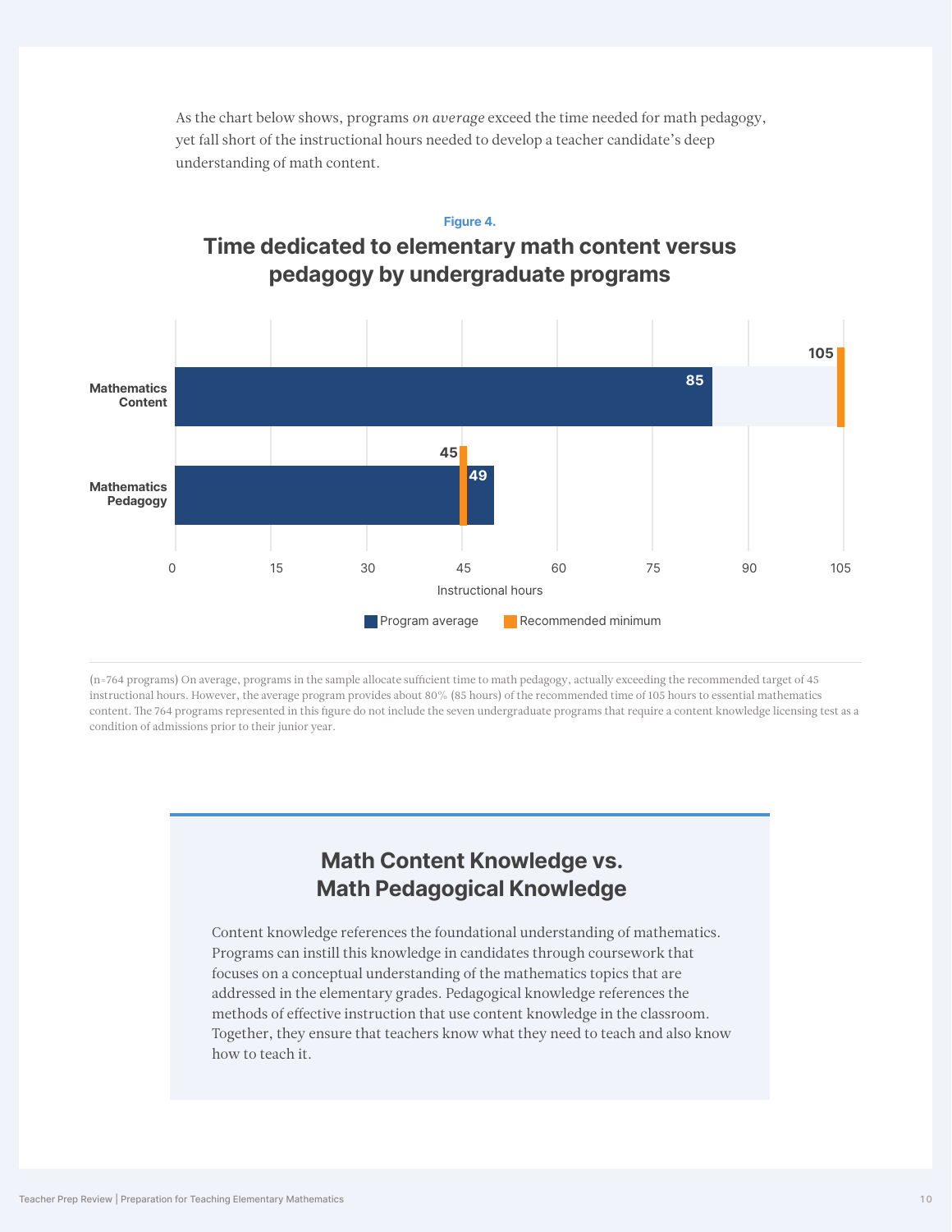As the chart below shows, programs *on average* exceed the time needed for math pedagogy, yet fall short of the instructional hours needed to develop a teacher candidate's deep understanding of math content.

**Figure 4.**

## Time dedicated to elementary math content versus pedagogy by undergraduate programs

| | Program average (instructional hours) | Recommended minimum (instructional hours) |
|---|---|---|
| Mathematics Content | 85 | 105 |
| Mathematics Pedagogy | 49 | 45 |

(n=764 programs) On average, programs in the sample allocate sufficient time to math pedagogy, actually exceeding the recommended target of 45 instructional hours. However, the average program provides about 80% (85 hours) of the recommended time of 105 hours to essential mathematics content. The 764 programs represented in this figure do not include the seven undergraduate programs that require a content knowledge licensing test as a condition of admissions prior to their junior year.

## Math Content Knowledge vs. Math Pedagogical Knowledge

Content knowledge references the foundational understanding of mathematics. Programs can instill this knowledge in candidates through coursework that focuses on a conceptual understanding of the mathematics topics that are addressed in the elementary grades. Pedagogical knowledge references the methods of effective instruction that use content knowledge in the classroom. Together, they ensure that teachers know what they need to teach and also know how to teach it.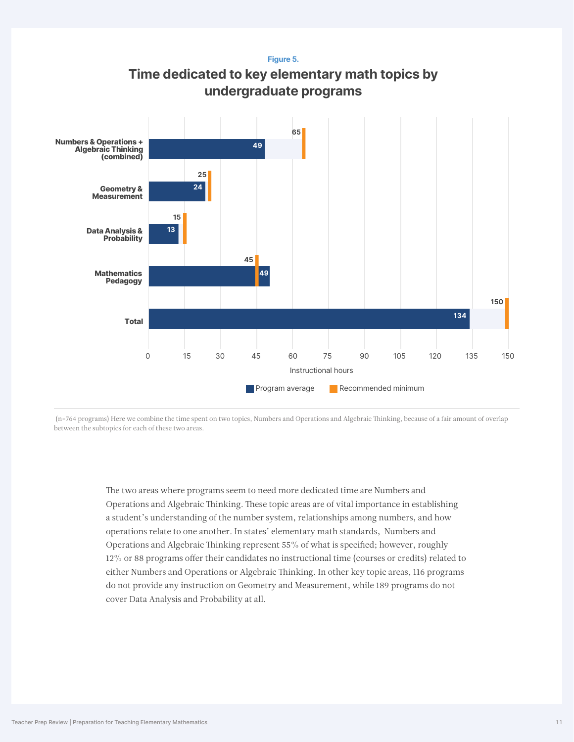Figure 5.

## Time dedicated to key elementary math topics by undergraduate programs

| Topic | Program average | Recommended minimum |
| --- | --- | --- |
| Numbers & Operations + Algebraic Thinking (combined) | 49 | 65 |
| Geometry & Measurement | 24 | 25 |
| Data Analysis & Probability | 13 | 15 |
| Mathematics Pedagogy | 49 | 45 |
| Total | 134 | 150 |

Instructional hours

(n=764 programs) Here we combine the time spent on two topics, Numbers and Operations and Algebraic Thinking, because of a fair amount of overlap between the subtopics for each of these two areas.

The two areas where programs seem to need more dedicated time are Numbers and Operations and Algebraic Thinking. These topic areas are of vital importance in establishing a student's understanding of the number system, relationships among numbers, and how operations relate to one another. In states' elementary math standards, Numbers and Operations and Algebraic Thinking represent 55% of what is specified; however, roughly 12% or 88 programs offer their candidates no instructional time (courses or credits) related to either Numbers and Operations or Algebraic Thinking. In other key topic areas, 116 programs do not provide any instruction on Geometry and Measurement, while 189 programs do not cover Data Analysis and Probability at all.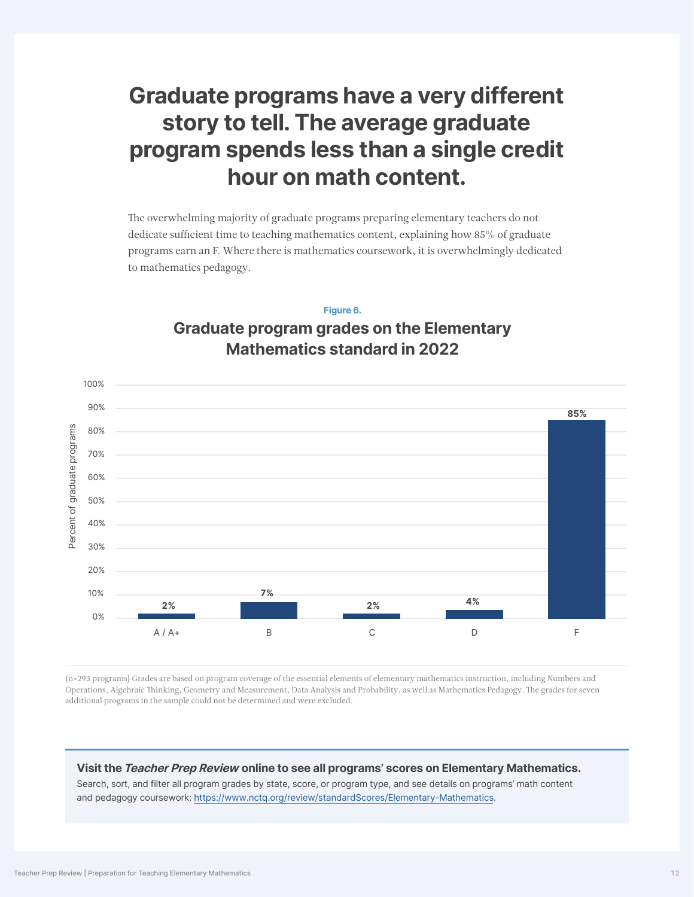# Graduate programs have a very different story to tell. The average graduate program spends less than a single credit hour on math content.

The overwhelming majority of graduate programs preparing elementary teachers do not dedicate sufficient time to teaching mathematics content, explaining how 85% of graduate programs earn an F. Where there is mathematics coursework, it is overwhelmingly dedicated to mathematics pedagogy.

**Figure 6.**

## Graduate program grades on the Elementary Mathematics standard in 2022

| Grade | Percent of graduate programs |
|---|---|
| A / A+ | 2% |
| B | 7% |
| C | 2% |
| D | 4% |
| F | 85% |

(n=293 programs) Grades are based on program coverage of the essential elements of elementary mathematics instruction, including Numbers and Operations, Algebraic Thinking, Geometry and Measurement, Data Analysis and Probability, as well as Mathematics Pedagogy. The grades for seven additional programs in the sample could not be determined and were excluded.

**Visit the *Teacher Prep Review* online to see all programs' scores on Elementary Mathematics.**
Search, sort, and filter all program grades by state, score, or program type, and see details on programs' math content and pedagogy coursework: https://www.nctq.org/review/standardScores/Elementary-Mathematics.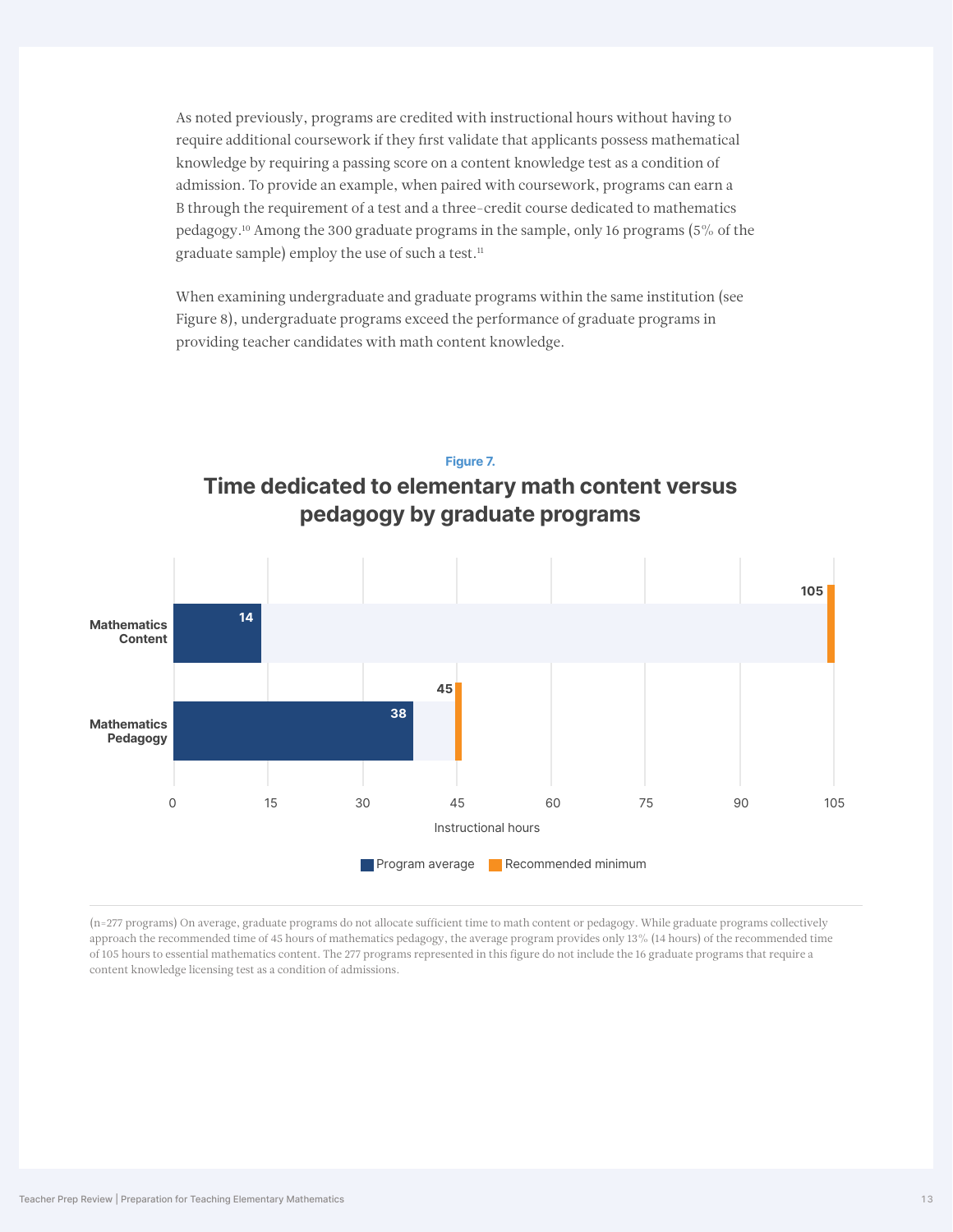As noted previously, programs are credited with instructional hours without having to require additional coursework if they first validate that applicants possess mathematical knowledge by requiring a passing score on a content knowledge test as a condition of admission. To provide an example, when paired with coursework, programs can earn a B through the requirement of a test and a three-credit course dedicated to mathematics pedagogy.[10] Among the 300 graduate programs in the sample, only 16 programs (5% of the graduate sample) employ the use of such a test.[11]

When examining undergraduate and graduate programs within the same institution (see Figure 8), undergraduate programs exceed the performance of graduate programs in providing teacher candidates with math content knowledge.

**Figure 7.**

## Time dedicated to elementary math content versus pedagogy by graduate programs

| | Program average (instructional hours) | Recommended minimum (instructional hours) |
|---|---|---|
| Mathematics Content | 14 | 105 |
| Mathematics Pedagogy | 38 | 45 |

(n=277 programs) On average, graduate programs do not allocate sufficient time to math content or pedagogy. While graduate programs collectively approach the recommended time of 45 hours of mathematics pedagogy, the average program provides only 13% (14 hours) of the recommended time of 105 hours to essential mathematics content. The 277 programs represented in this figure do not include the 16 graduate programs that require a content knowledge licensing test as a condition of admissions.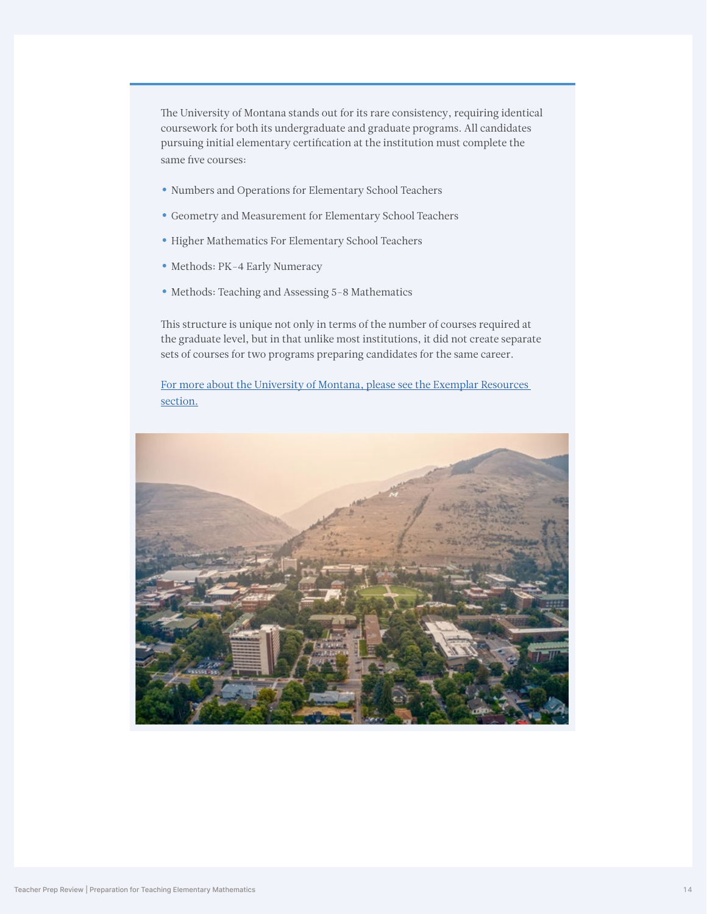The University of Montana stands out for its rare consistency, requiring identical coursework for both its undergraduate and graduate programs. All candidates pursuing initial elementary certification at the institution must complete the same five courses:

- Numbers and Operations for Elementary School Teachers
- Geometry and Measurement for Elementary School Teachers
- Higher Mathematics For Elementary School Teachers
- Methods: PK-4 Early Numeracy
- Methods: Teaching and Assessing 5-8 Mathematics

This structure is unique not only in terms of the number of courses required at the graduate level, but in that unlike most institutions, it did not create separate sets of courses for two programs preparing candidates for the same career.

For more about the University of Montana, please see the Exemplar Resources section.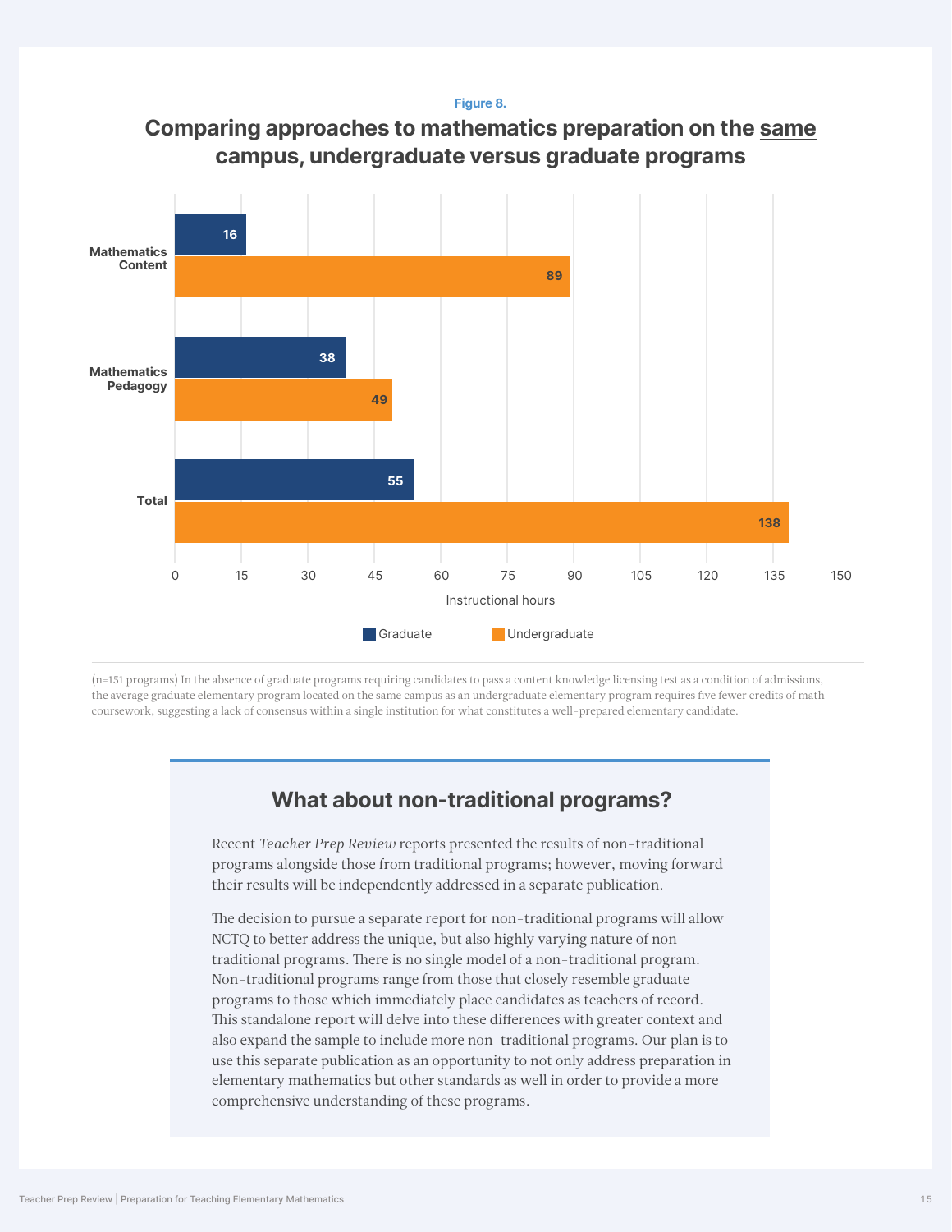Figure 8.

## Comparing approaches to mathematics preparation on the same campus, undergraduate versus graduate programs

| | Graduate | Undergraduate |
|---|---|---|
| Mathematics Content | 16 | 89 |
| Mathematics Pedagogy | 38 | 49 |
| Total | 55 | 138 |

Instructional hours

(n=151 programs) In the absence of graduate programs requiring candidates to pass a content knowledge licensing test as a condition of admissions, the average graduate elementary program located on the same campus as an undergraduate elementary program requires five fewer credits of math coursework, suggesting a lack of consensus within a single institution for what constitutes a well-prepared elementary candidate.

## What about non-traditional programs?

Recent *Teacher Prep Review* reports presented the results of non-traditional programs alongside those from traditional programs; however, moving forward their results will be independently addressed in a separate publication.

The decision to pursue a separate report for non-traditional programs will allow NCTQ to better address the unique, but also highly varying nature of non-traditional programs. There is no single model of a non-traditional program. Non-traditional programs range from those that closely resemble graduate programs to those which immediately place candidates as teachers of record. This standalone report will delve into these differences with greater context and also expand the sample to include more non-traditional programs. Our plan is to use this separate publication as an opportunity to not only address preparation in elementary mathematics but other standards as well in order to provide a more comprehensive understanding of these programs.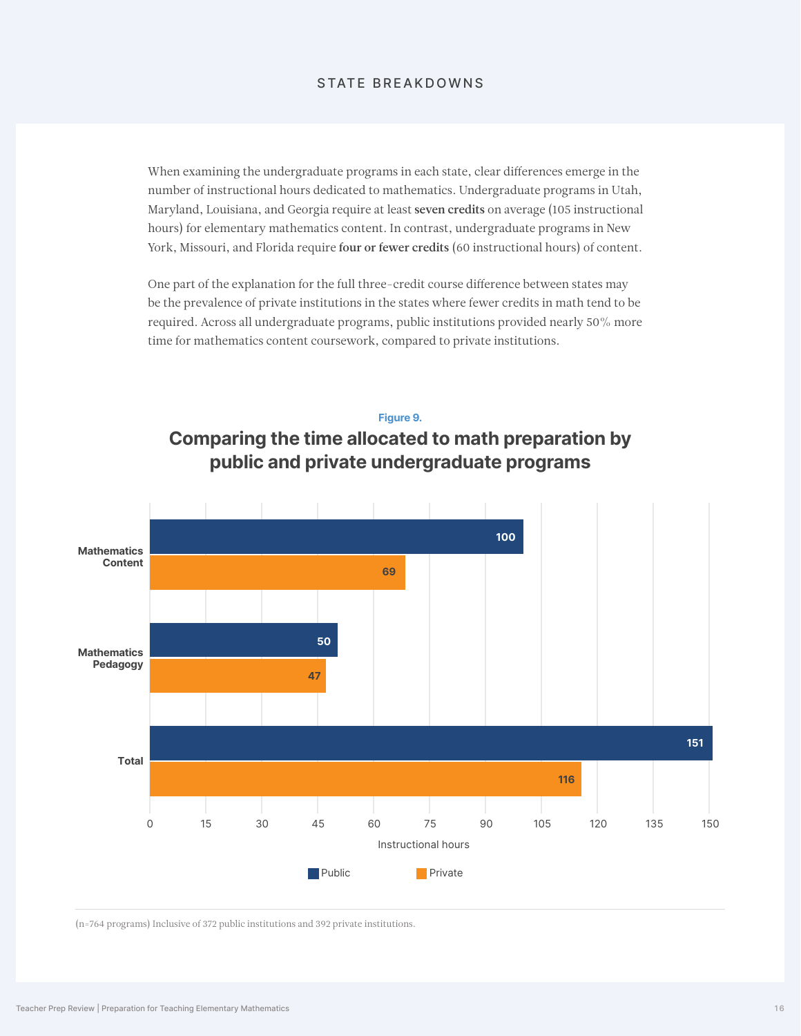## STATE BREAKDOWNS

When examining the undergraduate programs in each state, clear differences emerge in the number of instructional hours dedicated to mathematics. Undergraduate programs in Utah, Maryland, Louisiana, and Georgia require at least **seven credits** on average (105 instructional hours) for elementary mathematics content. In contrast, undergraduate programs in New York, Missouri, and Florida require **four or fewer credits** (60 instructional hours) of content.

One part of the explanation for the full three-credit course difference between states may be the prevalence of private institutions in the states where fewer credits in math tend to be required. Across all undergraduate programs, public institutions provided nearly 50% more time for mathematics content coursework, compared to private institutions.

**Figure 9.**

### Comparing the time allocated to math preparation by public and private undergraduate programs

| | Public | Private |
|---|---|---|
| Mathematics Content | 100 | 69 |
| Mathematics Pedagogy | 50 | 47 |
| Total | 151 | 116 |

Instructional hours

(n=764 programs) Inclusive of 372 public institutions and 392 private institutions.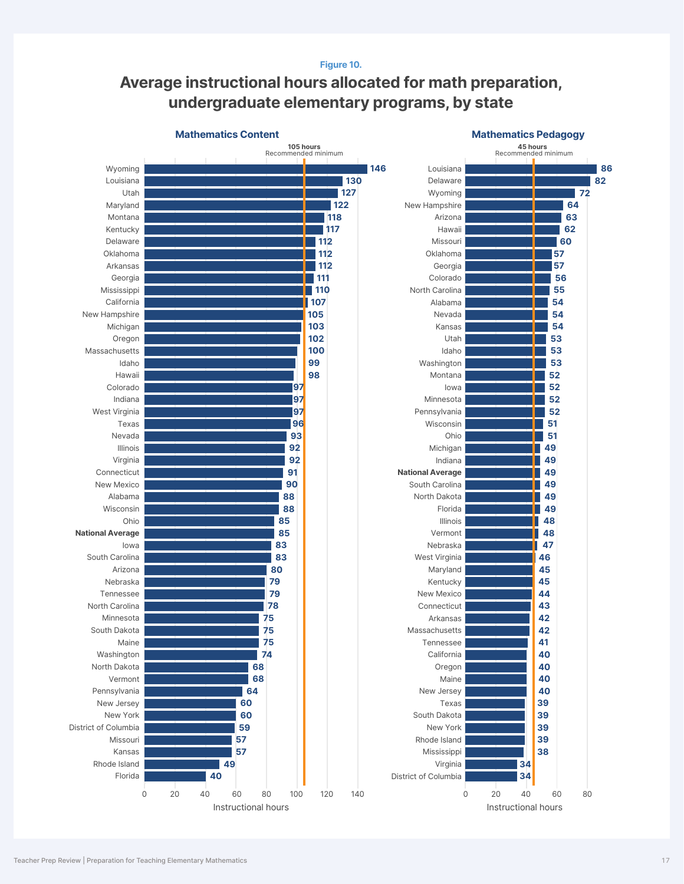Figure 10.

## Average instructional hours allocated for math preparation, undergraduate elementary programs, by state

### Mathematics Content

105 hours Recommended minimum

| State | Instructional hours |
|---|---|
| Wyoming | 146 |
| Louisiana | 130 |
| Utah | 127 |
| Maryland | 122 |
| Montana | 118 |
| Kentucky | 117 |
| Delaware | 112 |
| Oklahoma | 112 |
| Arkansas | 112 |
| Georgia | 111 |
| Mississippi | 110 |
| California | 107 |
| New Hampshire | 105 |
| Michigan | 103 |
| Oregon | 102 |
| Massachusetts | 100 |
| Idaho | 99 |
| Hawaii | 98 |
| Colorado | 97 |
| Indiana | 97 |
| West Virginia | 97 |
| Texas | 96 |
| Nevada | 93 |
| Illinois | 92 |
| Virginia | 92 |
| Connecticut | 91 |
| New Mexico | 90 |
| Alabama | 88 |
| Wisconsin | 88 |
| Ohio | 85 |
| **National Average** | 85 |
| Iowa | 83 |
| South Carolina | 83 |
| Arizona | 80 |
| Nebraska | 79 |
| Tennessee | 79 |
| North Carolina | 78 |
| Minnesota | 75 |
| South Dakota | 75 |
| Maine | 75 |
| Washington | 74 |
| North Dakota | 68 |
| Vermont | 68 |
| Pennsylvania | 64 |
| New Jersey | 60 |
| New York | 60 |
| District of Columbia | 59 |
| Missouri | 57 |
| Kansas | 57 |
| Rhode Island | 49 |
| Florida | 40 |

### Mathematics Pedagogy

45 hours Recommended minimum

| State | Instructional hours |
|---|---|
| Louisiana | 86 |
| Delaware | 82 |
| Wyoming | 72 |
| New Hampshire | 64 |
| Arizona | 63 |
| Hawaii | 62 |
| Missouri | 60 |
| Oklahoma | 57 |
| Georgia | 57 |
| Colorado | 56 |
| North Carolina | 55 |
| Alabama | 54 |
| Nevada | 54 |
| Kansas | 54 |
| Utah | 53 |
| Idaho | 53 |
| Washington | 53 |
| Montana | 52 |
| Iowa | 52 |
| Minnesota | 52 |
| Pennsylvania | 52 |
| Wisconsin | 51 |
| Ohio | 51 |
| Michigan | 49 |
| Indiana | 49 |
| **National Average** | 49 |
| South Carolina | 49 |
| North Dakota | 49 |
| Florida | 49 |
| Illinois | 48 |
| Vermont | 48 |
| Nebraska | 47 |
| West Virginia | 46 |
| Maryland | 45 |
| Kentucky | 45 |
| New Mexico | 44 |
| Connecticut | 43 |
| Arkansas | 42 |
| Massachusetts | 42 |
| Tennessee | 41 |
| California | 40 |
| Oregon | 40 |
| Maine | 40 |
| New Jersey | 40 |
| Texas | 39 |
| South Dakota | 39 |
| New York | 39 |
| Rhode Island | 39 |
| Mississippi | 38 |
| Virginia | 34 |
| District of Columbia | 34 |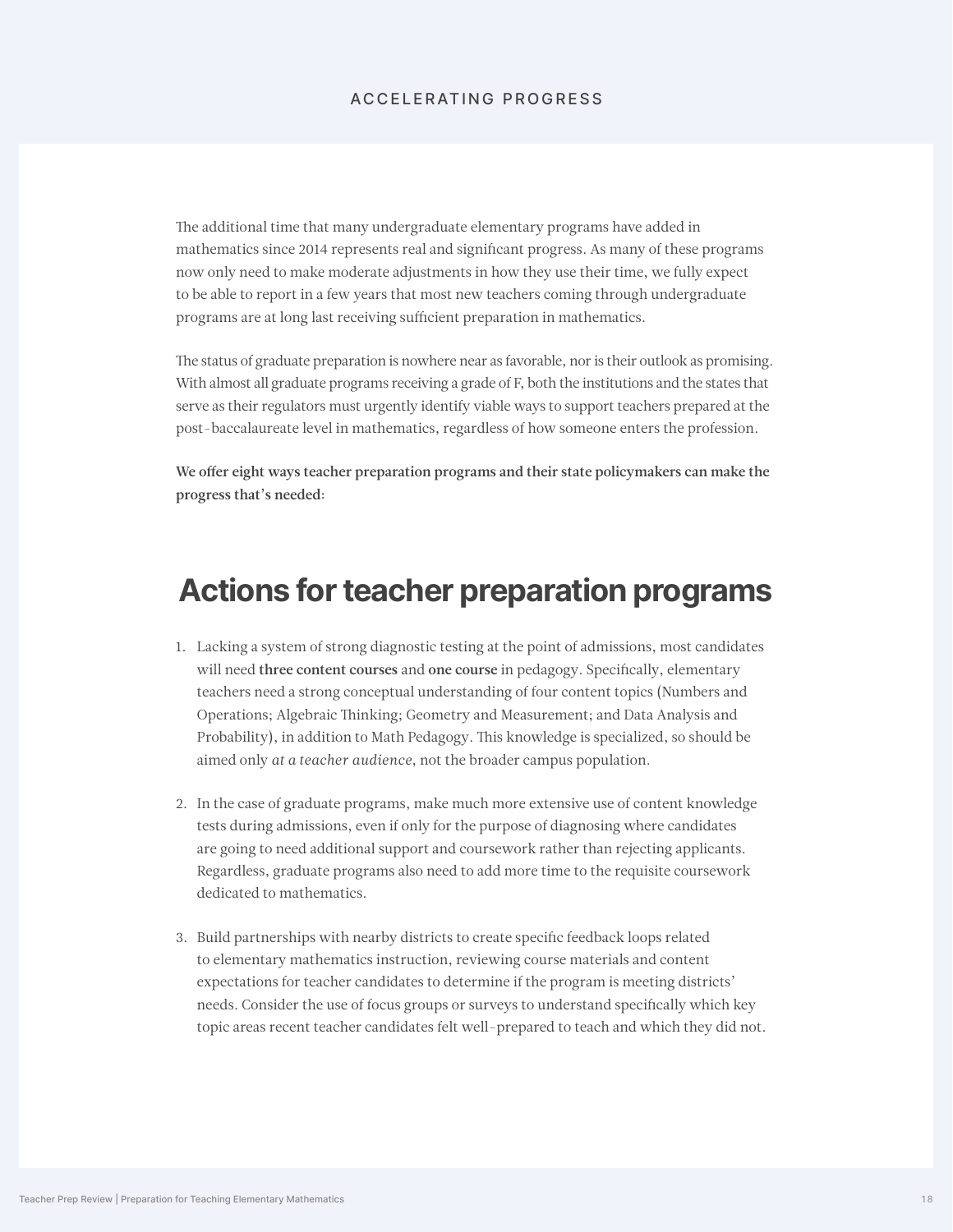The additional time that many undergraduate elementary programs have added in mathematics since 2014 represents real and significant progress. As many of these programs now only need to make moderate adjustments in how they use their time, we fully expect to be able to report in a few years that most new teachers coming through undergraduate programs are at long last receiving sufficient preparation in mathematics.

The status of graduate preparation is nowhere near as favorable, nor is their outlook as promising. With almost all graduate programs receiving a grade of F, both the institutions and the states that serve as their regulators must urgently identify viable ways to support teachers prepared at the post-baccalaureate level in mathematics, regardless of how someone enters the profession.

**We offer eight ways teacher preparation programs and their state policymakers can make the progress that's needed:**

## Actions for teacher preparation programs

1. Lacking a system of strong diagnostic testing at the point of admissions, most candidates will need **three content courses** and **one course** in pedagogy. Specifically, elementary teachers need a strong conceptual understanding of four content topics (Numbers and Operations; Algebraic Thinking; Geometry and Measurement; and Data Analysis and Probability), in addition to Math Pedagogy. This knowledge is specialized, so should be aimed only *at a teacher audience*, not the broader campus population.

2. In the case of graduate programs, make much more extensive use of content knowledge tests during admissions, even if only for the purpose of diagnosing where candidates are going to need additional support and coursework rather than rejecting applicants. Regardless, graduate programs also need to add more time to the requisite coursework dedicated to mathematics.

3. Build partnerships with nearby districts to create specific feedback loops related to elementary mathematics instruction, reviewing course materials and content expectations for teacher candidates to determine if the program is meeting districts' needs. Consider the use of focus groups or surveys to understand specifically which key topic areas recent teacher candidates felt well-prepared to teach and which they did not.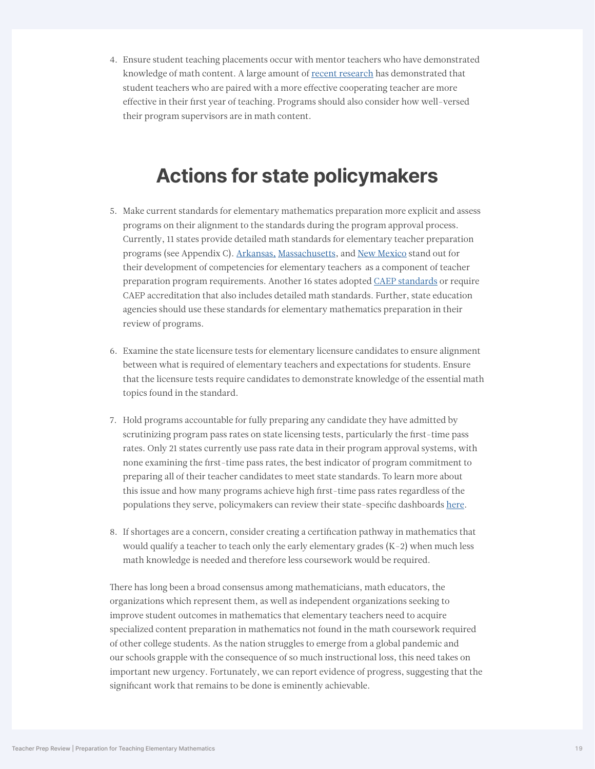4. Ensure student teaching placements occur with mentor teachers who have demonstrated knowledge of math content. A large amount of recent research has demonstrated that student teachers who are paired with a more effective cooperating teacher are more effective in their first year of teaching. Programs should also consider how well-versed their program supervisors are in math content.

## Actions for state policymakers

5. Make current standards for elementary mathematics preparation more explicit and assess programs on their alignment to the standards during the program approval process. Currently, 11 states provide detailed math standards for elementary teacher preparation programs (see Appendix C). Arkansas, Massachusetts, and New Mexico stand out for their development of competencies for elementary teachers as a component of teacher preparation program requirements. Another 16 states adopted CAEP standards or require CAEP accreditation that also includes detailed math standards. Further, state education agencies should use these standards for elementary mathematics preparation in their review of programs.

6. Examine the state licensure tests for elementary licensure candidates to ensure alignment between what is required of elementary teachers and expectations for students. Ensure that the licensure tests require candidates to demonstrate knowledge of the essential math topics found in the standard.

7. Hold programs accountable for fully preparing any candidate they have admitted by scrutinizing program pass rates on state licensing tests, particularly the first-time pass rates. Only 21 states currently use pass rate data in their program approval systems, with none examining the first-time pass rates, the best indicator of program commitment to preparing all of their teacher candidates to meet state standards. To learn more about this issue and how many programs achieve high first-time pass rates regardless of the populations they serve, policymakers can review their state-specific dashboards here.

8. If shortages are a concern, consider creating a certification pathway in mathematics that would qualify a teacher to teach only the early elementary grades (K-2) when much less math knowledge is needed and therefore less coursework would be required.

There has long been a broad consensus among mathematicians, math educators, the organizations which represent them, as well as independent organizations seeking to improve student outcomes in mathematics that elementary teachers need to acquire specialized content preparation in mathematics not found in the math coursework required of other college students. As the nation struggles to emerge from a global pandemic and our schools grapple with the consequence of so much instructional loss, this need takes on important new urgency. Fortunately, we can report evidence of progress, suggesting that the significant work that remains to be done is eminently achievable.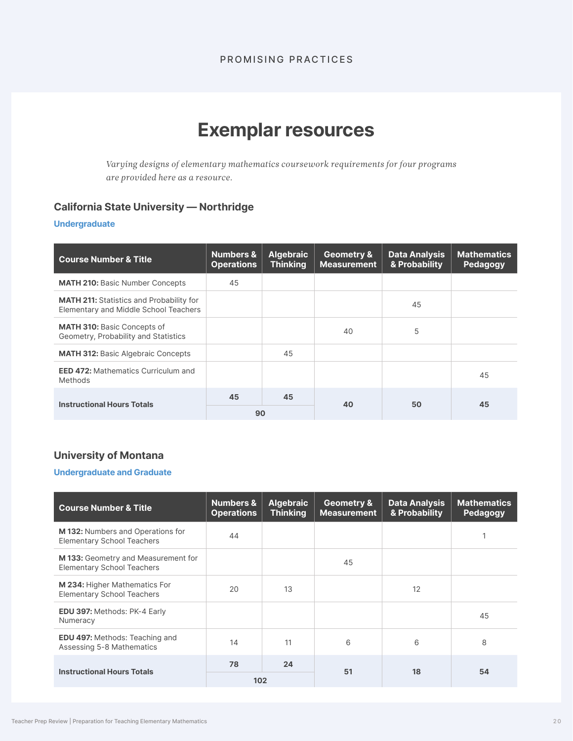PROMISING PRACTICES

# Exemplar resources

*Varying designs of elementary mathematics coursework requirements for four programs are provided here as a resource.*

## California State University — Northridge

### Undergraduate

| Course Number & Title | Numbers & Operations | Algebraic Thinking | Geometry & Measurement | Data Analysis & Probability | Mathematics Pedagogy |
|---|---|---|---|---|---|
| **MATH 210:** Basic Number Concepts | 45 | | | | |
| **MATH 211:** Statistics and Probability for Elementary and Middle School Teachers | | | | 45 | |
| **MATH 310:** Basic Concepts of Geometry, Probability and Statistics | | | 40 | 5 | |
| **MATH 312:** Basic Algebraic Concepts | | 45 | | | |
| **EED 472:** Mathematics Curriculum and Methods | | | | | 45 |
| **Instructional Hours Totals** | **45** | **45** | **40** | **50** | **45** |
| | **90** | | | | |

## University of Montana

### Undergraduate and Graduate

| Course Number & Title | Numbers & Operations | Algebraic Thinking | Geometry & Measurement | Data Analysis & Probability | Mathematics Pedagogy |
|---|---|---|---|---|---|
| **M 132:** Numbers and Operations for Elementary School Teachers | 44 | | | | 1 |
| **M 133:** Geometry and Measurement for Elementary School Teachers | | | 45 | | |
| **M 234:** Higher Mathematics For Elementary School Teachers | 20 | 13 | | 12 | |
| **EDU 397:** Methods: PK-4 Early Numeracy | | | | | 45 |
| **EDU 497:** Methods: Teaching and Assessing 5-8 Mathematics | 14 | 11 | 6 | 6 | 8 |
| **Instructional Hours Totals** | **78** | **24** | **51** | **18** | **54** |
| | **102** | | | | |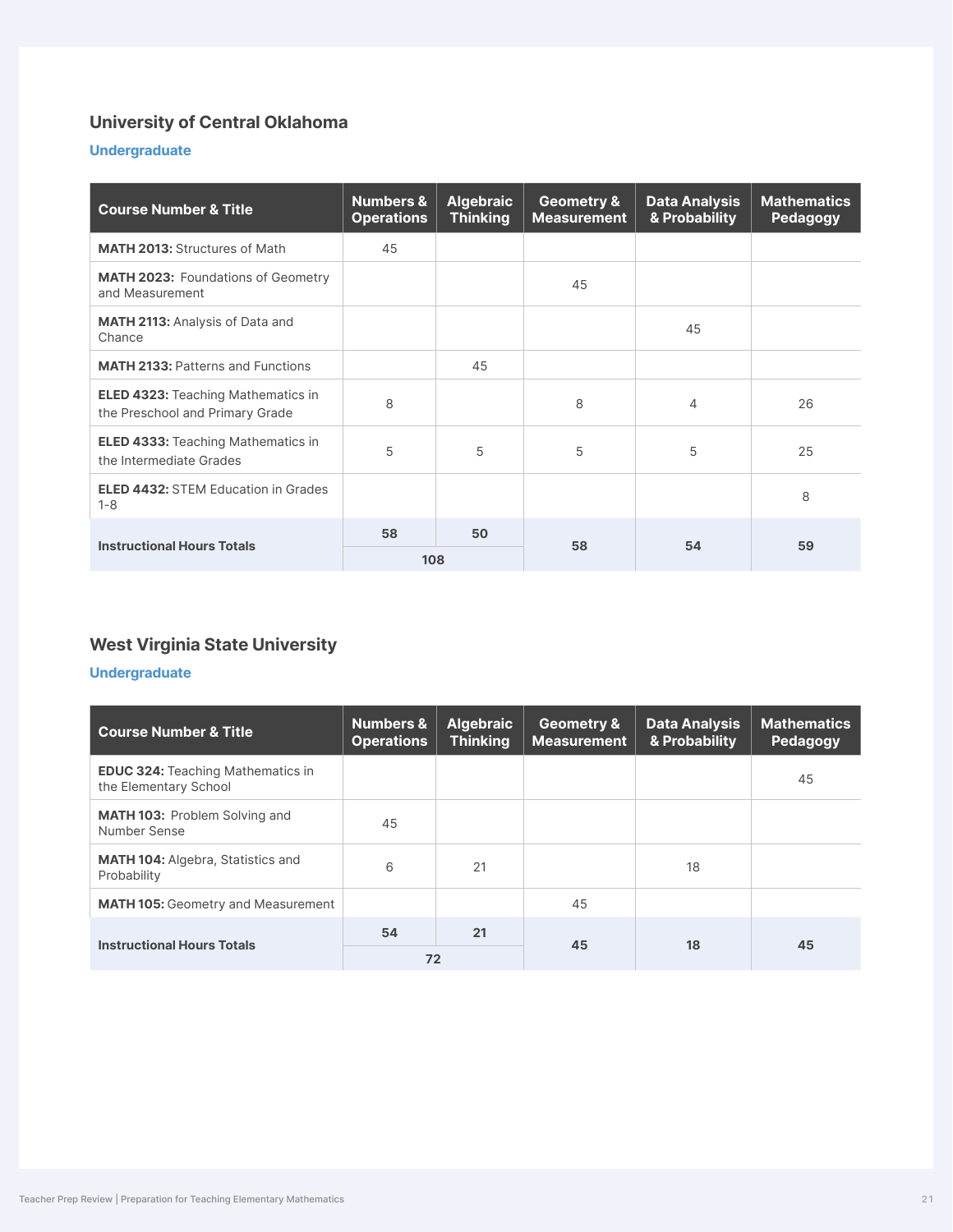## University of Central Oklahoma

### Undergraduate

| Course Number & Title | Numbers & Operations | Algebraic Thinking | Geometry & Measurement | Data Analysis & Probability | Mathematics Pedagogy |
|---|---|---|---|---|---|
| **MATH 2013:** Structures of Math | 45 | | | | |
| **MATH 2023:** Foundations of Geometry and Measurement | | | 45 | | |
| **MATH 2113:** Analysis of Data and Chance | | | | 45 | |
| **MATH 2133:** Patterns and Functions | | 45 | | | |
| **ELED 4323:** Teaching Mathematics in the Preschool and Primary Grade | 8 | | 8 | 4 | 26 |
| **ELED 4333:** Teaching Mathematics in the Intermediate Grades | 5 | 5 | 5 | 5 | 25 |
| **ELED 4432:** STEM Education in Grades 1-8 | | | | | 8 |
| **Instructional Hours Totals** | **58** | **50** | **58** | **54** | **59** |
| | **108** | | | | |

## West Virginia State University

### Undergraduate

| Course Number & Title | Numbers & Operations | Algebraic Thinking | Geometry & Measurement | Data Analysis & Probability | Mathematics Pedagogy |
|---|---|---|---|---|---|
| **EDUC 324:** Teaching Mathematics in the Elementary School | | | | | 45 |
| **MATH 103:** Problem Solving and Number Sense | 45 | | | | |
| **MATH 104:** Algebra, Statistics and Probability | 6 | 21 | | 18 | |
| **MATH 105:** Geometry and Measurement | | | 45 | | |
| **Instructional Hours Totals** | **54** | **21** | **45** | **18** | **45** |
| | **72** | | | | |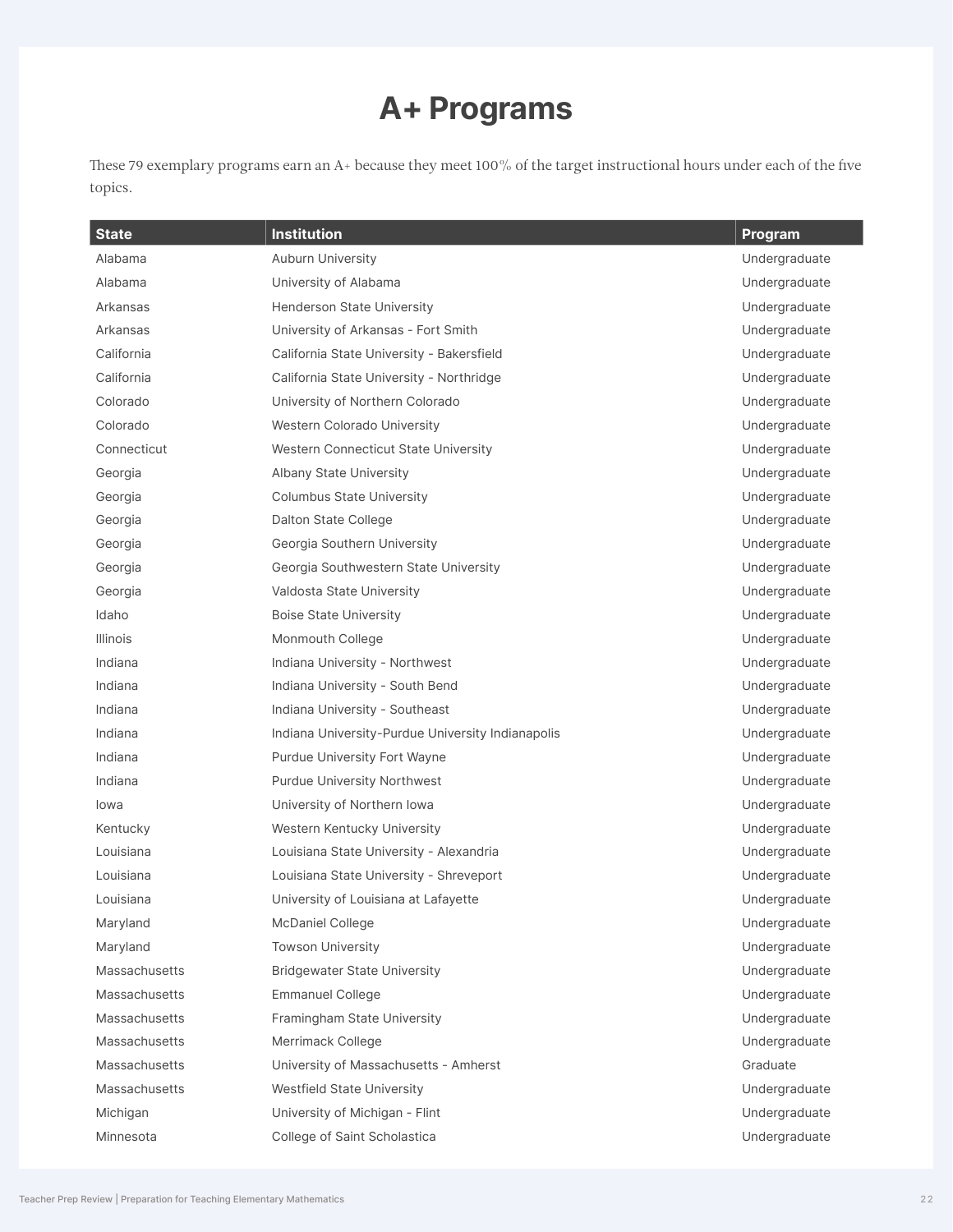# A+ Programs

These 79 exemplary programs earn an A+ because they meet 100% of the target instructional hours under each of the five topics.

| State | Institution | Program |
| --- | --- | --- |
| Alabama | Auburn University | Undergraduate |
| Alabama | University of Alabama | Undergraduate |
| Arkansas | Henderson State University | Undergraduate |
| Arkansas | University of Arkansas - Fort Smith | Undergraduate |
| California | California State University - Bakersfield | Undergraduate |
| California | California State University - Northridge | Undergraduate |
| Colorado | University of Northern Colorado | Undergraduate |
| Colorado | Western Colorado University | Undergraduate |
| Connecticut | Western Connecticut State University | Undergraduate |
| Georgia | Albany State University | Undergraduate |
| Georgia | Columbus State University | Undergraduate |
| Georgia | Dalton State College | Undergraduate |
| Georgia | Georgia Southern University | Undergraduate |
| Georgia | Georgia Southwestern State University | Undergraduate |
| Georgia | Valdosta State University | Undergraduate |
| Idaho | Boise State University | Undergraduate |
| Illinois | Monmouth College | Undergraduate |
| Indiana | Indiana University - Northwest | Undergraduate |
| Indiana | Indiana University - South Bend | Undergraduate |
| Indiana | Indiana University - Southeast | Undergraduate |
| Indiana | Indiana University-Purdue University Indianapolis | Undergraduate |
| Indiana | Purdue University Fort Wayne | Undergraduate |
| Indiana | Purdue University Northwest | Undergraduate |
| Iowa | University of Northern Iowa | Undergraduate |
| Kentucky | Western Kentucky University | Undergraduate |
| Louisiana | Louisiana State University - Alexandria | Undergraduate |
| Louisiana | Louisiana State University - Shreveport | Undergraduate |
| Louisiana | University of Louisiana at Lafayette | Undergraduate |
| Maryland | McDaniel College | Undergraduate |
| Maryland | Towson University | Undergraduate |
| Massachusetts | Bridgewater State University | Undergraduate |
| Massachusetts | Emmanuel College | Undergraduate |
| Massachusetts | Framingham State University | Undergraduate |
| Massachusetts | Merrimack College | Undergraduate |
| Massachusetts | University of Massachusetts - Amherst | Graduate |
| Massachusetts | Westfield State University | Undergraduate |
| Michigan | University of Michigan - Flint | Undergraduate |
| Minnesota | College of Saint Scholastica | Undergraduate |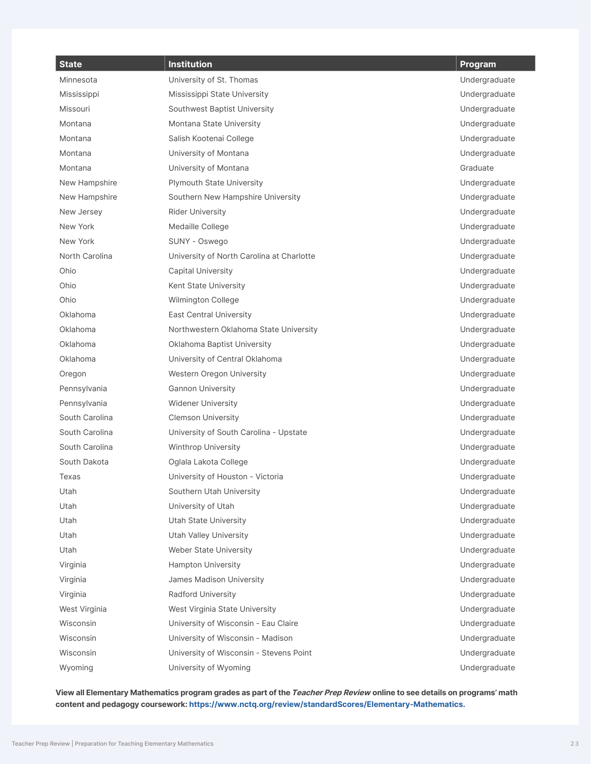| State | Institution | Program |
| --- | --- | --- |
| Minnesota | University of St. Thomas | Undergraduate |
| Mississippi | Mississippi State University | Undergraduate |
| Missouri | Southwest Baptist University | Undergraduate |
| Montana | Montana State University | Undergraduate |
| Montana | Salish Kootenai College | Undergraduate |
| Montana | University of Montana | Undergraduate |
| Montana | University of Montana | Graduate |
| New Hampshire | Plymouth State University | Undergraduate |
| New Hampshire | Southern New Hampshire University | Undergraduate |
| New Jersey | Rider University | Undergraduate |
| New York | Medaille College | Undergraduate |
| New York | SUNY - Oswego | Undergraduate |
| North Carolina | University of North Carolina at Charlotte | Undergraduate |
| Ohio | Capital University | Undergraduate |
| Ohio | Kent State University | Undergraduate |
| Ohio | Wilmington College | Undergraduate |
| Oklahoma | East Central University | Undergraduate |
| Oklahoma | Northwestern Oklahoma State University | Undergraduate |
| Oklahoma | Oklahoma Baptist University | Undergraduate |
| Oklahoma | University of Central Oklahoma | Undergraduate |
| Oregon | Western Oregon University | Undergraduate |
| Pennsylvania | Gannon University | Undergraduate |
| Pennsylvania | Widener University | Undergraduate |
| South Carolina | Clemson University | Undergraduate |
| South Carolina | University of South Carolina - Upstate | Undergraduate |
| South Carolina | Winthrop University | Undergraduate |
| South Dakota | Oglala Lakota College | Undergraduate |
| Texas | University of Houston - Victoria | Undergraduate |
| Utah | Southern Utah University | Undergraduate |
| Utah | University of Utah | Undergraduate |
| Utah | Utah State University | Undergraduate |
| Utah | Utah Valley University | Undergraduate |
| Utah | Weber State University | Undergraduate |
| Virginia | Hampton University | Undergraduate |
| Virginia | James Madison University | Undergraduate |
| Virginia | Radford University | Undergraduate |
| West Virginia | West Virginia State University | Undergraduate |
| Wisconsin | University of Wisconsin - Eau Claire | Undergraduate |
| Wisconsin | University of Wisconsin - Madison | Undergraduate |
| Wisconsin | University of Wisconsin - Stevens Point | Undergraduate |
| Wyoming | University of Wyoming | Undergraduate |

**View all Elementary Mathematics program grades as part of the *Teacher Prep Review* online to see details on programs' math content and pedagogy coursework: https://www.nctq.org/review/standardScores/Elementary-Mathematics.**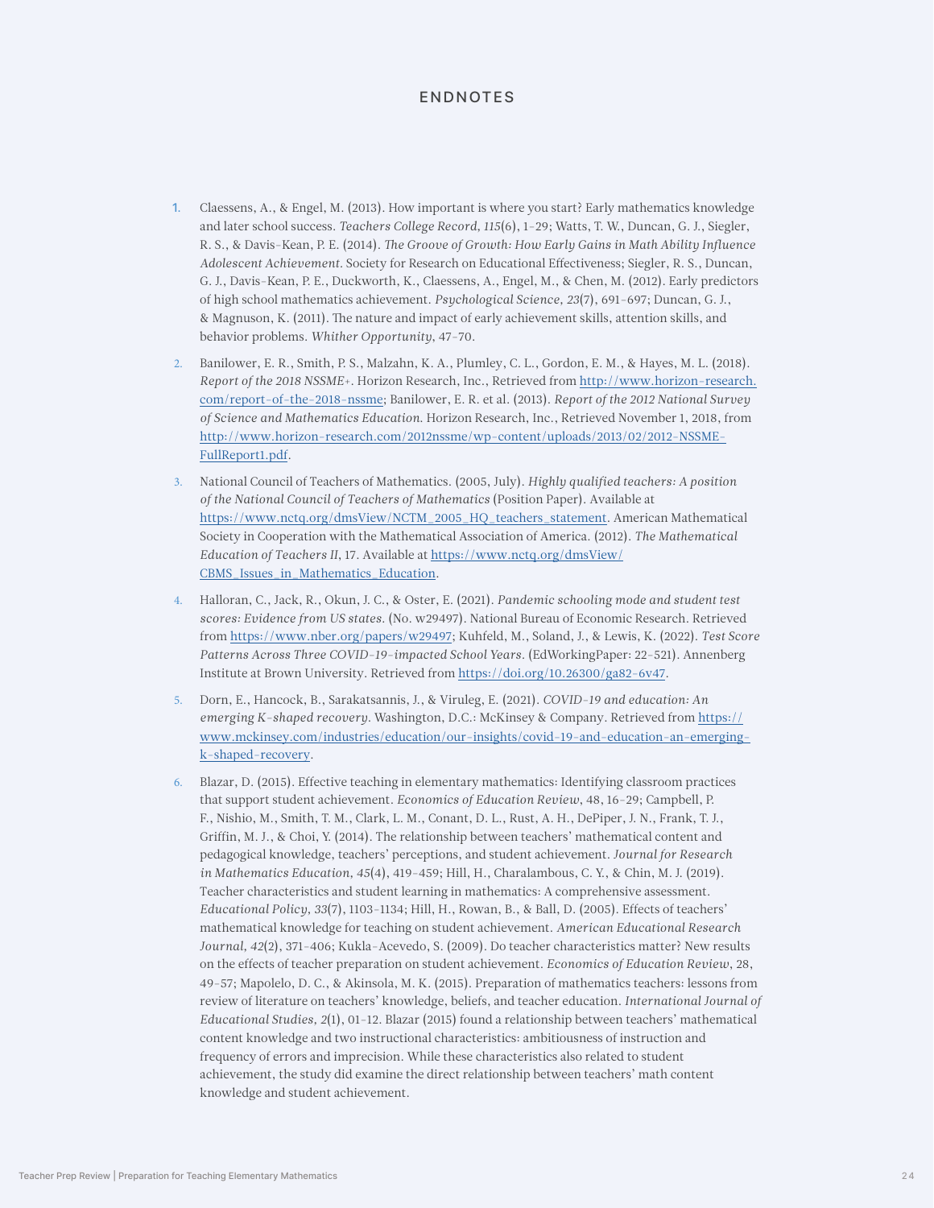## ENDNOTES

1. Claessens, A., & Engel, M. (2013). How important is where you start? Early mathematics knowledge and later school success. *Teachers College Record, 115*(6), 1–29; Watts, T. W., Duncan, G. J., Siegler, R. S., & Davis-Kean, P. E. (2014). *The Groove of Growth: How Early Gains in Math Ability Influence Adolescent Achievement*. Society for Research on Educational Effectiveness; Siegler, R. S., Duncan, G. J., Davis-Kean, P. E., Duckworth, K., Claessens, A., Engel, M., & Chen, M. (2012). Early predictors of high school mathematics achievement. *Psychological Science, 23*(7), 691-697; Duncan, G. J., & Magnuson, K. (2011). The nature and impact of early achievement skills, attention skills, and behavior problems. *Whither Opportunity*, 47-70.

2. Banilower, E. R., Smith, P. S., Malzahn, K. A., Plumley, C. L., Gordon, E. M., & Hayes, M. L. (2018). *Report of the 2018 NSSME+*. Horizon Research, Inc., Retrieved from http://www.horizon-research.com/report-of-the-2018-nssme; Banilower, E. R. et al. (2013). *Report of the 2012 National Survey of Science and Mathematics Education.* Horizon Research, Inc., Retrieved November 1, 2018, from http://www.horizon-research.com/2012nssme/wp-content/uploads/2013/02/2012-NSSME-FullReport1.pdf.

3. National Council of Teachers of Mathematics. (2005, July). *Highly qualified teachers: A position of the National Council of Teachers of Mathematics* (Position Paper). Available at https://www.nctq.org/dmsView/NCTM_2005_HQ_teachers_statement. American Mathematical Society in Cooperation with the Mathematical Association of America. (2012). *The Mathematical Education of Teachers II*, 17. Available at https://www.nctq.org/dmsView/CBMS_Issues_in_Mathematics_Education.

4. Halloran, C., Jack, R., Okun, J. C., & Oster, E. (2021). *Pandemic schooling mode and student test scores: Evidence from US states.* (No. w29497). National Bureau of Economic Research. Retrieved from https://www.nber.org/papers/w29497; Kuhfeld, M., Soland, J., & Lewis, K. (2022). *Test Score Patterns Across Three COVID-19-impacted School Years.* (EdWorkingPaper: 22-521). Annenberg Institute at Brown University. Retrieved from https://doi.org/10.26300/ga82-6v47.

5. Dorn, E., Hancock, B., Sarakatsannis, J., & Viruleg, E. (2021). *COVID-19 and education: An emerging K-shaped recovery*. Washington, D.C.: McKinsey & Company. Retrieved from https://www.mckinsey.com/industries/education/our-insights/covid-19-and-education-an-emerging-k-shaped-recovery.

6. Blazar, D. (2015). Effective teaching in elementary mathematics: Identifying classroom practices that support student achievement. *Economics of Education Review*, 48, 16-29; Campbell, P. F., Nishio, M., Smith, T. M., Clark, L. M., Conant, D. L., Rust, A. H., DePiper, J. N., Frank, T. J., Griffin, M. J., & Choi, Y. (2014). The relationship between teachers' mathematical content and pedagogical knowledge, teachers' perceptions, and student achievement. *Journal for Research in Mathematics Education, 45*(4), 419-459; Hill, H., Charalambous, C. Y., & Chin, M. J. (2019). Teacher characteristics and student learning in mathematics: A comprehensive assessment. *Educational Policy, 33*(7), 1103-1134; Hill, H., Rowan, B., & Ball, D. (2005). Effects of teachers' mathematical knowledge for teaching on student achievement. *American Educational Research Journal, 42*(2), 371-406; Kukla-Acevedo, S. (2009). Do teacher characteristics matter? New results on the effects of teacher preparation on student achievement. *Economics of Education Review*, 28, 49-57; Mapolelo, D. C., & Akinsola, M. K. (2015). Preparation of mathematics teachers: lessons from review of literature on teachers' knowledge, beliefs, and teacher education. *International Journal of Educational Studies, 2*(1), 01-12. Blazar (2015) found a relationship between teachers' mathematical content knowledge and two instructional characteristics: ambitiousness of instruction and frequency of errors and imprecision. While these characteristics also related to student achievement, the study did examine the direct relationship between teachers' math content knowledge and student achievement.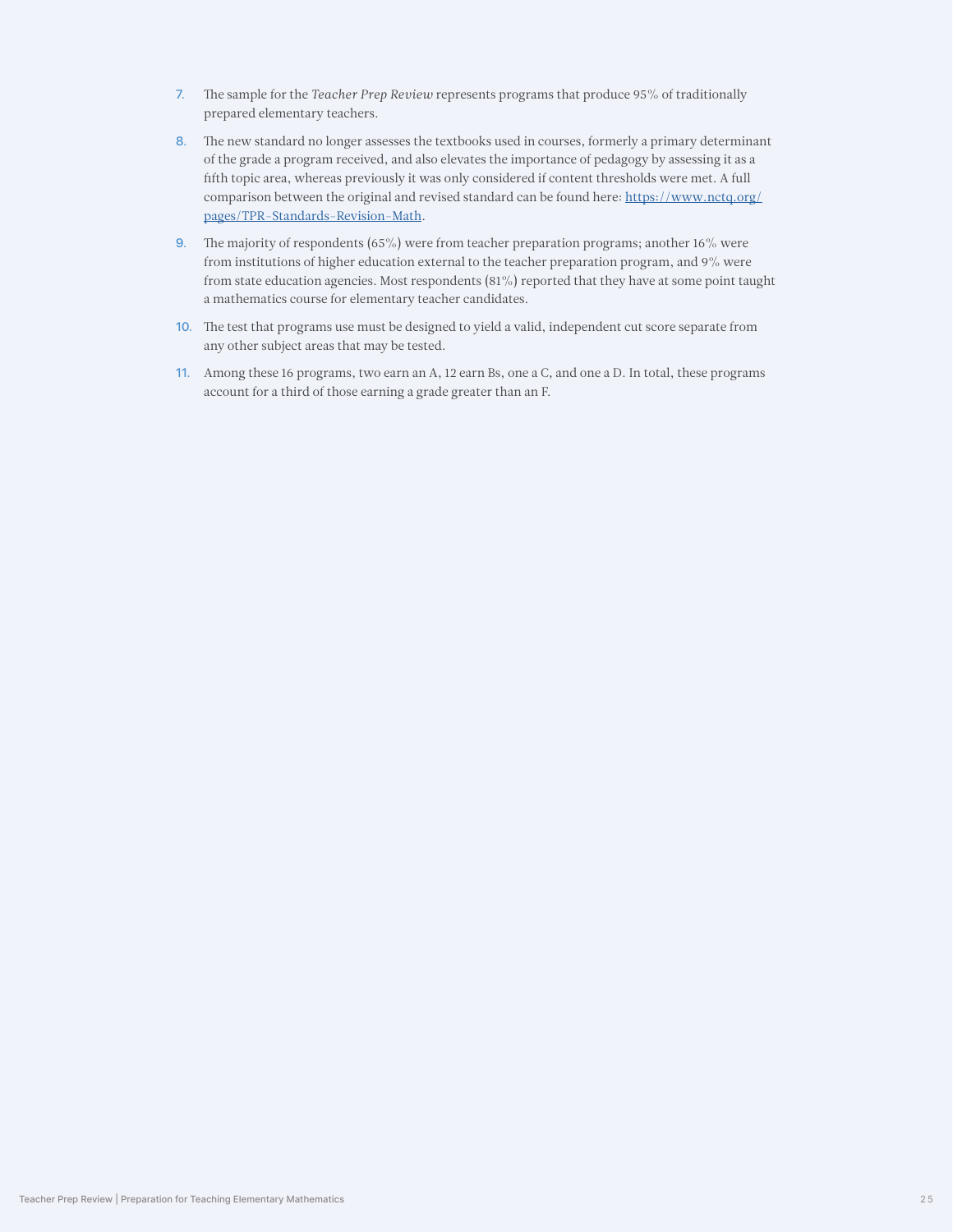7. The sample for the *Teacher Prep Review* represents programs that produce 95% of traditionally prepared elementary teachers.

8. The new standard no longer assesses the textbooks used in courses, formerly a primary determinant of the grade a program received, and also elevates the importance of pedagogy by assessing it as a fifth topic area, whereas previously it was only considered if content thresholds were met. A full comparison between the original and revised standard can be found here: [https://www.nctq.org/pages/TPR-Standards-Revision-Math](https://www.nctq.org/pages/TPR-Standards-Revision-Math).

9. The majority of respondents (65%) were from teacher preparation programs; another 16% were from institutions of higher education external to the teacher preparation program, and 9% were from state education agencies. Most respondents (81%) reported that they have at some point taught a mathematics course for elementary teacher candidates.

10. The test that programs use must be designed to yield a valid, independent cut score separate from any other subject areas that may be tested.

11. Among these 16 programs, two earn an A, 12 earn Bs, one a C, and one a D. In total, these programs account for a third of those earning a grade greater than an F.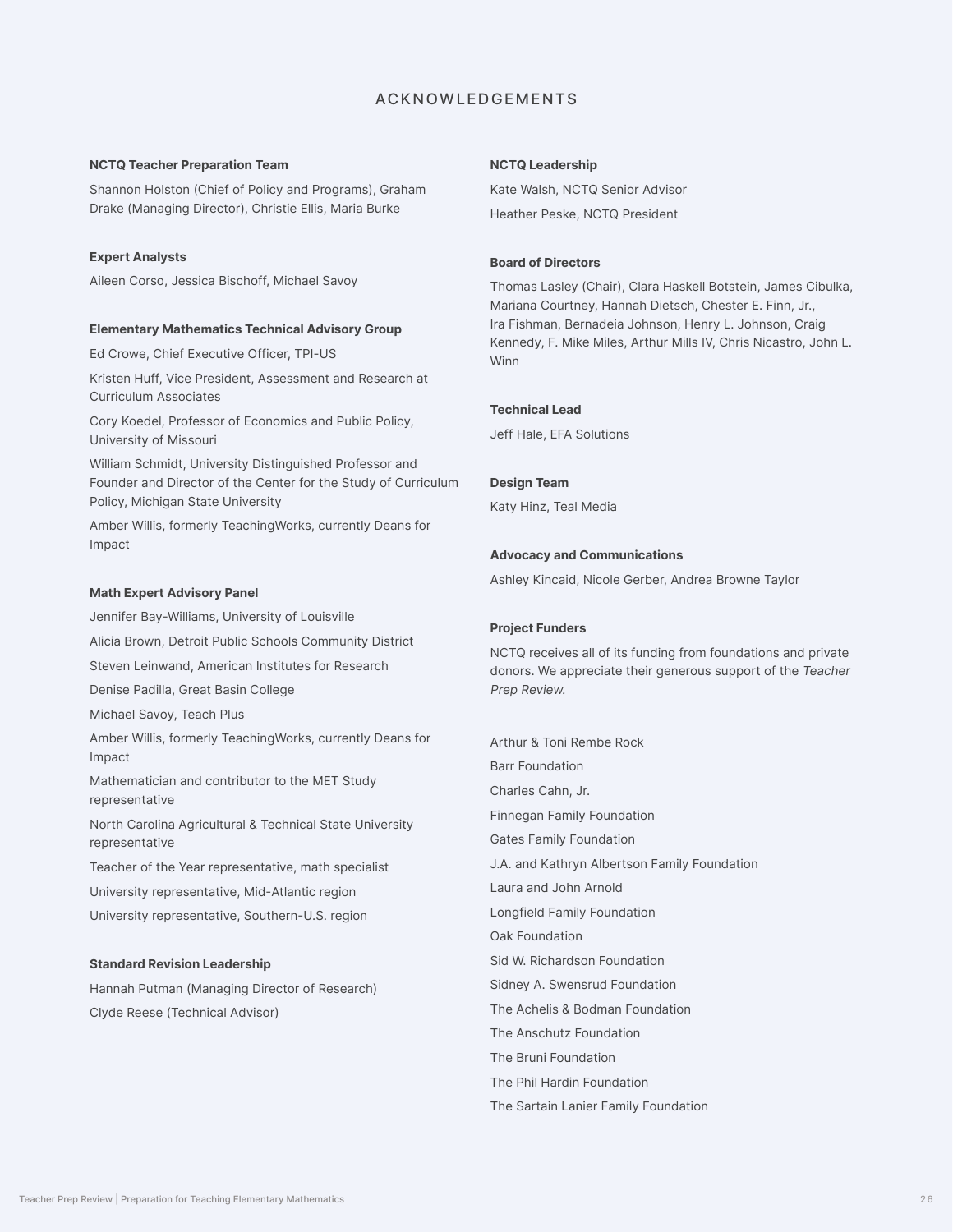# ACKNOWLEDGEMENTS

**NCTQ Teacher Preparation Team**

Shannon Holston (Chief of Policy and Programs), Graham Drake (Managing Director), Christie Ellis, Maria Burke

**Expert Analysts**

Aileen Corso, Jessica Bischoff, Michael Savoy

**Elementary Mathematics Technical Advisory Group**

Ed Crowe, Chief Executive Officer, TPI-US

Kristen Huff, Vice President, Assessment and Research at Curriculum Associates

Cory Koedel, Professor of Economics and Public Policy, University of Missouri

William Schmidt, University Distinguished Professor and Founder and Director of the Center for the Study of Curriculum Policy, Michigan State University

Amber Willis, formerly TeachingWorks, currently Deans for Impact

**Math Expert Advisory Panel**

Jennifer Bay-Williams, University of Louisville

Alicia Brown, Detroit Public Schools Community District

Steven Leinwand, American Institutes for Research

Denise Padilla, Great Basin College

Michael Savoy, Teach Plus

Amber Willis, formerly TeachingWorks, currently Deans for Impact

Mathematician and contributor to the MET Study representative

North Carolina Agricultural & Technical State University representative

Teacher of the Year representative, math specialist

University representative, Mid-Atlantic region

University representative, Southern-U.S. region

**Standard Revision Leadership**

Hannah Putman (Managing Director of Research)

Clyde Reese (Technical Advisor)

**NCTQ Leadership**

Kate Walsh, NCTQ Senior Advisor

Heather Peske, NCTQ President

**Board of Directors**

Thomas Lasley (Chair), Clara Haskell Botstein, James Cibulka, Mariana Courtney, Hannah Dietsch, Chester E. Finn, Jr., Ira Fishman, Bernadeia Johnson, Henry L. Johnson, Craig Kennedy, F. Mike Miles, Arthur Mills IV, Chris Nicastro, John L. Winn

**Technical Lead**

Jeff Hale, EFA Solutions

**Design Team**

Katy Hinz, Teal Media

**Advocacy and Communications**

Ashley Kincaid, Nicole Gerber, Andrea Browne Taylor

**Project Funders**

NCTQ receives all of its funding from foundations and private donors. We appreciate their generous support of the *Teacher Prep Review*.

Arthur & Toni Rembe Rock

Barr Foundation

Charles Cahn, Jr.

Finnegan Family Foundation

Gates Family Foundation

J.A. and Kathryn Albertson Family Foundation

Laura and John Arnold

Longfield Family Foundation

Oak Foundation

Sid W. Richardson Foundation

Sidney A. Swensrud Foundation

The Achelis & Bodman Foundation

The Anschutz Foundation

The Bruni Foundation

The Phil Hardin Foundation

The Sartain Lanier Family Foundation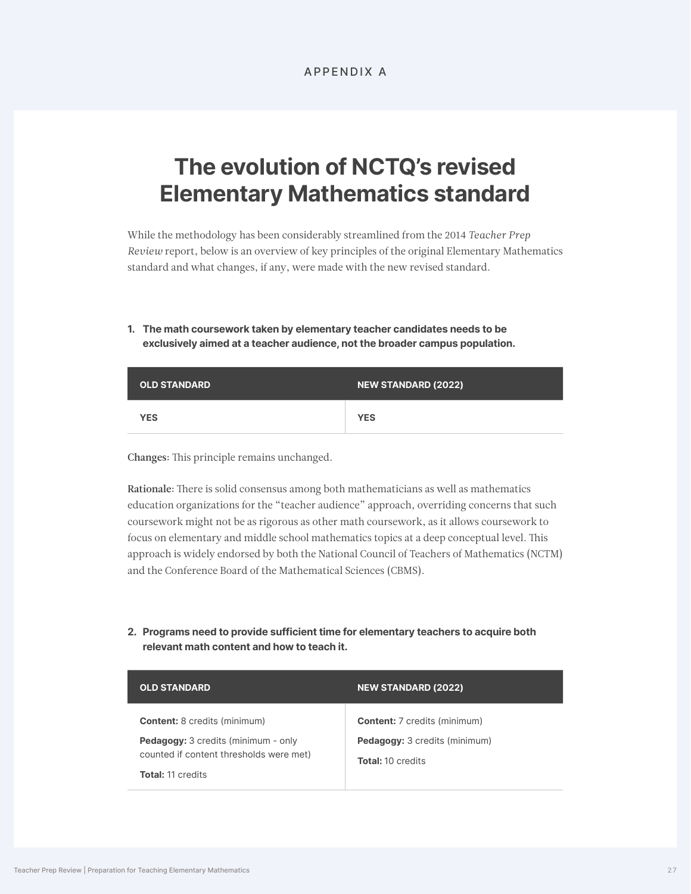APPENDIX A

# The evolution of NCTQ's revised Elementary Mathematics standard

While the methodology has been considerably streamlined from the 2014 *Teacher Prep Review* report, below is an overview of key principles of the original Elementary Mathematics standard and what changes, if any, were made with the new revised standard.

**1. The math coursework taken by elementary teacher candidates needs to be exclusively aimed at a teacher audience, not the broader campus population.**

| OLD STANDARD | NEW STANDARD (2022) |
|---|---|
| **YES** | **YES** |

**Changes**: This principle remains unchanged.

**Rationale:** There is solid consensus among both mathematicians as well as mathematics education organizations for the "teacher audience" approach, overriding concerns that such coursework might not be as rigorous as other math coursework, as it allows coursework to focus on elementary and middle school mathematics topics at a deep conceptual level. This approach is widely endorsed by both the National Council of Teachers of Mathematics (NCTM) and the Conference Board of the Mathematical Sciences (CBMS).

**2. Programs need to provide sufficient time for elementary teachers to acquire both relevant math content and how to teach it.**

| OLD STANDARD | NEW STANDARD (2022) |
|---|---|
| **Content:** 8 credits (minimum)<br>**Pedagogy:** 3 credits (minimum - only counted if content thresholds were met)<br>**Total:** 11 credits | **Content:** 7 credits (minimum)<br>**Pedagogy:** 3 credits (minimum)<br>**Total:** 10 credits |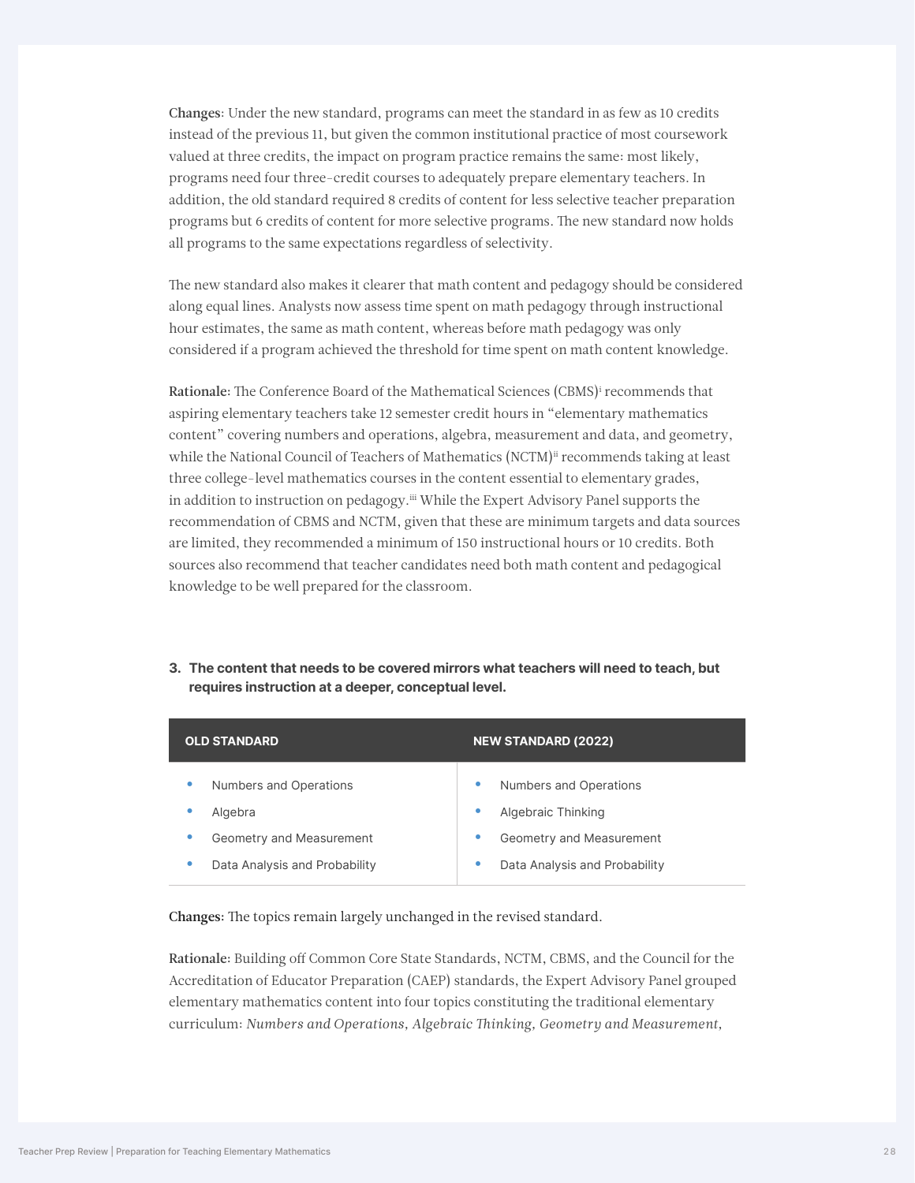**Changes**: Under the new standard, programs can meet the standard in as few as 10 credits instead of the previous 11, but given the common institutional practice of most coursework valued at three credits, the impact on program practice remains the same: most likely, programs need four three-credit courses to adequately prepare elementary teachers. In addition, the old standard required 8 credits of content for less selective teacher preparation programs but 6 credits of content for more selective programs. The new standard now holds all programs to the same expectations regardless of selectivity.

The new standard also makes it clearer that math content and pedagogy should be considered along equal lines. Analysts now assess time spent on math pedagogy through instructional hour estimates, the same as math content, whereas before math pedagogy was only considered if a program achieved the threshold for time spent on math content knowledge.

**Rationale:** The Conference Board of the Mathematical Sciences (CBMS)[i] recommends that aspiring elementary teachers take 12 semester credit hours in "elementary mathematics content" covering numbers and operations, algebra, measurement and data, and geometry, while the National Council of Teachers of Mathematics (NCTM)[ii] recommends taking at least three college-level mathematics courses in the content essential to elementary grades, in addition to instruction on pedagogy.[iii] While the Expert Advisory Panel supports the recommendation of CBMS and NCTM, given that these are minimum targets and data sources are limited, they recommended a minimum of 150 instructional hours or 10 credits. Both sources also recommend that teacher candidates need both math content and pedagogical knowledge to be well prepared for the classroom.

**3. The content that needs to be covered mirrors what teachers will need to teach, but requires instruction at a deeper, conceptual level.**

| OLD STANDARD | NEW STANDARD (2022) |
|---|---|
| • Numbers and Operations<br>• Algebra<br>• Geometry and Measurement<br>• Data Analysis and Probability | • Numbers and Operations<br>• Algebraic Thinking<br>• Geometry and Measurement<br>• Data Analysis and Probability |

**Changes:** The topics remain largely unchanged in the revised standard.

**Rationale:** Building off Common Core State Standards, NCTM, CBMS, and the Council for the Accreditation of Educator Preparation (CAEP) standards, the Expert Advisory Panel grouped elementary mathematics content into four topics constituting the traditional elementary curriculum: *Numbers and Operations, Algebraic Thinking, Geometry and Measurement,*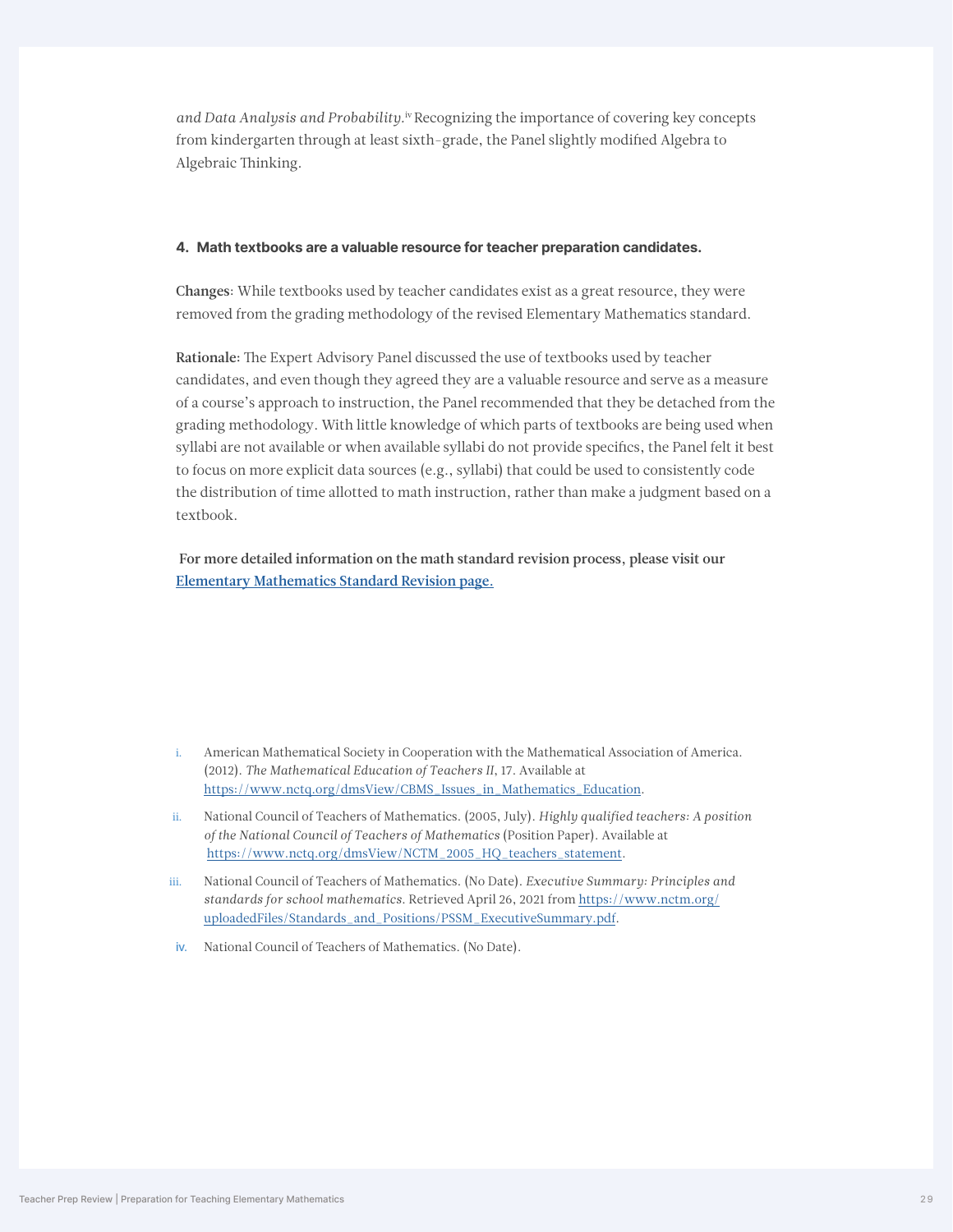*and Data Analysis and Probability.*[iv] Recognizing the importance of covering key concepts from kindergarten through at least sixth-grade, the Panel slightly modified Algebra to Algebraic Thinking.

#### 4. Math textbooks are a valuable resource for teacher preparation candidates.

**Changes**: While textbooks used by teacher candidates exist as a great resource, they were removed from the grading methodology of the revised Elementary Mathematics standard.

**Rationale:** The Expert Advisory Panel discussed the use of textbooks used by teacher candidates, and even though they agreed they are a valuable resource and serve as a measure of a course's approach to instruction, the Panel recommended that they be detached from the grading methodology. With little knowledge of which parts of textbooks are being used when syllabi are not available or when available syllabi do not provide specifics, the Panel felt it best to focus on more explicit data sources (e.g., syllabi) that could be used to consistently code the distribution of time allotted to math instruction, rather than make a judgment based on a textbook.

**For more detailed information on the math standard revision process, please visit our [Elementary Mathematics Standard Revision page.](#)**

i. American Mathematical Society in Cooperation with the Mathematical Association of America. (2012). *The Mathematical Education of Teachers II*, 17. Available at https://www.nctq.org/dmsView/CBMS_Issues_in_Mathematics_Education.

ii. National Council of Teachers of Mathematics. (2005, July). *Highly qualified teachers: A position of the National Council of Teachers of Mathematics* (Position Paper). Available at https://www.nctq.org/dmsView/NCTM_2005_HQ_teachers_statement.

iii. National Council of Teachers of Mathematics. (No Date). *Executive Summary: Principles and standards for school mathematics*. Retrieved April 26, 2021 from https://www.nctm.org/uploadedFiles/Standards_and_Positions/PSSM_ExecutiveSummary.pdf.

iv. National Council of Teachers of Mathematics. (No Date).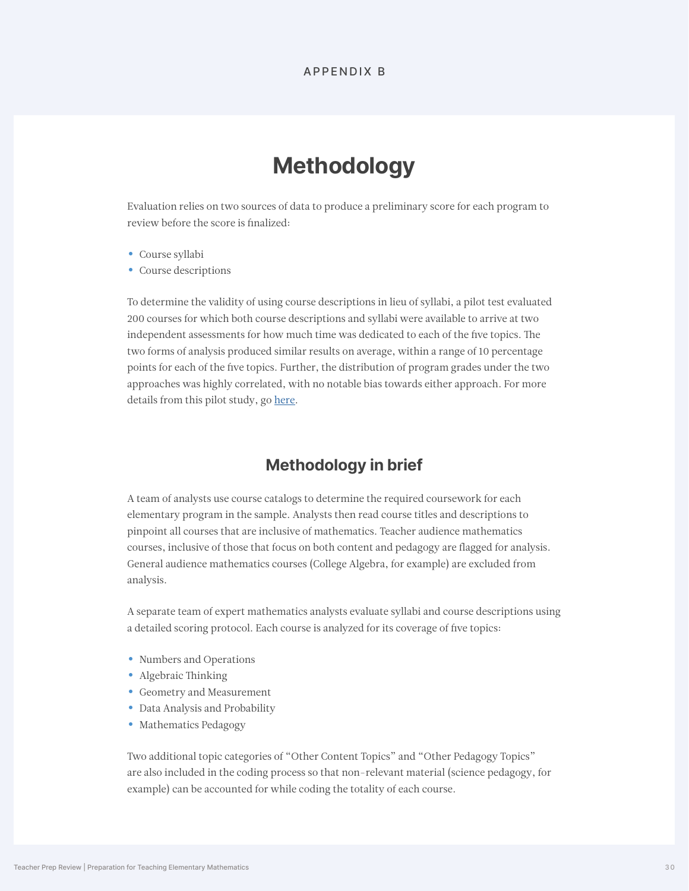APPENDIX B

# Methodology

Evaluation relies on two sources of data to produce a preliminary score for each program to review before the score is finalized:

- Course syllabi
- Course descriptions

To determine the validity of using course descriptions in lieu of syllabi, a pilot test evaluated 200 courses for which both course descriptions and syllabi were available to arrive at two independent assessments for how much time was dedicated to each of the five topics. The two forms of analysis produced similar results on average, within a range of 10 percentage points for each of the five topics. Further, the distribution of program grades under the two approaches was highly correlated, with no notable bias towards either approach. For more details from this pilot study, go here.

## Methodology in brief

A team of analysts use course catalogs to determine the required coursework for each elementary program in the sample. Analysts then read course titles and descriptions to pinpoint all courses that are inclusive of mathematics. Teacher audience mathematics courses, inclusive of those that focus on both content and pedagogy are flagged for analysis. General audience mathematics courses (College Algebra, for example) are excluded from analysis.

A separate team of expert mathematics analysts evaluate syllabi and course descriptions using a detailed scoring protocol. Each course is analyzed for its coverage of five topics:

- Numbers and Operations
- Algebraic Thinking
- Geometry and Measurement
- Data Analysis and Probability
- Mathematics Pedagogy

Two additional topic categories of "Other Content Topics" and "Other Pedagogy Topics" are also included in the coding process so that non-relevant material (science pedagogy, for example) can be accounted for while coding the totality of each course.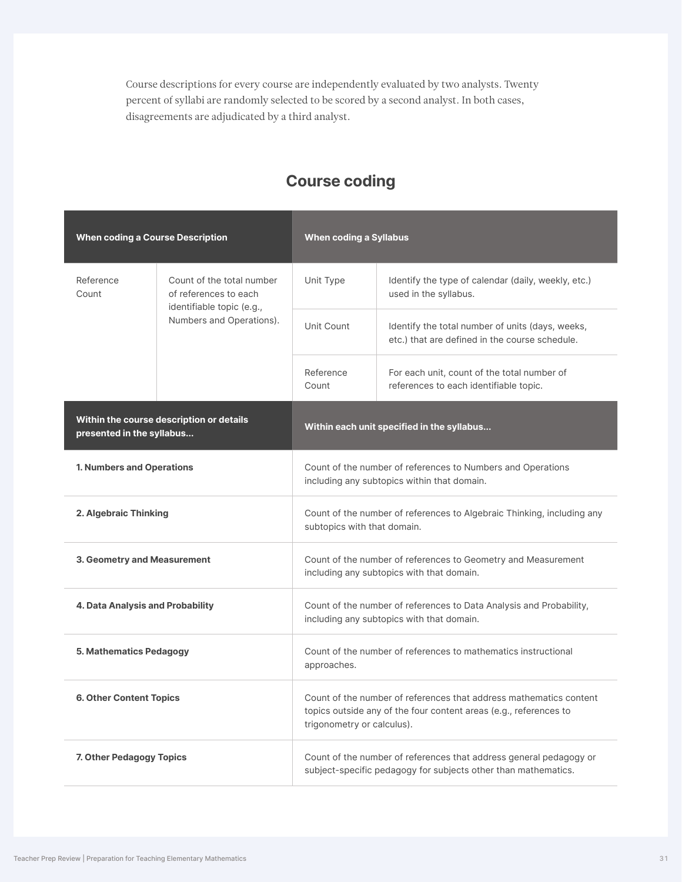Course descriptions for every course are independently evaluated by two analysts. Twenty percent of syllabi are randomly selected to be scored by a second analyst. In both cases, disagreements are adjudicated by a third analyst.

## Course coding

| When coding a Course Description | | When coding a Syllabus | |
|---|---|---|---|
| Reference Count | Count of the total number of references to each identifiable topic (e.g., Numbers and Operations). | Unit Type | Identify the type of calendar (daily, weekly, etc.) used in the syllabus. |
| | | Unit Count | Identify the total number of units (days, weeks, etc.) that are defined in the course schedule. |
| | | Reference Count | For each unit, count of the total number of references to each identifiable topic. |

| Within the course description or details presented in the syllabus... | Within each unit specified in the syllabus... |
|---|---|
| **1. Numbers and Operations** | Count of the number of references to Numbers and Operations including any subtopics within that domain. |
| **2. Algebraic Thinking** | Count of the number of references to Algebraic Thinking, including any subtopics with that domain. |
| **3. Geometry and Measurement** | Count of the number of references to Geometry and Measurement including any subtopics with that domain. |
| **4. Data Analysis and Probability** | Count of the number of references to Data Analysis and Probability, including any subtopics with that domain. |
| **5. Mathematics Pedagogy** | Count of the number of references to mathematics instructional approaches. |
| **6. Other Content Topics** | Count of the number of references that address mathematics content topics outside any of the four content areas (e.g., references to trigonometry or calculus). |
| **7. Other Pedagogy Topics** | Count of the number of references that address general pedagogy or subject-specific pedagogy for subjects other than mathematics. |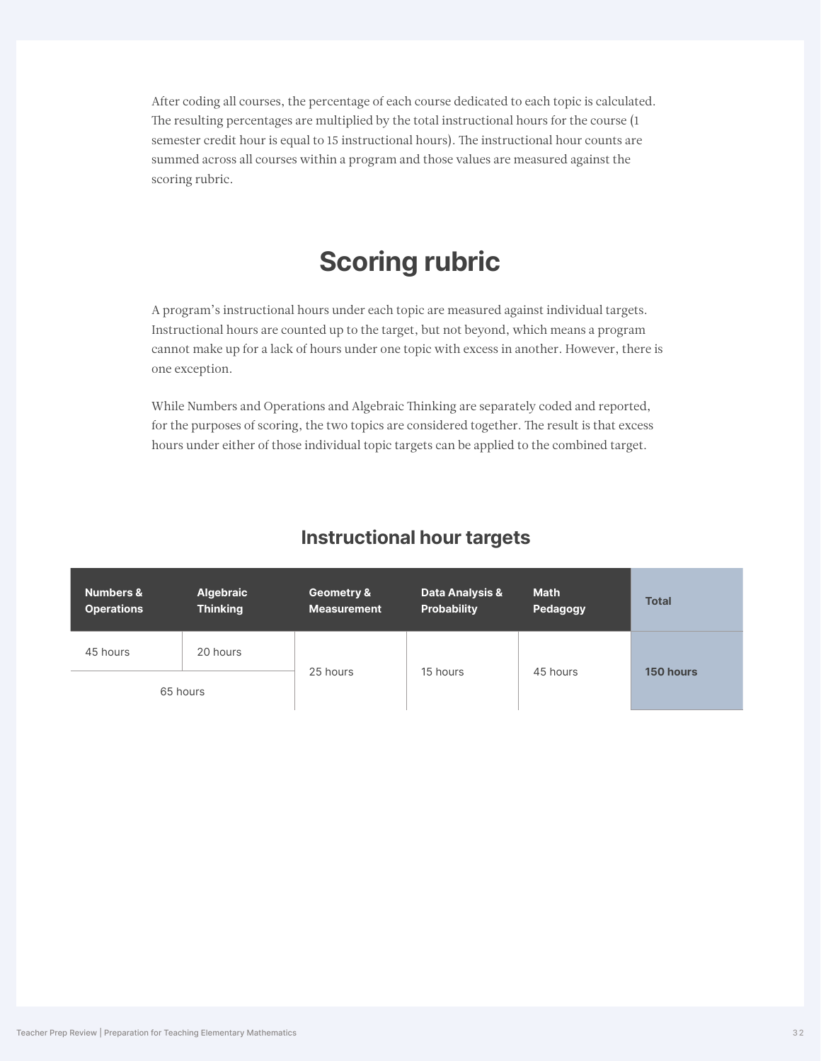After coding all courses, the percentage of each course dedicated to each topic is calculated. The resulting percentages are multiplied by the total instructional hours for the course (1 semester credit hour is equal to 15 instructional hours). The instructional hour counts are summed across all courses within a program and those values are measured against the scoring rubric.

## Scoring rubric

A program's instructional hours under each topic are measured against individual targets. Instructional hours are counted up to the target, but not beyond, which means a program cannot make up for a lack of hours under one topic with excess in another. However, there is one exception.

While Numbers and Operations and Algebraic Thinking are separately coded and reported, for the purposes of scoring, the two topics are considered together. The result is that excess hours under either of those individual topic targets can be applied to the combined target.

### Instructional hour targets

| Numbers & Operations | Algebraic Thinking | Geometry & Measurement | Data Analysis & Probability | Math Pedagogy | Total |
|---|---|---|---|---|---|
| 45 hours | 20 hours | 25 hours | 15 hours | 45 hours | **150 hours** |
| 65 hours | | | | | |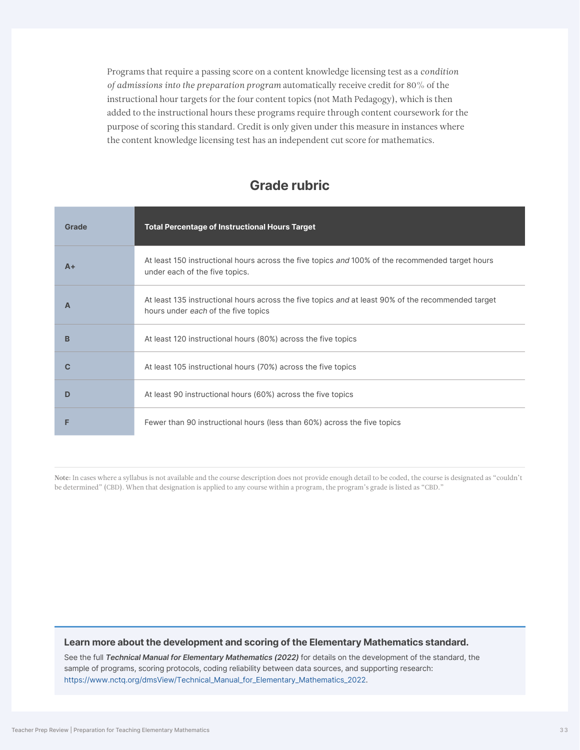Programs that require a passing score on a content knowledge licensing test as a *condition of admissions into the preparation program* automatically receive credit for 80% of the instructional hour targets for the four content topics (not Math Pedagogy), which is then added to the instructional hours these programs require through content coursework for the purpose of scoring this standard. Credit is only given under this measure in instances where the content knowledge licensing test has an independent cut score for mathematics.

## Grade rubric

| Grade | Total Percentage of Instructional Hours Target |
|---|---|
| A+ | At least 150 instructional hours across the five topics *and* 100% of the recommended target hours under each of the five topics. |
| A | At least 135 instructional hours across the five topics *and* at least 90% of the recommended target hours under *each* of the five topics |
| B | At least 120 instructional hours (80%) across the five topics |
| C | At least 105 instructional hours (70%) across the five topics |
| D | At least 90 instructional hours (60%) across the five topics |
| F | Fewer than 90 instructional hours (less than 60%) across the five topics |

**Note**: In cases where a syllabus is not available and the course description does not provide enough detail to be coded, the course is designated as "couldn't be determined" (CBD). When that designation is applied to any course within a program, the program's grade is listed as "CBD."

**Learn more about the development and scoring of the Elementary Mathematics standard.**

See the full ***Technical Manual for Elementary Mathematics (2022)*** for details on the development of the standard, the sample of programs, scoring protocols, coding reliability between data sources, and supporting research: https://www.nctq.org/dmsView/Technical_Manual_for_Elementary_Mathematics_2022.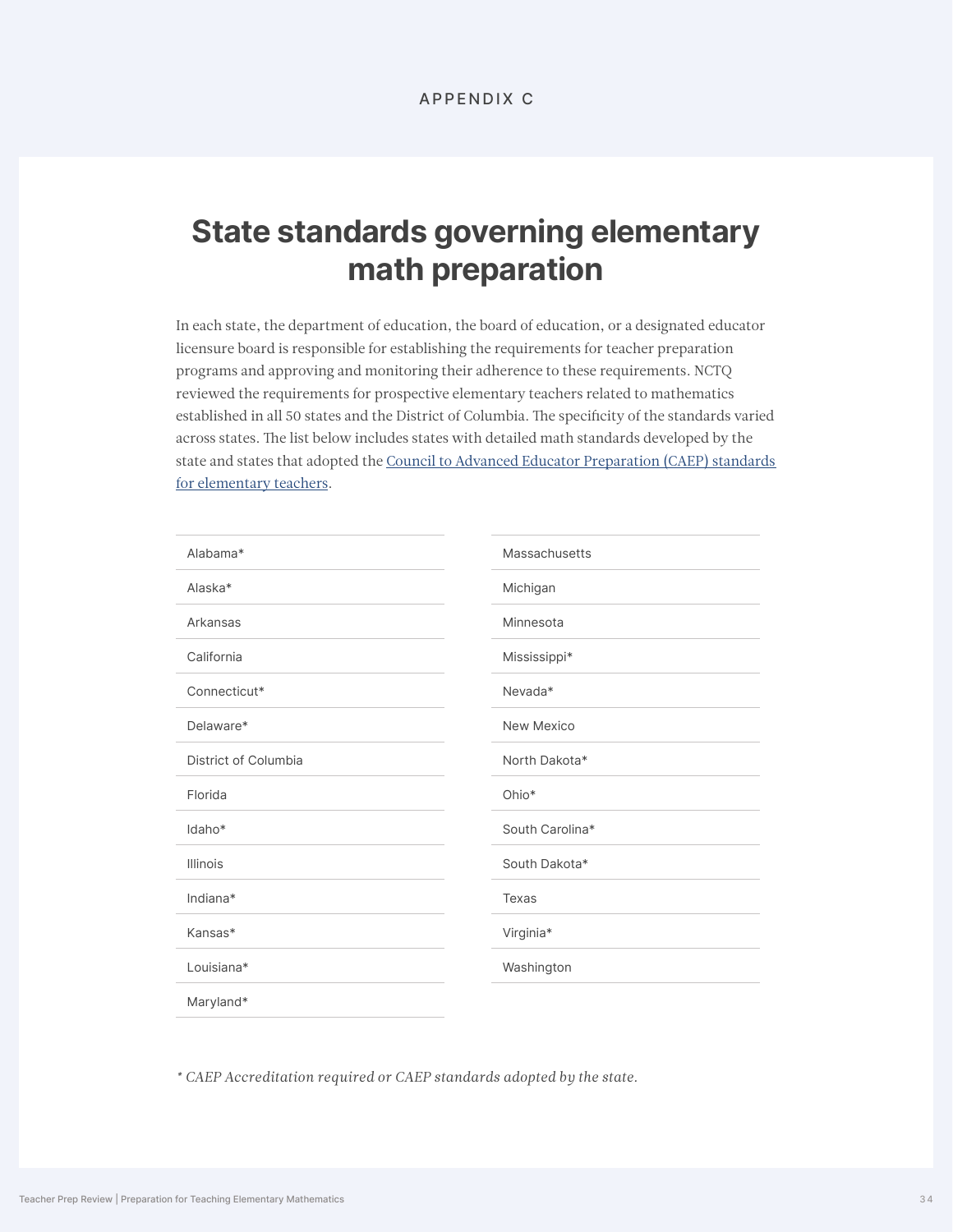APPENDIX C

# State standards governing elementary math preparation

In each state, the department of education, the board of education, or a designated educator licensure board is responsible for establishing the requirements for teacher preparation programs and approving and monitoring their adherence to these requirements. NCTQ reviewed the requirements for prospective elementary teachers related to mathematics established in all 50 states and the District of Columbia. The specificity of the standards varied across states. The list below includes states with detailed math standards developed by the state and states that adopted the [Council to Advanced Educator Preparation (CAEP) standards for elementary teachers](#).

- Alabama*
- Alaska*
- Arkansas
- California
- Connecticut*
- Delaware*
- District of Columbia
- Florida
- Idaho*
- Illinois
- Indiana*
- Kansas*
- Louisiana*
- Maryland*
- Massachusetts
- Michigan
- Minnesota
- Mississippi*
- Nevada*
- New Mexico
- North Dakota*
- Ohio*
- South Carolina*
- South Dakota*
- Texas
- Virginia*
- Washington

*\* CAEP Accreditation required or CAEP standards adopted by the state.*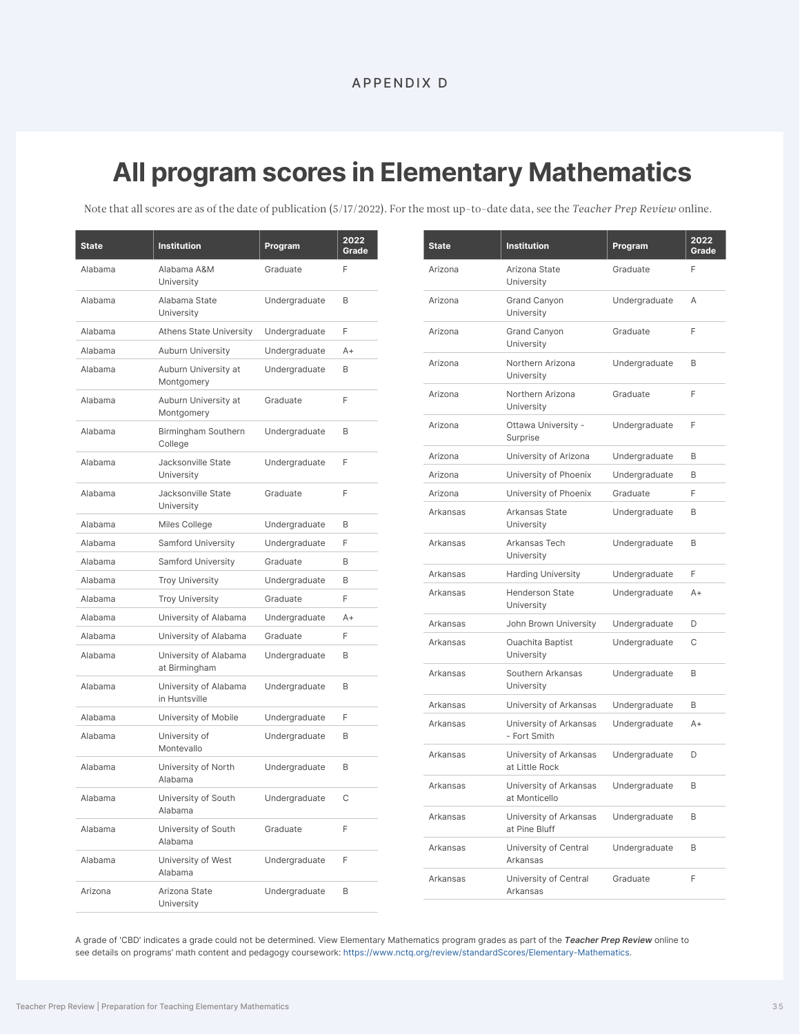APPENDIX D

# All program scores in Elementary Mathematics

Note that all scores are as of the date of publication (5/17/2022). For the most up-to-date data, see the *Teacher Prep Review* online.

| State | Institution | Program | 2022 Grade |
|---|---|---|---|
| Alabama | Alabama A&M University | Graduate | F |
| Alabama | Alabama State University | Undergraduate | B |
| Alabama | Athens State University | Undergraduate | F |
| Alabama | Auburn University | Undergraduate | A+ |
| Alabama | Auburn University at Montgomery | Undergraduate | B |
| Alabama | Auburn University at Montgomery | Graduate | F |
| Alabama | Birmingham Southern College | Undergraduate | B |
| Alabama | Jacksonville State University | Undergraduate | F |
| Alabama | Jacksonville State University | Graduate | F |
| Alabama | Miles College | Undergraduate | B |
| Alabama | Samford University | Undergraduate | F |
| Alabama | Samford University | Graduate | B |
| Alabama | Troy University | Undergraduate | B |
| Alabama | Troy University | Graduate | F |
| Alabama | University of Alabama | Undergraduate | A+ |
| Alabama | University of Alabama | Graduate | F |
| Alabama | University of Alabama at Birmingham | Undergraduate | B |
| Alabama | University of Alabama in Huntsville | Undergraduate | B |
| Alabama | University of Mobile | Undergraduate | F |
| Alabama | University of Montevallo | Undergraduate | B |
| Alabama | University of North Alabama | Undergraduate | B |
| Alabama | University of South Alabama | Undergraduate | C |
| Alabama | University of South Alabama | Graduate | F |
| Alabama | University of West Alabama | Undergraduate | F |
| Arizona | Arizona State University | Undergraduate | B |
| Arizona | Arizona State University | Graduate | F |
| Arizona | Grand Canyon University | Undergraduate | A |
| Arizona | Grand Canyon University | Graduate | F |
| Arizona | Northern Arizona University | Undergraduate | B |
| Arizona | Northern Arizona University | Graduate | F |
| Arizona | Ottawa University - Surprise | Undergraduate | F |
| Arizona | University of Arizona | Undergraduate | B |
| Arizona | University of Phoenix | Undergraduate | B |
| Arizona | University of Phoenix | Graduate | F |
| Arkansas | Arkansas State University | Undergraduate | B |
| Arkansas | Arkansas Tech University | Undergraduate | B |
| Arkansas | Harding University | Undergraduate | F |
| Arkansas | Henderson State University | Undergraduate | A+ |
| Arkansas | John Brown University | Undergraduate | D |
| Arkansas | Ouachita Baptist University | Undergraduate | C |
| Arkansas | Southern Arkansas University | Undergraduate | B |
| Arkansas | University of Arkansas | Undergraduate | B |
| Arkansas | University of Arkansas - Fort Smith | Undergraduate | A+ |
| Arkansas | University of Arkansas at Little Rock | Undergraduate | D |
| Arkansas | University of Arkansas at Monticello | Undergraduate | B |
| Arkansas | University of Arkansas at Pine Bluff | Undergraduate | B |
| Arkansas | University of Central Arkansas | Undergraduate | B |
| Arkansas | University of Central Arkansas | Graduate | F |

A grade of 'CBD' indicates a grade could not be determined. View Elementary Mathematics program grades as part of the ***Teacher Prep Review*** online to see details on programs' math content and pedagogy coursework: https://www.nctq.org/review/standardScores/Elementary-Mathematics.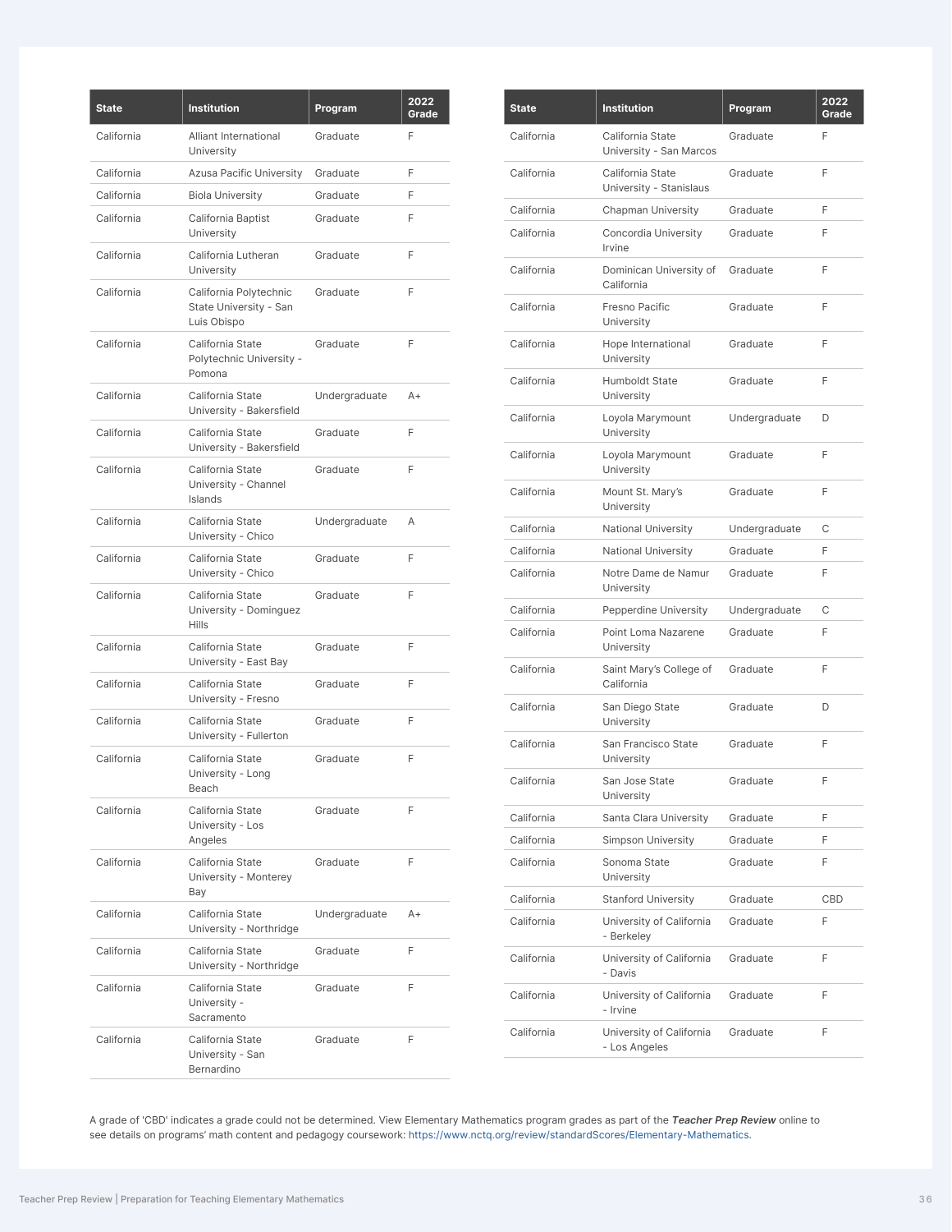| State | Institution | Program | 2022 Grade |
|---|---|---|---|
| California | Alliant International University | Graduate | F |
| California | Azusa Pacific University | Graduate | F |
| California | Biola University | Graduate | F |
| California | California Baptist University | Graduate | F |
| California | California Lutheran University | Graduate | F |
| California | California Polytechnic State University - San Luis Obispo | Graduate | F |
| California | California State Polytechnic University - Pomona | Graduate | F |
| California | California State University - Bakersfield | Undergraduate | A+ |
| California | California State University - Bakersfield | Graduate | F |
| California | California State University - Channel Islands | Graduate | F |
| California | California State University - Chico | Undergraduate | A |
| California | California State University - Chico | Graduate | F |
| California | California State University - Dominguez Hills | Graduate | F |
| California | California State University - East Bay | Graduate | F |
| California | California State University - Fresno | Graduate | F |
| California | California State University - Fullerton | Graduate | F |
| California | California State University - Long Beach | Graduate | F |
| California | California State University - Los Angeles | Graduate | F |
| California | California State University - Monterey Bay | Graduate | F |
| California | California State University - Northridge | Undergraduate | A+ |
| California | California State University - Northridge | Graduate | F |
| California | California State University - Sacramento | Graduate | F |
| California | California State University - San Bernardino | Graduate | F |
| California | California State University - San Marcos | Graduate | F |
| California | California State University - Stanislaus | Graduate | F |
| California | Chapman University | Graduate | F |
| California | Concordia University Irvine | Graduate | F |
| California | Dominican University of California | Graduate | F |
| California | Fresno Pacific University | Graduate | F |
| California | Hope International University | Graduate | F |
| California | Humboldt State University | Graduate | F |
| California | Loyola Marymount University | Undergraduate | D |
| California | Loyola Marymount University | Graduate | F |
| California | Mount St. Mary's University | Graduate | F |
| California | National University | Undergraduate | C |
| California | National University | Graduate | F |
| California | Notre Dame de Namur University | Graduate | F |
| California | Pepperdine University | Undergraduate | C |
| California | Point Loma Nazarene University | Graduate | F |
| California | Saint Mary's College of California | Graduate | F |
| California | San Diego State University | Graduate | D |
| California | San Francisco State University | Graduate | F |
| California | San Jose State University | Graduate | F |
| California | Santa Clara University | Graduate | F |
| California | Simpson University | Graduate | F |
| California | Sonoma State University | Graduate | F |
| California | Stanford University | Graduate | CBD |
| California | University of California - Berkeley | Graduate | F |
| California | University of California - Davis | Graduate | F |
| California | University of California - Irvine | Graduate | F |
| California | University of California - Los Angeles | Graduate | F |

A grade of 'CBD' indicates a grade could not be determined. View Elementary Mathematics program grades as part of the ***Teacher Prep Review*** online to see details on programs' math content and pedagogy coursework: https://www.nctq.org/review/standardScores/Elementary-Mathematics.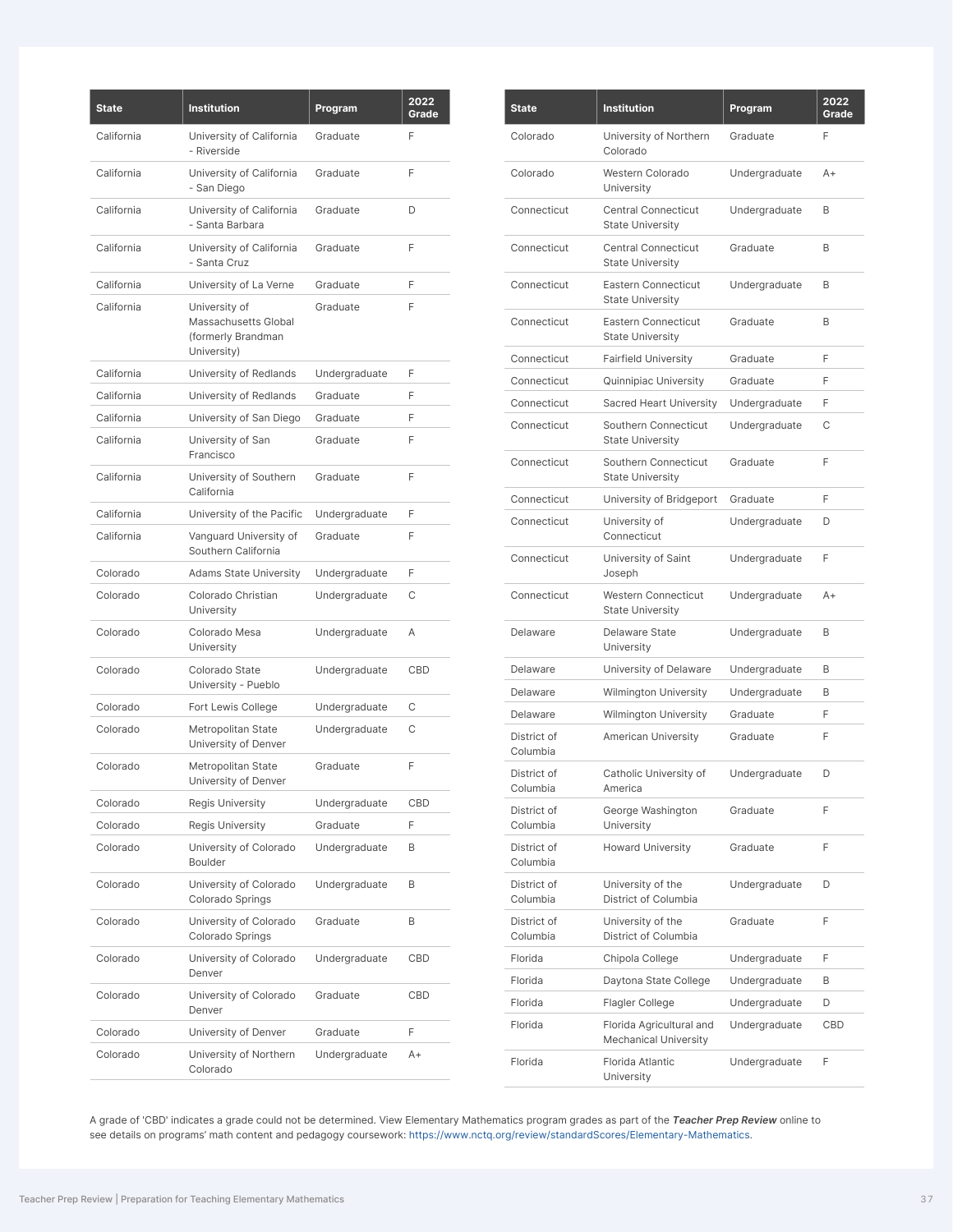| State | Institution | Program | 2022 Grade |
|---|---|---|---|
| California | University of California - Riverside | Graduate | F |
| California | University of California - San Diego | Graduate | F |
| California | University of California - Santa Barbara | Graduate | D |
| California | University of California - Santa Cruz | Graduate | F |
| California | University of La Verne | Graduate | F |
| California | University of Massachusetts Global (formerly Brandman University) | Graduate | F |
| California | University of Redlands | Undergraduate | F |
| California | University of Redlands | Graduate | F |
| California | University of San Diego | Graduate | F |
| California | University of San Francisco | Graduate | F |
| California | University of Southern California | Graduate | F |
| California | University of the Pacific | Undergraduate | F |
| California | Vanguard University of Southern California | Graduate | F |
| Colorado | Adams State University | Undergraduate | F |
| Colorado | Colorado Christian University | Undergraduate | C |
| Colorado | Colorado Mesa University | Undergraduate | A |
| Colorado | Colorado State University - Pueblo | Undergraduate | CBD |
| Colorado | Fort Lewis College | Undergraduate | C |
| Colorado | Metropolitan State University of Denver | Undergraduate | C |
| Colorado | Metropolitan State University of Denver | Graduate | F |
| Colorado | Regis University | Undergraduate | CBD |
| Colorado | Regis University | Graduate | F |
| Colorado | University of Colorado Boulder | Undergraduate | B |
| Colorado | University of Colorado Colorado Springs | Undergraduate | B |
| Colorado | University of Colorado Colorado Springs | Graduate | B |
| Colorado | University of Colorado Denver | Undergraduate | CBD |
| Colorado | University of Colorado Denver | Graduate | CBD |
| Colorado | University of Denver | Graduate | F |
| Colorado | University of Northern Colorado | Undergraduate | A+ |
| Colorado | University of Northern Colorado | Graduate | F |
| Colorado | Western Colorado University | Undergraduate | A+ |
| Connecticut | Central Connecticut State University | Undergraduate | B |
| Connecticut | Central Connecticut State University | Graduate | B |
| Connecticut | Eastern Connecticut State University | Undergraduate | B |
| Connecticut | Eastern Connecticut State University | Graduate | B |
| Connecticut | Fairfield University | Graduate | F |
| Connecticut | Quinnipiac University | Graduate | F |
| Connecticut | Sacred Heart University | Undergraduate | F |
| Connecticut | Southern Connecticut State University | Undergraduate | C |
| Connecticut | Southern Connecticut State University | Graduate | F |
| Connecticut | University of Bridgeport | Graduate | F |
| Connecticut | University of Connecticut | Undergraduate | D |
| Connecticut | University of Saint Joseph | Undergraduate | F |
| Connecticut | Western Connecticut State University | Undergraduate | A+ |
| Delaware | Delaware State University | Undergraduate | B |
| Delaware | University of Delaware | Undergraduate | B |
| Delaware | Wilmington University | Undergraduate | B |
| Delaware | Wilmington University | Graduate | F |
| District of Columbia | American University | Graduate | F |
| District of Columbia | Catholic University of America | Undergraduate | D |
| District of Columbia | George Washington University | Graduate | F |
| District of Columbia | Howard University | Graduate | F |
| District of Columbia | University of the District of Columbia | Undergraduate | D |
| District of Columbia | University of the District of Columbia | Graduate | F |
| Florida | Chipola College | Undergraduate | F |
| Florida | Daytona State College | Undergraduate | B |
| Florida | Flagler College | Undergraduate | D |
| Florida | Florida Agricultural and Mechanical University | Undergraduate | CBD |
| Florida | Florida Atlantic University | Undergraduate | F |

A grade of 'CBD' indicates a grade could not be determined. View Elementary Mathematics program grades as part of the ***Teacher Prep Review*** online to see details on programs' math content and pedagogy coursework: https://www.nctq.org/review/standardScores/Elementary-Mathematics.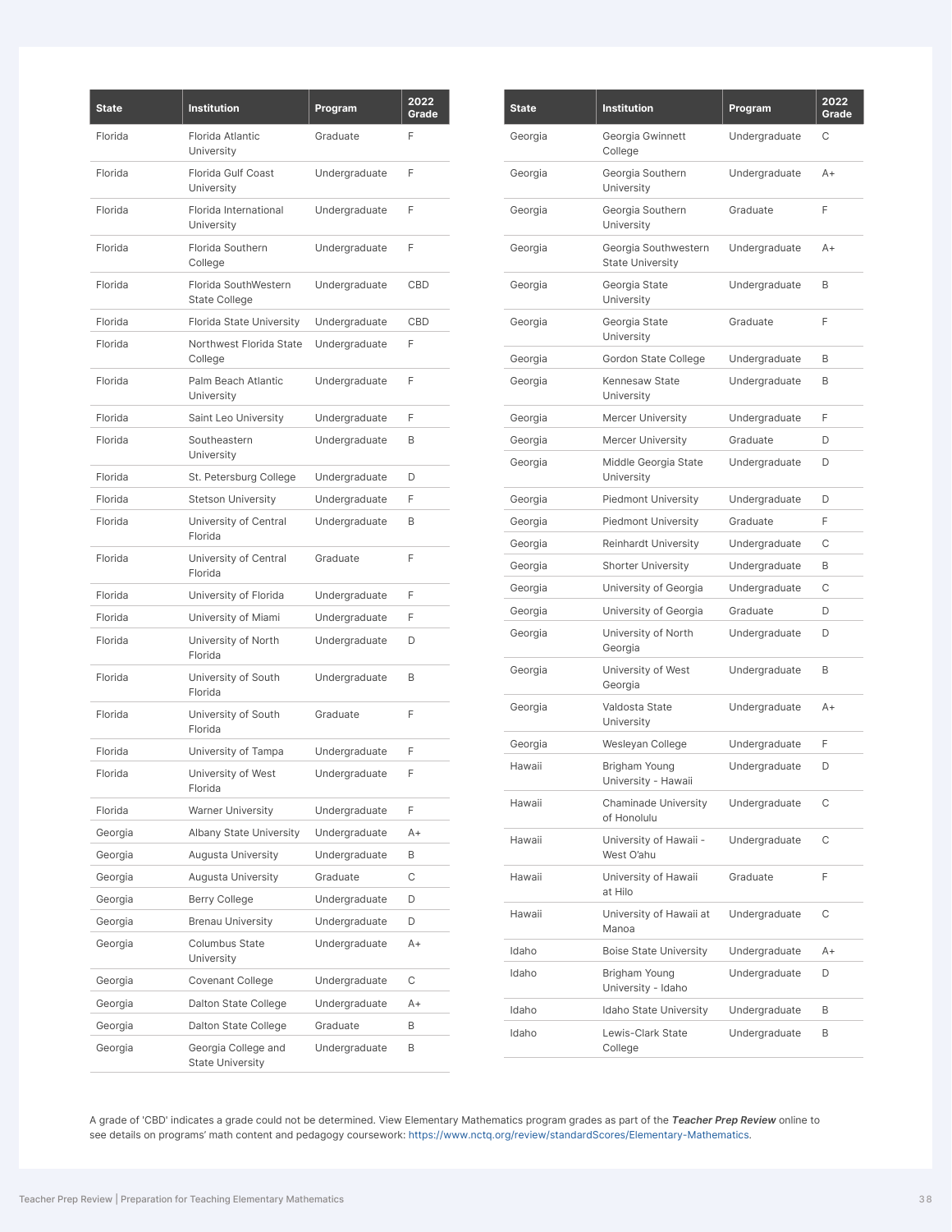| State | Institution | Program | 2022 Grade |
|---|---|---|---|
| Florida | Florida Atlantic University | Graduate | F |
| Florida | Florida Gulf Coast University | Undergraduate | F |
| Florida | Florida International University | Undergraduate | F |
| Florida | Florida Southern College | Undergraduate | F |
| Florida | Florida SouthWestern State College | Undergraduate | CBD |
| Florida | Florida State University | Undergraduate | CBD |
| Florida | Northwest Florida State College | Undergraduate | F |
| Florida | Palm Beach Atlantic University | Undergraduate | F |
| Florida | Saint Leo University | Undergraduate | F |
| Florida | Southeastern University | Undergraduate | B |
| Florida | St. Petersburg College | Undergraduate | D |
| Florida | Stetson University | Undergraduate | F |
| Florida | University of Central Florida | Undergraduate | B |
| Florida | University of Central Florida | Graduate | F |
| Florida | University of Florida | Undergraduate | F |
| Florida | University of Miami | Undergraduate | F |
| Florida | University of North Florida | Undergraduate | D |
| Florida | University of South Florida | Undergraduate | B |
| Florida | University of South Florida | Graduate | F |
| Florida | University of Tampa | Undergraduate | F |
| Florida | University of West Florida | Undergraduate | F |
| Florida | Warner University | Undergraduate | F |
| Georgia | Albany State University | Undergraduate | A+ |
| Georgia | Augusta University | Undergraduate | B |
| Georgia | Augusta University | Graduate | C |
| Georgia | Berry College | Undergraduate | D |
| Georgia | Brenau University | Undergraduate | D |
| Georgia | Columbus State University | Undergraduate | A+ |
| Georgia | Covenant College | Undergraduate | C |
| Georgia | Dalton State College | Undergraduate | A+ |
| Georgia | Dalton State College | Graduate | B |
| Georgia | Georgia College and State University | Undergraduate | B |
| Georgia | Georgia Gwinnett College | Undergraduate | C |
| Georgia | Georgia Southern University | Undergraduate | A+ |
| Georgia | Georgia Southern University | Graduate | F |
| Georgia | Georgia Southwestern State University | Undergraduate | A+ |
| Georgia | Georgia State University | Undergraduate | B |
| Georgia | Georgia State University | Graduate | F |
| Georgia | Gordon State College | Undergraduate | B |
| Georgia | Kennesaw State University | Undergraduate | B |
| Georgia | Mercer University | Undergraduate | F |
| Georgia | Mercer University | Graduate | D |
| Georgia | Middle Georgia State University | Undergraduate | D |
| Georgia | Piedmont University | Undergraduate | D |
| Georgia | Piedmont University | Graduate | F |
| Georgia | Reinhardt University | Undergraduate | C |
| Georgia | Shorter University | Undergraduate | B |
| Georgia | University of Georgia | Undergraduate | C |
| Georgia | University of Georgia | Graduate | D |
| Georgia | University of North Georgia | Undergraduate | D |
| Georgia | University of West Georgia | Undergraduate | B |
| Georgia | Valdosta State University | Undergraduate | A+ |
| Georgia | Wesleyan College | Undergraduate | F |
| Hawaii | Brigham Young University - Hawaii | Undergraduate | D |
| Hawaii | Chaminade University of Honolulu | Undergraduate | C |
| Hawaii | University of Hawaii - West O'ahu | Undergraduate | C |
| Hawaii | University of Hawaii at Hilo | Graduate | F |
| Hawaii | University of Hawaii at Manoa | Undergraduate | C |
| Idaho | Boise State University | Undergraduate | A+ |
| Idaho | Brigham Young University - Idaho | Undergraduate | D |
| Idaho | Idaho State University | Undergraduate | B |
| Idaho | Lewis-Clark State College | Undergraduate | B |

A grade of 'CBD' indicates a grade could not be determined. View Elementary Mathematics program grades as part of the ***Teacher Prep Review*** online to see details on programs' math content and pedagogy coursework: https://www.nctq.org/review/standardScores/Elementary-Mathematics.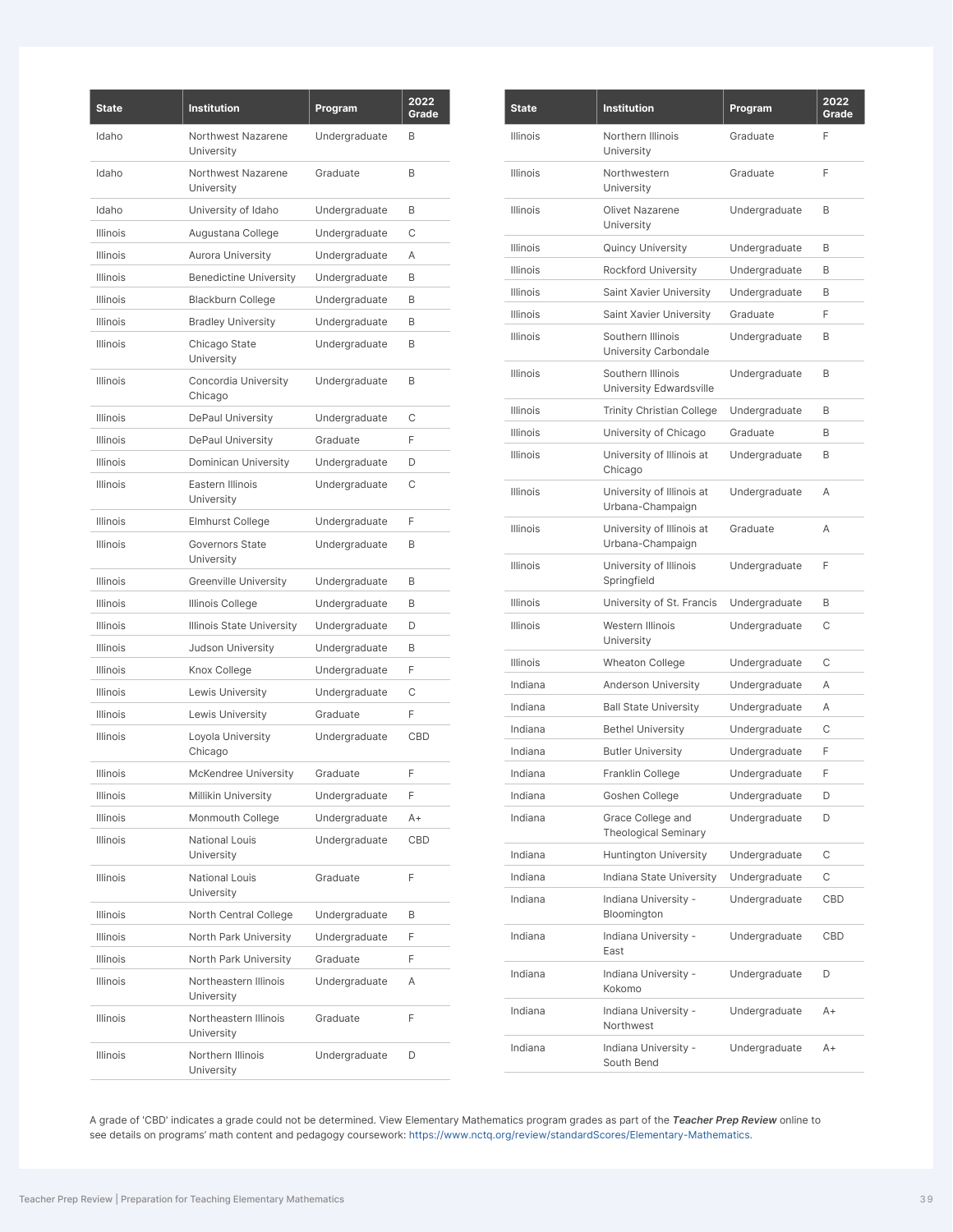| State | Institution | Program | 2022 Grade |
|---|---|---|---|
| Idaho | Northwest Nazarene University | Undergraduate | B |
| Idaho | Northwest Nazarene University | Graduate | B |
| Idaho | University of Idaho | Undergraduate | B |
| Illinois | Augustana College | Undergraduate | C |
| Illinois | Aurora University | Undergraduate | A |
| Illinois | Benedictine University | Undergraduate | B |
| Illinois | Blackburn College | Undergraduate | B |
| Illinois | Bradley University | Undergraduate | B |
| Illinois | Chicago State University | Undergraduate | B |
| Illinois | Concordia University Chicago | Undergraduate | B |
| Illinois | DePaul University | Undergraduate | C |
| Illinois | DePaul University | Graduate | F |
| Illinois | Dominican University | Undergraduate | D |
| Illinois | Eastern Illinois University | Undergraduate | C |
| Illinois | Elmhurst College | Undergraduate | F |
| Illinois | Governors State University | Undergraduate | B |
| Illinois | Greenville University | Undergraduate | B |
| Illinois | Illinois College | Undergraduate | B |
| Illinois | Illinois State University | Undergraduate | D |
| Illinois | Judson University | Undergraduate | B |
| Illinois | Knox College | Undergraduate | F |
| Illinois | Lewis University | Undergraduate | C |
| Illinois | Lewis University | Graduate | F |
| Illinois | Loyola University Chicago | Undergraduate | CBD |
| Illinois | McKendree University | Graduate | F |
| Illinois | Millikin University | Undergraduate | F |
| Illinois | Monmouth College | Undergraduate | A+ |
| Illinois | National Louis University | Undergraduate | CBD |
| Illinois | National Louis University | Graduate | F |
| Illinois | North Central College | Undergraduate | B |
| Illinois | North Park University | Undergraduate | F |
| Illinois | North Park University | Graduate | F |
| Illinois | Northeastern Illinois University | Undergraduate | A |
| Illinois | Northeastern Illinois University | Graduate | F |
| Illinois | Northern Illinois University | Undergraduate | D |
| Illinois | Northern Illinois University | Graduate | F |
| Illinois | Northwestern University | Graduate | F |
| Illinois | Olivet Nazarene University | Undergraduate | B |
| Illinois | Quincy University | Undergraduate | B |
| Illinois | Rockford University | Undergraduate | B |
| Illinois | Saint Xavier University | Undergraduate | B |
| Illinois | Saint Xavier University | Graduate | F |
| Illinois | Southern Illinois University Carbondale | Undergraduate | B |
| Illinois | Southern Illinois University Edwardsville | Undergraduate | B |
| Illinois | Trinity Christian College | Undergraduate | B |
| Illinois | University of Chicago | Graduate | B |
| Illinois | University of Illinois at Chicago | Undergraduate | B |
| Illinois | University of Illinois at Urbana-Champaign | Undergraduate | A |
| Illinois | University of Illinois at Urbana-Champaign | Graduate | A |
| Illinois | University of Illinois Springfield | Undergraduate | F |
| Illinois | University of St. Francis | Undergraduate | B |
| Illinois | Western Illinois University | Undergraduate | C |
| Illinois | Wheaton College | Undergraduate | C |
| Indiana | Anderson University | Undergraduate | A |
| Indiana | Ball State University | Undergraduate | A |
| Indiana | Bethel University | Undergraduate | C |
| Indiana | Butler University | Undergraduate | F |
| Indiana | Franklin College | Undergraduate | F |
| Indiana | Goshen College | Undergraduate | D |
| Indiana | Grace College and Theological Seminary | Undergraduate | D |
| Indiana | Huntington University | Undergraduate | C |
| Indiana | Indiana State University | Undergraduate | C |
| Indiana | Indiana University - Bloomington | Undergraduate | CBD |
| Indiana | Indiana University - East | Undergraduate | CBD |
| Indiana | Indiana University - Kokomo | Undergraduate | D |
| Indiana | Indiana University - Northwest | Undergraduate | A+ |
| Indiana | Indiana University - South Bend | Undergraduate | A+ |

A grade of 'CBD' indicates a grade could not be determined. View Elementary Mathematics program grades as part of the ***Teacher Prep Review*** online to see details on programs' math content and pedagogy coursework: https://www.nctq.org/review/standardScores/Elementary-Mathematics.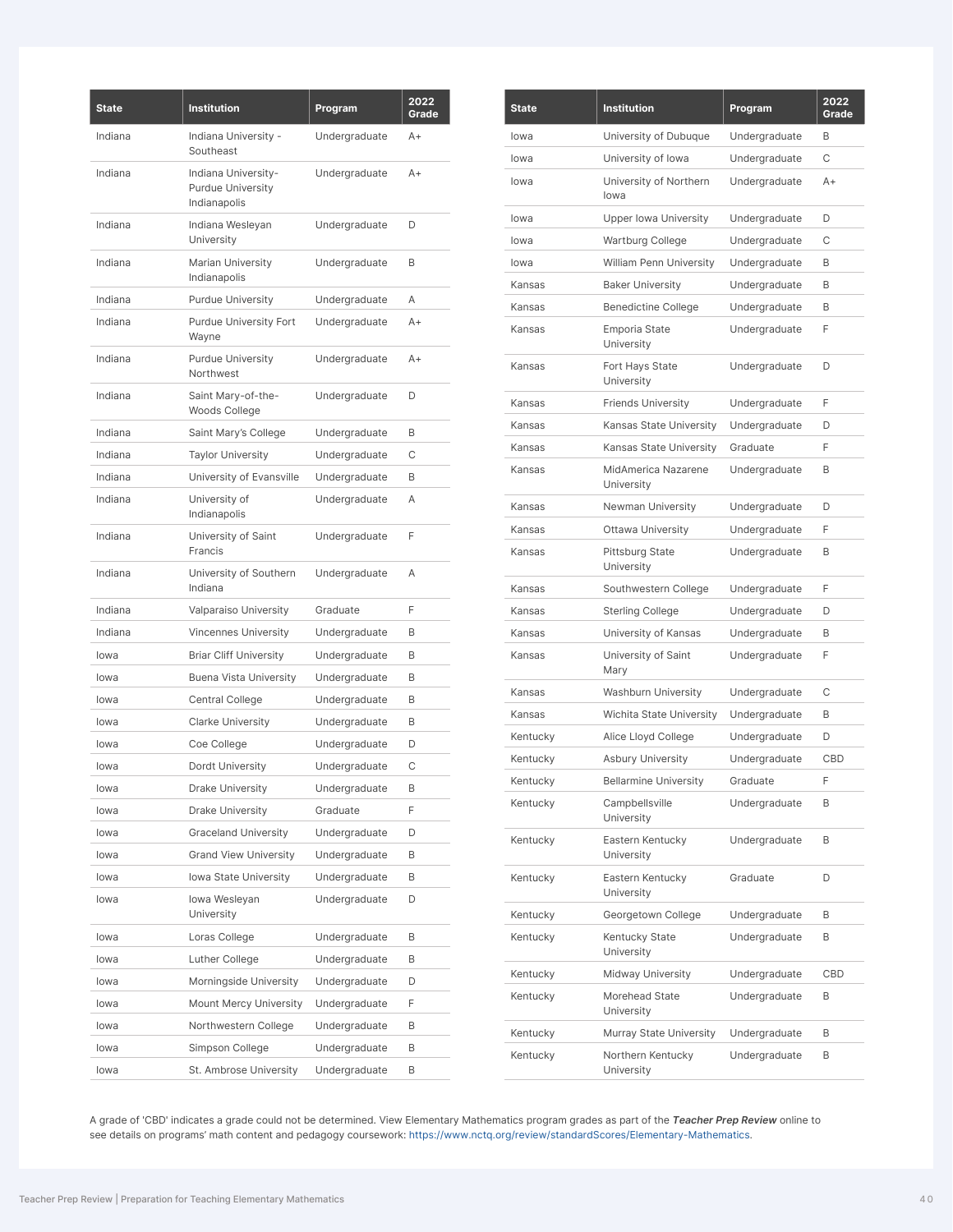| State | Institution | Program | 2022 Grade |
|---|---|---|---|
| Indiana | Indiana University - Southeast | Undergraduate | A+ |
| Indiana | Indiana University-Purdue University Indianapolis | Undergraduate | A+ |
| Indiana | Indiana Wesleyan University | Undergraduate | D |
| Indiana | Marian University Indianapolis | Undergraduate | B |
| Indiana | Purdue University | Undergraduate | A |
| Indiana | Purdue University Fort Wayne | Undergraduate | A+ |
| Indiana | Purdue University Northwest | Undergraduate | A+ |
| Indiana | Saint Mary-of-the-Woods College | Undergraduate | D |
| Indiana | Saint Mary's College | Undergraduate | B |
| Indiana | Taylor University | Undergraduate | C |
| Indiana | University of Evansville | Undergraduate | B |
| Indiana | University of Indianapolis | Undergraduate | A |
| Indiana | University of Saint Francis | Undergraduate | F |
| Indiana | University of Southern Indiana | Undergraduate | A |
| Indiana | Valparaiso University | Graduate | F |
| Indiana | Vincennes University | Undergraduate | B |
| Iowa | Briar Cliff University | Undergraduate | B |
| Iowa | Buena Vista University | Undergraduate | B |
| Iowa | Central College | Undergraduate | B |
| Iowa | Clarke University | Undergraduate | B |
| Iowa | Coe College | Undergraduate | D |
| Iowa | Dordt University | Undergraduate | C |
| Iowa | Drake University | Undergraduate | B |
| Iowa | Drake University | Graduate | F |
| Iowa | Graceland University | Undergraduate | D |
| Iowa | Grand View University | Undergraduate | B |
| Iowa | Iowa State University | Undergraduate | B |
| Iowa | Iowa Wesleyan University | Undergraduate | D |
| Iowa | Loras College | Undergraduate | B |
| Iowa | Luther College | Undergraduate | B |
| Iowa | Morningside University | Undergraduate | D |
| Iowa | Mount Mercy University | Undergraduate | F |
| Iowa | Northwestern College | Undergraduate | B |
| Iowa | Simpson College | Undergraduate | B |
| Iowa | St. Ambrose University | Undergraduate | B |
| Iowa | University of Dubuque | Undergraduate | B |
| Iowa | University of Iowa | Undergraduate | C |
| Iowa | University of Northern Iowa | Undergraduate | A+ |
| Iowa | Upper Iowa University | Undergraduate | D |
| Iowa | Wartburg College | Undergraduate | C |
| Iowa | William Penn University | Undergraduate | B |
| Kansas | Baker University | Undergraduate | B |
| Kansas | Benedictine College | Undergraduate | B |
| Kansas | Emporia State University | Undergraduate | F |
| Kansas | Fort Hays State University | Undergraduate | D |
| Kansas | Friends University | Undergraduate | F |
| Kansas | Kansas State University | Undergraduate | D |
| Kansas | Kansas State University | Graduate | F |
| Kansas | MidAmerica Nazarene University | Undergraduate | B |
| Kansas | Newman University | Undergraduate | D |
| Kansas | Ottawa University | Undergraduate | F |
| Kansas | Pittsburg State University | Undergraduate | B |
| Kansas | Southwestern College | Undergraduate | F |
| Kansas | Sterling College | Undergraduate | D |
| Kansas | University of Kansas | Undergraduate | B |
| Kansas | University of Saint Mary | Undergraduate | F |
| Kansas | Washburn University | Undergraduate | C |
| Kansas | Wichita State University | Undergraduate | B |
| Kentucky | Alice Lloyd College | Undergraduate | D |
| Kentucky | Asbury University | Undergraduate | CBD |
| Kentucky | Bellarmine University | Graduate | F |
| Kentucky | Campbellsville University | Undergraduate | B |
| Kentucky | Eastern Kentucky University | Undergraduate | B |
| Kentucky | Eastern Kentucky University | Graduate | D |
| Kentucky | Georgetown College | Undergraduate | B |
| Kentucky | Kentucky State University | Undergraduate | B |
| Kentucky | Midway University | Undergraduate | CBD |
| Kentucky | Morehead State University | Undergraduate | B |
| Kentucky | Murray State University | Undergraduate | B |
| Kentucky | Northern Kentucky University | Undergraduate | B |

A grade of 'CBD' indicates a grade could not be determined. View Elementary Mathematics program grades as part of the ***Teacher Prep Review*** online to see details on programs' math content and pedagogy coursework: https://www.nctq.org/review/standardScores/Elementary-Mathematics.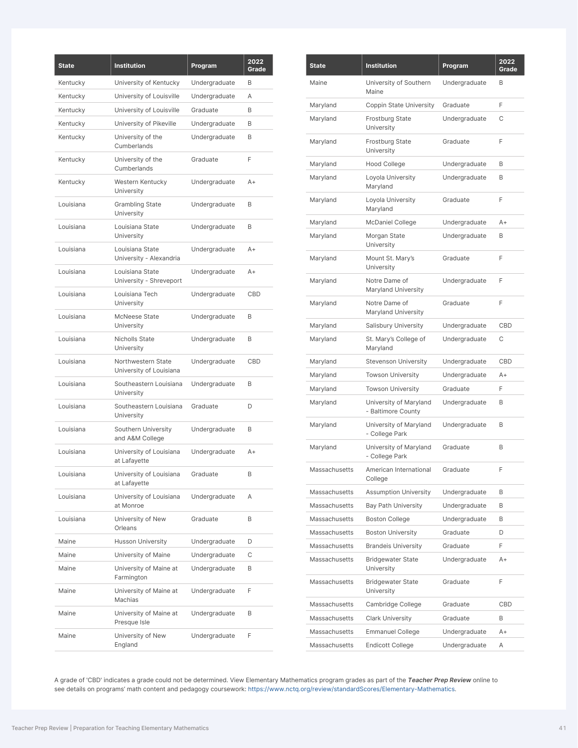| State | Institution | Program | 2022 Grade |
|---|---|---|---|
| Kentucky | University of Kentucky | Undergraduate | B |
| Kentucky | University of Louisville | Undergraduate | A |
| Kentucky | University of Louisville | Graduate | B |
| Kentucky | University of Pikeville | Undergraduate | B |
| Kentucky | University of the Cumberlands | Undergraduate | B |
| Kentucky | University of the Cumberlands | Graduate | F |
| Kentucky | Western Kentucky University | Undergraduate | A+ |
| Louisiana | Grambling State University | Undergraduate | B |
| Louisiana | Louisiana State University | Undergraduate | B |
| Louisiana | Louisiana State University - Alexandria | Undergraduate | A+ |
| Louisiana | Louisiana State University - Shreveport | Undergraduate | A+ |
| Louisiana | Louisiana Tech University | Undergraduate | CBD |
| Louisiana | McNeese State University | Undergraduate | B |
| Louisiana | Nicholls State University | Undergraduate | B |
| Louisiana | Northwestern State University of Louisiana | Undergraduate | CBD |
| Louisiana | Southeastern Louisiana University | Undergraduate | B |
| Louisiana | Southeastern Louisiana University | Graduate | D |
| Louisiana | Southern University and A&M College | Undergraduate | B |
| Louisiana | University of Louisiana at Lafayette | Undergraduate | A+ |
| Louisiana | University of Louisiana at Lafayette | Graduate | B |
| Louisiana | University of Louisiana at Monroe | Undergraduate | A |
| Louisiana | University of New Orleans | Graduate | B |
| Maine | Husson University | Undergraduate | D |
| Maine | University of Maine | Undergraduate | C |
| Maine | University of Maine at Farmington | Undergraduate | B |
| Maine | University of Maine at Machias | Undergraduate | F |
| Maine | University of Maine at Presque Isle | Undergraduate | B |
| Maine | University of New England | Undergraduate | F |
| Maine | University of Southern Maine | Undergraduate | B |
| Maryland | Coppin State University | Graduate | F |
| Maryland | Frostburg State University | Undergraduate | C |
| Maryland | Frostburg State University | Graduate | F |
| Maryland | Hood College | Undergraduate | B |
| Maryland | Loyola University Maryland | Undergraduate | B |
| Maryland | Loyola University Maryland | Graduate | F |
| Maryland | McDaniel College | Undergraduate | A+ |
| Maryland | Morgan State University | Undergraduate | B |
| Maryland | Mount St. Mary's University | Graduate | F |
| Maryland | Notre Dame of Maryland University | Undergraduate | F |
| Maryland | Notre Dame of Maryland University | Graduate | F |
| Maryland | Salisbury University | Undergraduate | CBD |
| Maryland | St. Mary's College of Maryland | Undergraduate | C |
| Maryland | Stevenson University | Undergraduate | CBD |
| Maryland | Towson University | Undergraduate | A+ |
| Maryland | Towson University | Graduate | F |
| Maryland | University of Maryland - Baltimore County | Undergraduate | B |
| Maryland | University of Maryland - College Park | Undergraduate | B |
| Maryland | University of Maryland - College Park | Graduate | B |
| Massachusetts | American International College | Graduate | F |
| Massachusetts | Assumption University | Undergraduate | B |
| Massachusetts | Bay Path University | Undergraduate | B |
| Massachusetts | Boston College | Undergraduate | B |
| Massachusetts | Boston University | Graduate | D |
| Massachusetts | Brandeis University | Graduate | F |
| Massachusetts | Bridgewater State University | Undergraduate | A+ |
| Massachusetts | Bridgewater State University | Graduate | F |
| Massachusetts | Cambridge College | Graduate | CBD |
| Massachusetts | Clark University | Graduate | B |
| Massachusetts | Emmanuel College | Undergraduate | A+ |
| Massachusetts | Endicott College | Undergraduate | A |

A grade of 'CBD' indicates a grade could not be determined. View Elementary Mathematics program grades as part of the ***Teacher Prep Review*** online to see details on programs' math content and pedagogy coursework: https://www.nctq.org/review/standardScores/Elementary-Mathematics.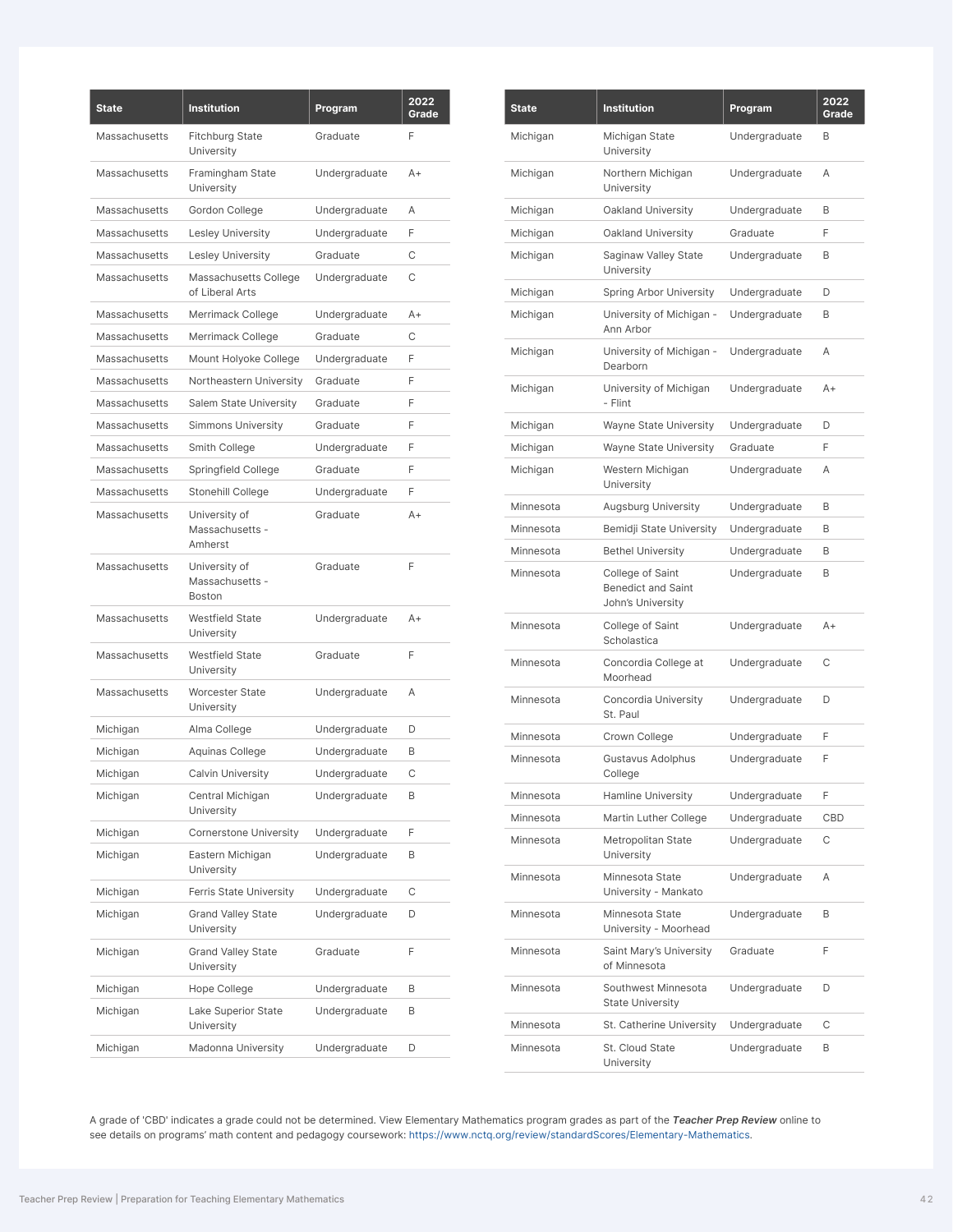| State | Institution | Program | 2022 Grade |
|---|---|---|---|
| Massachusetts | Fitchburg State University | Graduate | F |
| Massachusetts | Framingham State University | Undergraduate | A+ |
| Massachusetts | Gordon College | Undergraduate | A |
| Massachusetts | Lesley University | Undergraduate | F |
| Massachusetts | Lesley University | Graduate | C |
| Massachusetts | Massachusetts College of Liberal Arts | Undergraduate | C |
| Massachusetts | Merrimack College | Undergraduate | A+ |
| Massachusetts | Merrimack College | Graduate | C |
| Massachusetts | Mount Holyoke College | Undergraduate | F |
| Massachusetts | Northeastern University | Graduate | F |
| Massachusetts | Salem State University | Graduate | F |
| Massachusetts | Simmons University | Graduate | F |
| Massachusetts | Smith College | Undergraduate | F |
| Massachusetts | Springfield College | Graduate | F |
| Massachusetts | Stonehill College | Undergraduate | F |
| Massachusetts | University of Massachusetts - Amherst | Graduate | A+ |
| Massachusetts | University of Massachusetts - Boston | Graduate | F |
| Massachusetts | Westfield State University | Undergraduate | A+ |
| Massachusetts | Westfield State University | Graduate | F |
| Massachusetts | Worcester State University | Undergraduate | A |
| Michigan | Alma College | Undergraduate | D |
| Michigan | Aquinas College | Undergraduate | B |
| Michigan | Calvin University | Undergraduate | C |
| Michigan | Central Michigan University | Undergraduate | B |
| Michigan | Cornerstone University | Undergraduate | F |
| Michigan | Eastern Michigan University | Undergraduate | B |
| Michigan | Ferris State University | Undergraduate | C |
| Michigan | Grand Valley State University | Undergraduate | D |
| Michigan | Grand Valley State University | Graduate | F |
| Michigan | Hope College | Undergraduate | B |
| Michigan | Lake Superior State University | Undergraduate | B |
| Michigan | Madonna University | Undergraduate | D |
| Michigan | Michigan State University | Undergraduate | B |
| Michigan | Northern Michigan University | Undergraduate | A |
| Michigan | Oakland University | Undergraduate | B |
| Michigan | Oakland University | Graduate | F |
| Michigan | Saginaw Valley State University | Undergraduate | B |
| Michigan | Spring Arbor University | Undergraduate | D |
| Michigan | University of Michigan - Ann Arbor | Undergraduate | B |
| Michigan | University of Michigan - Dearborn | Undergraduate | A |
| Michigan | University of Michigan - Flint | Undergraduate | A+ |
| Michigan | Wayne State University | Undergraduate | D |
| Michigan | Wayne State University | Graduate | F |
| Michigan | Western Michigan University | Undergraduate | A |
| Minnesota | Augsburg University | Undergraduate | B |
| Minnesota | Bemidji State University | Undergraduate | B |
| Minnesota | Bethel University | Undergraduate | B |
| Minnesota | College of Saint Benedict and Saint John's University | Undergraduate | B |
| Minnesota | College of Saint Scholastica | Undergraduate | A+ |
| Minnesota | Concordia College at Moorhead | Undergraduate | C |
| Minnesota | Concordia University St. Paul | Undergraduate | D |
| Minnesota | Crown College | Undergraduate | F |
| Minnesota | Gustavus Adolphus College | Undergraduate | F |
| Minnesota | Hamline University | Undergraduate | F |
| Minnesota | Martin Luther College | Undergraduate | CBD |
| Minnesota | Metropolitan State University | Undergraduate | C |
| Minnesota | Minnesota State University - Mankato | Undergraduate | A |
| Minnesota | Minnesota State University - Moorhead | Undergraduate | B |
| Minnesota | Saint Mary's University of Minnesota | Graduate | F |
| Minnesota | Southwest Minnesota State University | Undergraduate | D |
| Minnesota | St. Catherine University | Undergraduate | C |
| Minnesota | St. Cloud State University | Undergraduate | B |

A grade of 'CBD' indicates a grade could not be determined. View Elementary Mathematics program grades as part of the ***Teacher Prep Review*** online to see details on programs' math content and pedagogy coursework: https://www.nctq.org/review/standardScores/Elementary-Mathematics.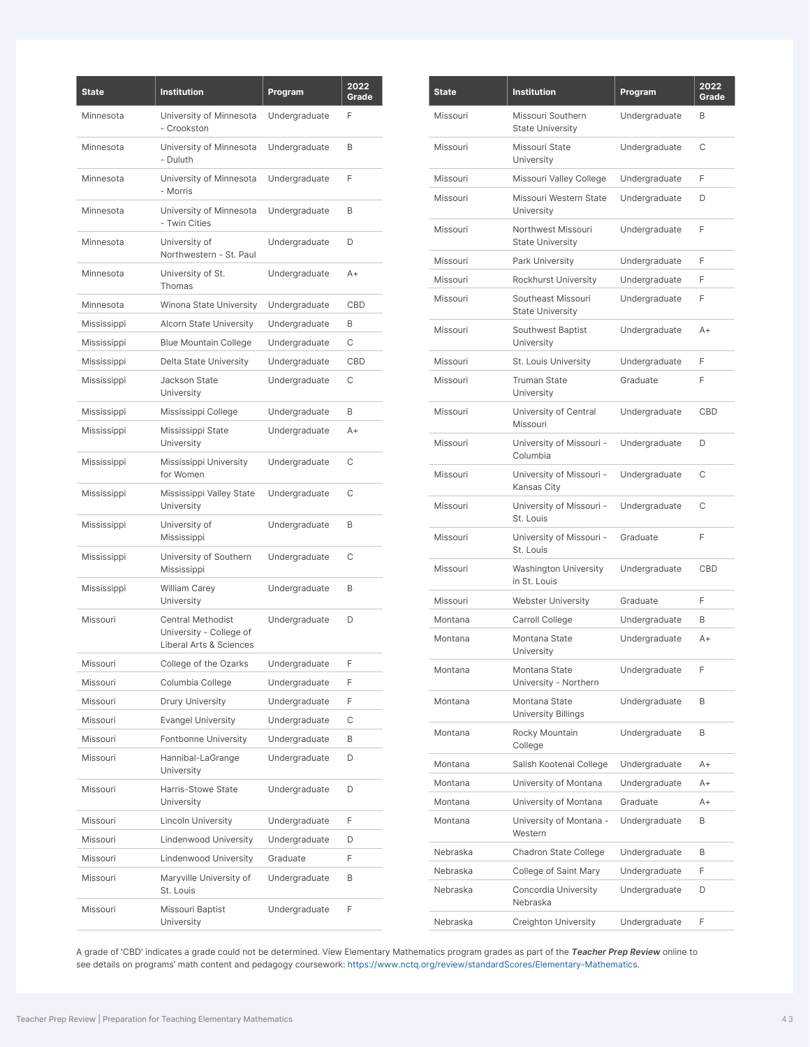| State | Institution | Program | 2022 Grade |
|---|---|---|---|
| Minnesota | University of Minnesota - Crookston | Undergraduate | F |
| Minnesota | University of Minnesota - Duluth | Undergraduate | B |
| Minnesota | University of Minnesota - Morris | Undergraduate | F |
| Minnesota | University of Minnesota - Twin Cities | Undergraduate | B |
| Minnesota | University of Northwestern - St. Paul | Undergraduate | D |
| Minnesota | University of St. Thomas | Undergraduate | A+ |
| Minnesota | Winona State University | Undergraduate | CBD |
| Mississippi | Alcorn State University | Undergraduate | B |
| Mississippi | Blue Mountain College | Undergraduate | C |
| Mississippi | Delta State University | Undergraduate | CBD |
| Mississippi | Jackson State University | Undergraduate | C |
| Mississippi | Mississippi College | Undergraduate | B |
| Mississippi | Mississippi State University | Undergraduate | A+ |
| Mississippi | Mississippi University for Women | Undergraduate | C |
| Mississippi | Mississippi Valley State University | Undergraduate | C |
| Mississippi | University of Mississippi | Undergraduate | B |
| Mississippi | University of Southern Mississippi | Undergraduate | C |
| Mississippi | William Carey University | Undergraduate | B |
| Missouri | Central Methodist University - College of Liberal Arts & Sciences | Undergraduate | D |
| Missouri | College of the Ozarks | Undergraduate | F |
| Missouri | Columbia College | Undergraduate | F |
| Missouri | Drury University | Undergraduate | F |
| Missouri | Evangel University | Undergraduate | C |
| Missouri | Fontbonne University | Undergraduate | B |
| Missouri | Hannibal-LaGrange University | Undergraduate | D |
| Missouri | Harris-Stowe State University | Undergraduate | D |
| Missouri | Lincoln University | Undergraduate | F |
| Missouri | Lindenwood University | Undergraduate | D |
| Missouri | Lindenwood University | Graduate | F |
| Missouri | Maryville University of St. Louis | Undergraduate | B |
| Missouri | Missouri Baptist University | Undergraduate | F |
| Missouri | Missouri Southern State University | Undergraduate | B |
| Missouri | Missouri State University | Undergraduate | C |
| Missouri | Missouri Valley College | Undergraduate | F |
| Missouri | Missouri Western State University | Undergraduate | D |
| Missouri | Northwest Missouri State University | Undergraduate | F |
| Missouri | Park University | Undergraduate | F |
| Missouri | Rockhurst University | Undergraduate | F |
| Missouri | Southeast Missouri State University | Undergraduate | F |
| Missouri | Southwest Baptist University | Undergraduate | A+ |
| Missouri | St. Louis University | Undergraduate | F |
| Missouri | Truman State University | Graduate | F |
| Missouri | University of Central Missouri | Undergraduate | CBD |
| Missouri | University of Missouri - Columbia | Undergraduate | D |
| Missouri | University of Missouri - Kansas City | Undergraduate | C |
| Missouri | University of Missouri - St. Louis | Undergraduate | C |
| Missouri | University of Missouri - St. Louis | Graduate | F |
| Missouri | Washington University in St. Louis | Undergraduate | CBD |
| Missouri | Webster University | Graduate | F |
| Montana | Carroll College | Undergraduate | B |
| Montana | Montana State University | Undergraduate | A+ |
| Montana | Montana State University - Northern | Undergraduate | F |
| Montana | Montana State University Billings | Undergraduate | B |
| Montana | Rocky Mountain College | Undergraduate | B |
| Montana | Salish Kootenai College | Undergraduate | A+ |
| Montana | University of Montana | Undergraduate | A+ |
| Montana | University of Montana | Graduate | A+ |
| Montana | University of Montana - Western | Undergraduate | B |
| Nebraska | Chadron State College | Undergraduate | B |
| Nebraska | College of Saint Mary | Undergraduate | F |
| Nebraska | Concordia University Nebraska | Undergraduate | D |
| Nebraska | Creighton University | Undergraduate | F |

A grade of 'CBD' indicates a grade could not be determined. View Elementary Mathematics program grades as part of the ***Teacher Prep Review*** online to see details on programs' math content and pedagogy coursework: https://www.nctq.org/review/standardScores/Elementary-Mathematics.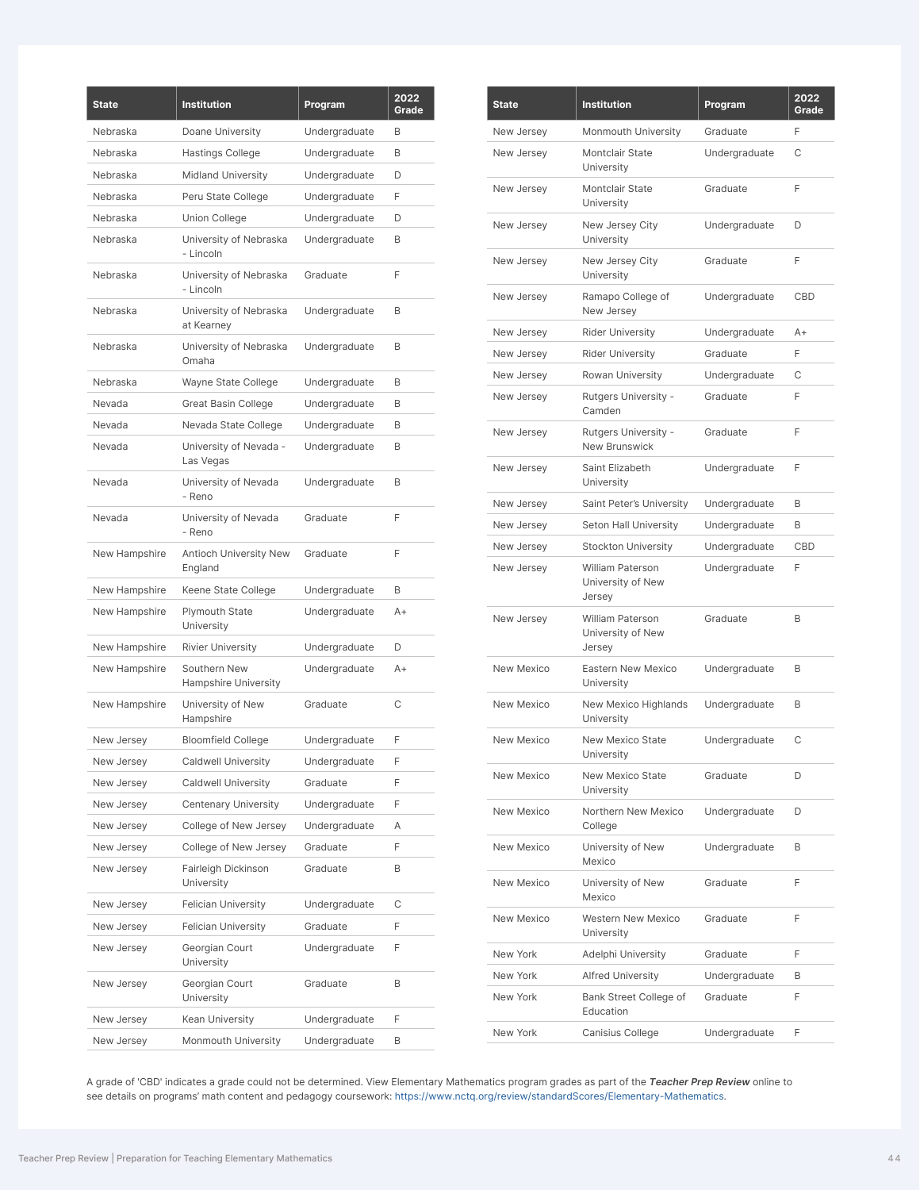| State | Institution | Program | 2022 Grade |
|---|---|---|---|
| Nebraska | Doane University | Undergraduate | B |
| Nebraska | Hastings College | Undergraduate | B |
| Nebraska | Midland University | Undergraduate | D |
| Nebraska | Peru State College | Undergraduate | F |
| Nebraska | Union College | Undergraduate | D |
| Nebraska | University of Nebraska - Lincoln | Undergraduate | B |
| Nebraska | University of Nebraska - Lincoln | Graduate | F |
| Nebraska | University of Nebraska at Kearney | Undergraduate | B |
| Nebraska | University of Nebraska Omaha | Undergraduate | B |
| Nebraska | Wayne State College | Undergraduate | B |
| Nevada | Great Basin College | Undergraduate | B |
| Nevada | Nevada State College | Undergraduate | B |
| Nevada | University of Nevada - Las Vegas | Undergraduate | B |
| Nevada | University of Nevada - Reno | Undergraduate | B |
| Nevada | University of Nevada - Reno | Graduate | F |
| New Hampshire | Antioch University New England | Graduate | F |
| New Hampshire | Keene State College | Undergraduate | B |
| New Hampshire | Plymouth State University | Undergraduate | A+ |
| New Hampshire | Rivier University | Undergraduate | D |
| New Hampshire | Southern New Hampshire University | Undergraduate | A+ |
| New Hampshire | University of New Hampshire | Graduate | C |
| New Jersey | Bloomfield College | Undergraduate | F |
| New Jersey | Caldwell University | Undergraduate | F |
| New Jersey | Caldwell University | Graduate | F |
| New Jersey | Centenary University | Undergraduate | F |
| New Jersey | College of New Jersey | Undergraduate | A |
| New Jersey | College of New Jersey | Graduate | F |
| New Jersey | Fairleigh Dickinson University | Graduate | B |
| New Jersey | Felician University | Undergraduate | C |
| New Jersey | Felician University | Graduate | F |
| New Jersey | Georgian Court University | Undergraduate | F |
| New Jersey | Georgian Court University | Graduate | B |
| New Jersey | Kean University | Undergraduate | F |
| New Jersey | Monmouth University | Undergraduate | B |
| New Jersey | Monmouth University | Graduate | F |
| New Jersey | Montclair State University | Undergraduate | C |
| New Jersey | Montclair State University | Graduate | F |
| New Jersey | New Jersey City University | Undergraduate | D |
| New Jersey | New Jersey City University | Graduate | F |
| New Jersey | Ramapo College of New Jersey | Undergraduate | CBD |
| New Jersey | Rider University | Undergraduate | A+ |
| New Jersey | Rider University | Graduate | F |
| New Jersey | Rowan University | Undergraduate | C |
| New Jersey | Rutgers University - Camden | Graduate | F |
| New Jersey | Rutgers University - New Brunswick | Graduate | F |
| New Jersey | Saint Elizabeth University | Undergraduate | F |
| New Jersey | Saint Peter's University | Undergraduate | B |
| New Jersey | Seton Hall University | Undergraduate | B |
| New Jersey | Stockton University | Undergraduate | CBD |
| New Jersey | William Paterson University of New Jersey | Undergraduate | F |
| New Jersey | William Paterson University of New Jersey | Graduate | B |
| New Mexico | Eastern New Mexico University | Undergraduate | B |
| New Mexico | New Mexico Highlands University | Undergraduate | B |
| New Mexico | New Mexico State University | Undergraduate | C |
| New Mexico | New Mexico State University | Graduate | D |
| New Mexico | Northern New Mexico College | Undergraduate | D |
| New Mexico | University of New Mexico | Undergraduate | B |
| New Mexico | University of New Mexico | Graduate | F |
| New Mexico | Western New Mexico University | Graduate | F |
| New York | Adelphi University | Graduate | F |
| New York | Alfred University | Undergraduate | B |
| New York | Bank Street College of Education | Graduate | F |
| New York | Canisius College | Undergraduate | F |

A grade of 'CBD' indicates a grade could not be determined. View Elementary Mathematics program grades as part of the ***Teacher Prep Review*** online to see details on programs' math content and pedagogy coursework: https://www.nctq.org/review/standardScores/Elementary-Mathematics.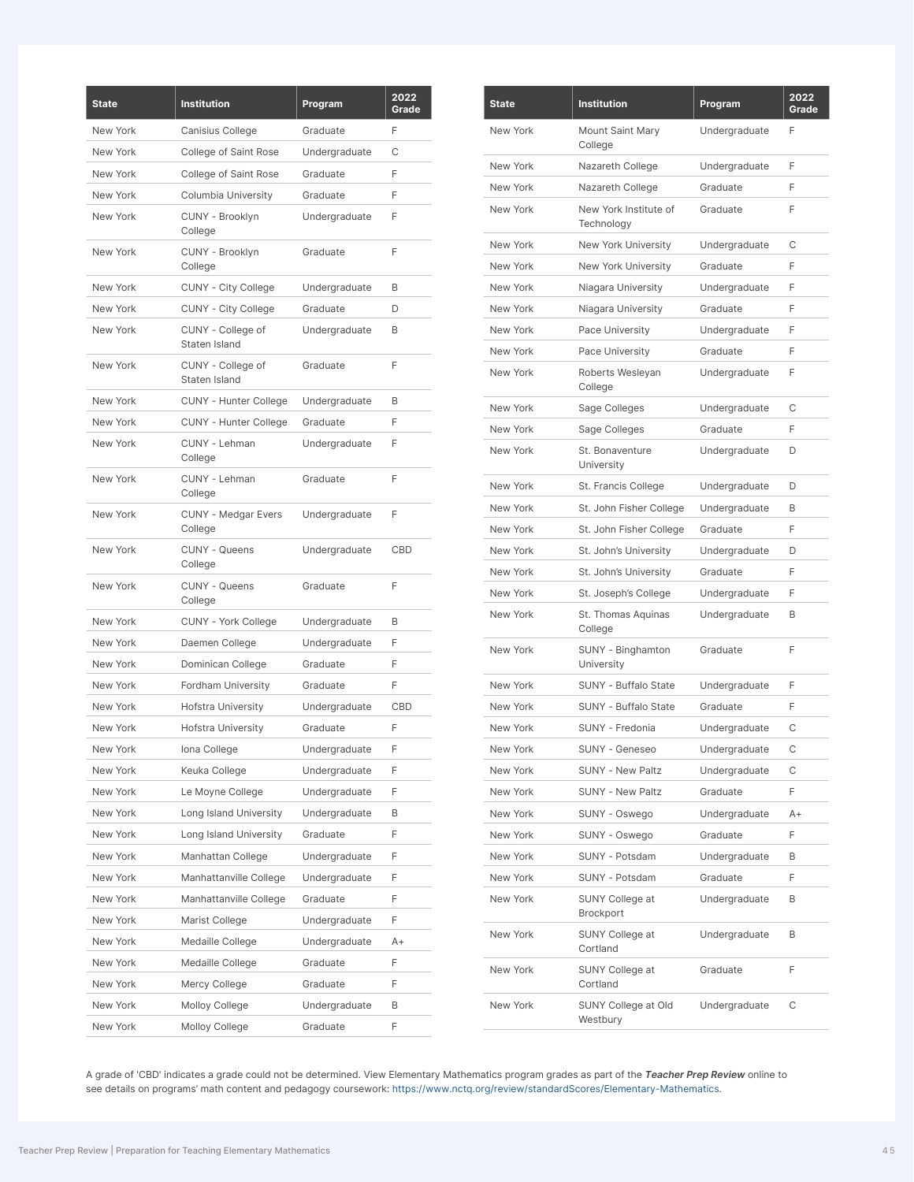| State | Institution | Program | 2022 Grade |
|---|---|---|---|
| New York | Canisius College | Graduate | F |
| New York | College of Saint Rose | Undergraduate | C |
| New York | College of Saint Rose | Graduate | F |
| New York | Columbia University | Graduate | F |
| New York | CUNY - Brooklyn College | Undergraduate | F |
| New York | CUNY - Brooklyn College | Graduate | F |
| New York | CUNY - City College | Undergraduate | B |
| New York | CUNY - City College | Graduate | D |
| New York | CUNY - College of Staten Island | Undergraduate | B |
| New York | CUNY - College of Staten Island | Graduate | F |
| New York | CUNY - Hunter College | Undergraduate | B |
| New York | CUNY - Hunter College | Graduate | F |
| New York | CUNY - Lehman College | Undergraduate | F |
| New York | CUNY - Lehman College | Graduate | F |
| New York | CUNY - Medgar Evers College | Undergraduate | F |
| New York | CUNY - Queens College | Undergraduate | CBD |
| New York | CUNY - Queens College | Graduate | F |
| New York | CUNY - York College | Undergraduate | B |
| New York | Daemen College | Undergraduate | F |
| New York | Dominican College | Graduate | F |
| New York | Fordham University | Graduate | F |
| New York | Hofstra University | Undergraduate | CBD |
| New York | Hofstra University | Graduate | F |
| New York | Iona College | Undergraduate | F |
| New York | Keuka College | Undergraduate | F |
| New York | Le Moyne College | Undergraduate | F |
| New York | Long Island University | Undergraduate | B |
| New York | Long Island University | Graduate | F |
| New York | Manhattan College | Undergraduate | F |
| New York | Manhattanville College | Undergraduate | F |
| New York | Manhattanville College | Graduate | F |
| New York | Marist College | Undergraduate | F |
| New York | Medaille College | Undergraduate | A+ |
| New York | Medaille College | Graduate | F |
| New York | Mercy College | Graduate | F |
| New York | Molloy College | Undergraduate | B |
| New York | Molloy College | Graduate | F |
| New York | Mount Saint Mary College | Undergraduate | F |
| New York | Nazareth College | Undergraduate | F |
| New York | Nazareth College | Graduate | F |
| New York | New York Institute of Technology | Graduate | F |
| New York | New York University | Undergraduate | C |
| New York | New York University | Graduate | F |
| New York | Niagara University | Undergraduate | F |
| New York | Niagara University | Graduate | F |
| New York | Pace University | Undergraduate | F |
| New York | Pace University | Graduate | F |
| New York | Roberts Wesleyan College | Undergraduate | F |
| New York | Sage Colleges | Undergraduate | C |
| New York | Sage Colleges | Graduate | F |
| New York | St. Bonaventure University | Undergraduate | D |
| New York | St. Francis College | Undergraduate | D |
| New York | St. John Fisher College | Undergraduate | B |
| New York | St. John Fisher College | Graduate | F |
| New York | St. John's University | Undergraduate | D |
| New York | St. John's University | Graduate | F |
| New York | St. Joseph's College | Undergraduate | F |
| New York | St. Thomas Aquinas College | Undergraduate | B |
| New York | SUNY - Binghamton University | Graduate | F |
| New York | SUNY - Buffalo State | Undergraduate | F |
| New York | SUNY - Buffalo State | Graduate | F |
| New York | SUNY - Fredonia | Undergraduate | C |
| New York | SUNY - Geneseo | Undergraduate | C |
| New York | SUNY - New Paltz | Undergraduate | C |
| New York | SUNY - New Paltz | Graduate | F |
| New York | SUNY - Oswego | Undergraduate | A+ |
| New York | SUNY - Oswego | Graduate | F |
| New York | SUNY - Potsdam | Undergraduate | B |
| New York | SUNY - Potsdam | Graduate | F |
| New York | SUNY College at Brockport | Undergraduate | B |
| New York | SUNY College at Cortland | Undergraduate | B |
| New York | SUNY College at Cortland | Graduate | F |
| New York | SUNY College at Old Westbury | Undergraduate | C |

A grade of 'CBD' indicates a grade could not be determined. View Elementary Mathematics program grades as part of the ***Teacher Prep Review*** online to see details on programs' math content and pedagogy coursework: https://www.nctq.org/review/standardScores/Elementary-Mathematics.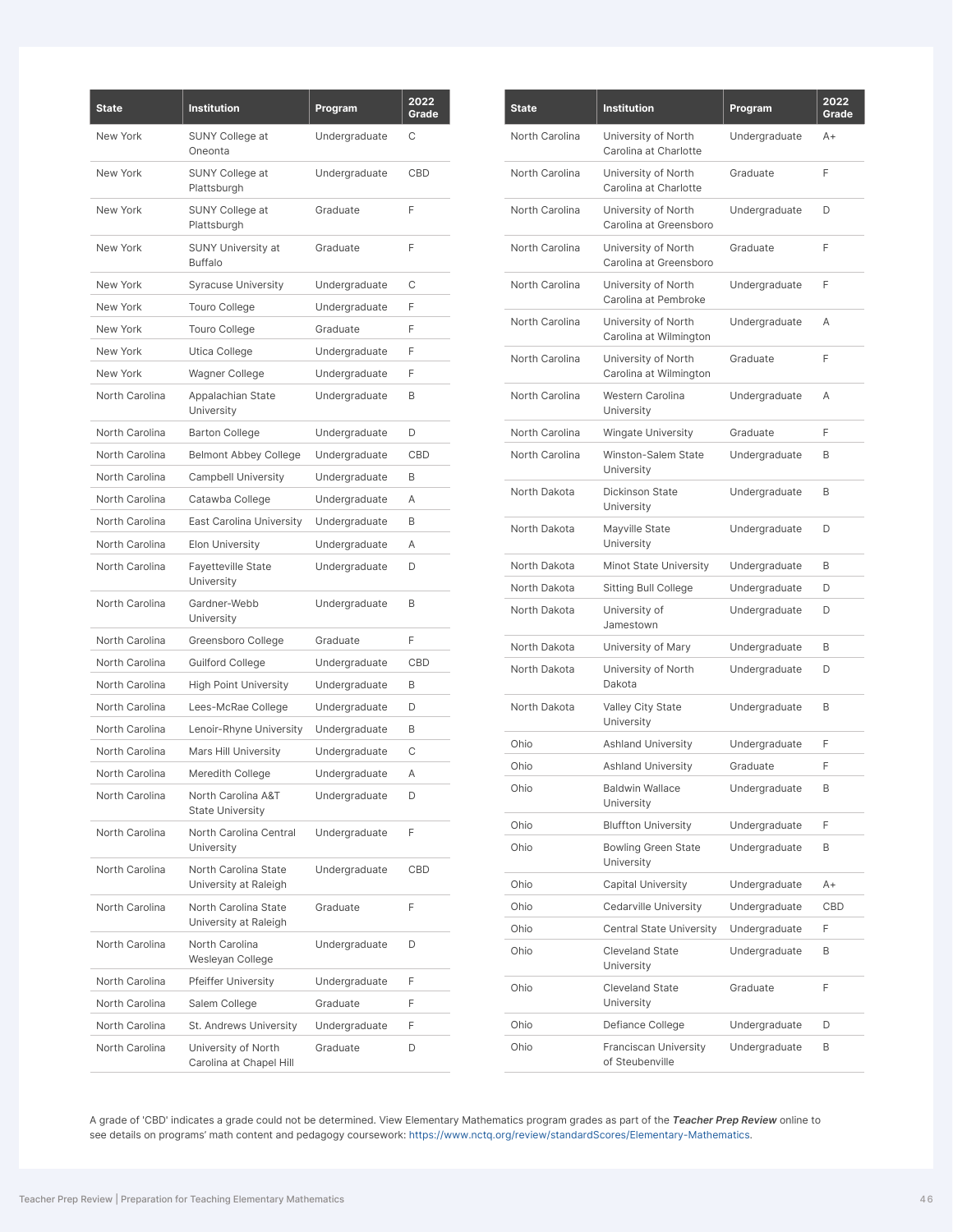| State | Institution | Program | 2022 Grade |
|---|---|---|---|
| New York | SUNY College at Oneonta | Undergraduate | C |
| New York | SUNY College at Plattsburgh | Undergraduate | CBD |
| New York | SUNY College at Plattsburgh | Graduate | F |
| New York | SUNY University at Buffalo | Graduate | F |
| New York | Syracuse University | Undergraduate | C |
| New York | Touro College | Undergraduate | F |
| New York | Touro College | Graduate | F |
| New York | Utica College | Undergraduate | F |
| New York | Wagner College | Undergraduate | F |
| North Carolina | Appalachian State University | Undergraduate | B |
| North Carolina | Barton College | Undergraduate | D |
| North Carolina | Belmont Abbey College | Undergraduate | CBD |
| North Carolina | Campbell University | Undergraduate | B |
| North Carolina | Catawba College | Undergraduate | A |
| North Carolina | East Carolina University | Undergraduate | B |
| North Carolina | Elon University | Undergraduate | A |
| North Carolina | Fayetteville State University | Undergraduate | D |
| North Carolina | Gardner-Webb University | Undergraduate | B |
| North Carolina | Greensboro College | Graduate | F |
| North Carolina | Guilford College | Undergraduate | CBD |
| North Carolina | High Point University | Undergraduate | B |
| North Carolina | Lees-McRae College | Undergraduate | D |
| North Carolina | Lenoir-Rhyne University | Undergraduate | B |
| North Carolina | Mars Hill University | Undergraduate | C |
| North Carolina | Meredith College | Undergraduate | A |
| North Carolina | North Carolina A&T State University | Undergraduate | D |
| North Carolina | North Carolina Central University | Undergraduate | F |
| North Carolina | North Carolina State University at Raleigh | Undergraduate | CBD |
| North Carolina | North Carolina State University at Raleigh | Graduate | F |
| North Carolina | North Carolina Wesleyan College | Undergraduate | D |
| North Carolina | Pfeiffer University | Undergraduate | F |
| North Carolina | Salem College | Graduate | F |
| North Carolina | St. Andrews University | Undergraduate | F |
| North Carolina | University of North Carolina at Chapel Hill | Graduate | D |
| North Carolina | University of North Carolina at Charlotte | Undergraduate | A+ |
| North Carolina | University of North Carolina at Charlotte | Graduate | F |
| North Carolina | University of North Carolina at Greensboro | Undergraduate | D |
| North Carolina | University of North Carolina at Greensboro | Graduate | F |
| North Carolina | University of North Carolina at Pembroke | Undergraduate | F |
| North Carolina | University of North Carolina at Wilmington | Undergraduate | A |
| North Carolina | University of North Carolina at Wilmington | Graduate | F |
| North Carolina | Western Carolina University | Undergraduate | A |
| North Carolina | Wingate University | Graduate | F |
| North Carolina | Winston-Salem State University | Undergraduate | B |
| North Dakota | Dickinson State University | Undergraduate | B |
| North Dakota | Mayville State University | Undergraduate | D |
| North Dakota | Minot State University | Undergraduate | B |
| North Dakota | Sitting Bull College | Undergraduate | D |
| North Dakota | University of Jamestown | Undergraduate | D |
| North Dakota | University of Mary | Undergraduate | B |
| North Dakota | University of North Dakota | Undergraduate | D |
| North Dakota | Valley City State University | Undergraduate | B |
| Ohio | Ashland University | Undergraduate | F |
| Ohio | Ashland University | Graduate | F |
| Ohio | Baldwin Wallace University | Undergraduate | B |
| Ohio | Bluffton University | Undergraduate | F |
| Ohio | Bowling Green State University | Undergraduate | B |
| Ohio | Capital University | Undergraduate | A+ |
| Ohio | Cedarville University | Undergraduate | CBD |
| Ohio | Central State University | Undergraduate | F |
| Ohio | Cleveland State University | Undergraduate | B |
| Ohio | Cleveland State University | Graduate | F |
| Ohio | Defiance College | Undergraduate | D |
| Ohio | Franciscan University of Steubenville | Undergraduate | B |

A grade of 'CBD' indicates a grade could not be determined. View Elementary Mathematics program grades as part of the ***Teacher Prep Review*** online to see details on programs' math content and pedagogy coursework: https://www.nctq.org/review/standardScores/Elementary-Mathematics.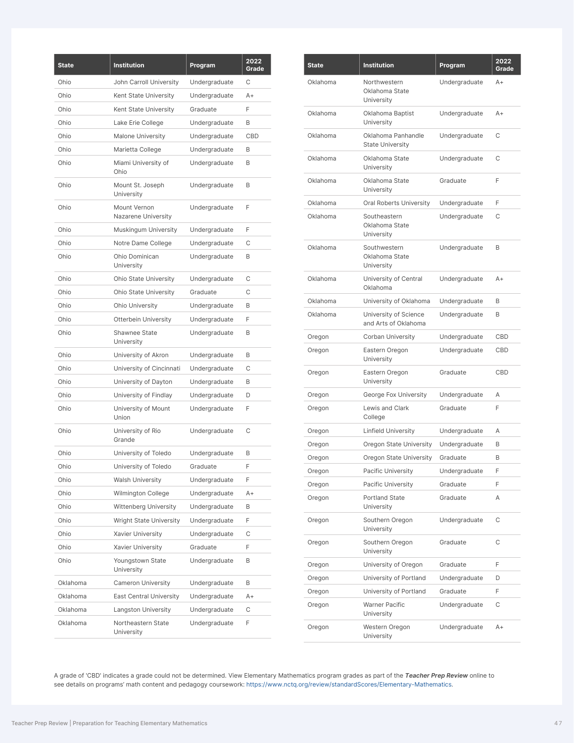| State | Institution | Program | 2022 Grade |
|---|---|---|---|
| Ohio | John Carroll University | Undergraduate | C |
| Ohio | Kent State University | Undergraduate | A+ |
| Ohio | Kent State University | Graduate | F |
| Ohio | Lake Erie College | Undergraduate | B |
| Ohio | Malone University | Undergraduate | CBD |
| Ohio | Marietta College | Undergraduate | B |
| Ohio | Miami University of Ohio | Undergraduate | B |
| Ohio | Mount St. Joseph University | Undergraduate | B |
| Ohio | Mount Vernon Nazarene University | Undergraduate | F |
| Ohio | Muskingum University | Undergraduate | F |
| Ohio | Notre Dame College | Undergraduate | C |
| Ohio | Ohio Dominican University | Undergraduate | B |
| Ohio | Ohio State University | Undergraduate | C |
| Ohio | Ohio State University | Graduate | C |
| Ohio | Ohio University | Undergraduate | B |
| Ohio | Otterbein University | Undergraduate | F |
| Ohio | Shawnee State University | Undergraduate | B |
| Ohio | University of Akron | Undergraduate | B |
| Ohio | University of Cincinnati | Undergraduate | C |
| Ohio | University of Dayton | Undergraduate | B |
| Ohio | University of Findlay | Undergraduate | D |
| Ohio | University of Mount Union | Undergraduate | F |
| Ohio | University of Rio Grande | Undergraduate | C |
| Ohio | University of Toledo | Undergraduate | B |
| Ohio | University of Toledo | Graduate | F |
| Ohio | Walsh University | Undergraduate | F |
| Ohio | Wilmington College | Undergraduate | A+ |
| Ohio | Wittenberg University | Undergraduate | B |
| Ohio | Wright State University | Undergraduate | F |
| Ohio | Xavier University | Undergraduate | C |
| Ohio | Xavier University | Graduate | F |
| Ohio | Youngstown State University | Undergraduate | B |
| Oklahoma | Cameron University | Undergraduate | B |
| Oklahoma | East Central University | Undergraduate | A+ |
| Oklahoma | Langston University | Undergraduate | C |
| Oklahoma | Northeastern State University | Undergraduate | F |
| Oklahoma | Northwestern Oklahoma State University | Undergraduate | A+ |
| Oklahoma | Oklahoma Baptist University | Undergraduate | A+ |
| Oklahoma | Oklahoma Panhandle State University | Undergraduate | C |
| Oklahoma | Oklahoma State University | Undergraduate | C |
| Oklahoma | Oklahoma State University | Graduate | F |
| Oklahoma | Oral Roberts University | Undergraduate | F |
| Oklahoma | Southeastern Oklahoma State University | Undergraduate | C |
| Oklahoma | Southwestern Oklahoma State University | Undergraduate | B |
| Oklahoma | University of Central Oklahoma | Undergraduate | A+ |
| Oklahoma | University of Oklahoma | Undergraduate | B |
| Oklahoma | University of Science and Arts of Oklahoma | Undergraduate | B |
| Oregon | Corban University | Undergraduate | CBD |
| Oregon | Eastern Oregon University | Undergraduate | CBD |
| Oregon | Eastern Oregon University | Graduate | CBD |
| Oregon | George Fox University | Undergraduate | A |
| Oregon | Lewis and Clark College | Graduate | F |
| Oregon | Linfield University | Undergraduate | A |
| Oregon | Oregon State University | Undergraduate | B |
| Oregon | Oregon State University | Graduate | B |
| Oregon | Pacific University | Undergraduate | F |
| Oregon | Pacific University | Graduate | F |
| Oregon | Portland State University | Graduate | A |
| Oregon | Southern Oregon University | Undergraduate | C |
| Oregon | Southern Oregon University | Graduate | C |
| Oregon | University of Oregon | Graduate | F |
| Oregon | University of Portland | Undergraduate | D |
| Oregon | University of Portland | Graduate | F |
| Oregon | Warner Pacific University | Undergraduate | C |
| Oregon | Western Oregon University | Undergraduate | A+ |

A grade of 'CBD' indicates a grade could not be determined. View Elementary Mathematics program grades as part of the ***Teacher Prep Review*** online to see details on programs' math content and pedagogy coursework: https://www.nctq.org/review/standardScores/Elementary-Mathematics.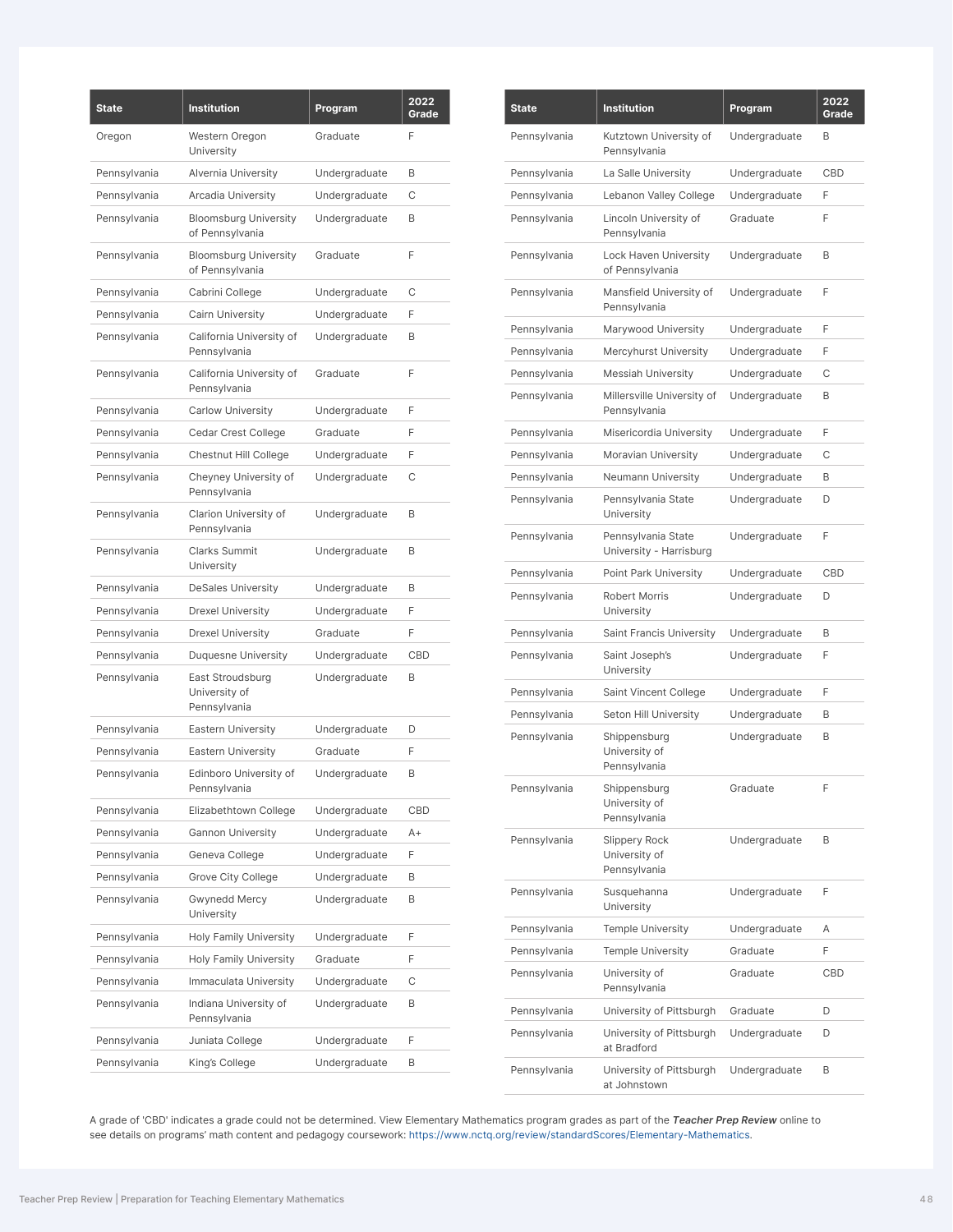| State | Institution | Program | 2022 Grade |
|---|---|---|---|
| Oregon | Western Oregon University | Graduate | F |
| Pennsylvania | Alvernia University | Undergraduate | B |
| Pennsylvania | Arcadia University | Undergraduate | C |
| Pennsylvania | Bloomsburg University of Pennsylvania | Undergraduate | B |
| Pennsylvania | Bloomsburg University of Pennsylvania | Graduate | F |
| Pennsylvania | Cabrini College | Undergraduate | C |
| Pennsylvania | Cairn University | Undergraduate | F |
| Pennsylvania | California University of Pennsylvania | Undergraduate | B |
| Pennsylvania | California University of Pennsylvania | Graduate | F |
| Pennsylvania | Carlow University | Undergraduate | F |
| Pennsylvania | Cedar Crest College | Graduate | F |
| Pennsylvania | Chestnut Hill College | Undergraduate | F |
| Pennsylvania | Cheyney University of Pennsylvania | Undergraduate | C |
| Pennsylvania | Clarion University of Pennsylvania | Undergraduate | B |
| Pennsylvania | Clarks Summit University | Undergraduate | B |
| Pennsylvania | DeSales University | Undergraduate | B |
| Pennsylvania | Drexel University | Undergraduate | F |
| Pennsylvania | Drexel University | Graduate | F |
| Pennsylvania | Duquesne University | Undergraduate | CBD |
| Pennsylvania | East Stroudsburg University of Pennsylvania | Undergraduate | B |
| Pennsylvania | Eastern University | Undergraduate | D |
| Pennsylvania | Eastern University | Graduate | F |
| Pennsylvania | Edinboro University of Pennsylvania | Undergraduate | B |
| Pennsylvania | Elizabethtown College | Undergraduate | CBD |
| Pennsylvania | Gannon University | Undergraduate | A+ |
| Pennsylvania | Geneva College | Undergraduate | F |
| Pennsylvania | Grove City College | Undergraduate | B |
| Pennsylvania | Gwynedd Mercy University | Undergraduate | B |
| Pennsylvania | Holy Family University | Undergraduate | F |
| Pennsylvania | Holy Family University | Graduate | F |
| Pennsylvania | Immaculata University | Undergraduate | C |
| Pennsylvania | Indiana University of Pennsylvania | Undergraduate | B |
| Pennsylvania | Juniata College | Undergraduate | F |
| Pennsylvania | King's College | Undergraduate | B |
| Pennsylvania | Kutztown University of Pennsylvania | Undergraduate | B |
| Pennsylvania | La Salle University | Undergraduate | CBD |
| Pennsylvania | Lebanon Valley College | Undergraduate | F |
| Pennsylvania | Lincoln University of Pennsylvania | Graduate | F |
| Pennsylvania | Lock Haven University of Pennsylvania | Undergraduate | B |
| Pennsylvania | Mansfield University of Pennsylvania | Undergraduate | F |
| Pennsylvania | Marywood University | Undergraduate | F |
| Pennsylvania | Mercyhurst University | Undergraduate | F |
| Pennsylvania | Messiah University | Undergraduate | C |
| Pennsylvania | Millersville University of Pennsylvania | Undergraduate | B |
| Pennsylvania | Misericordia University | Undergraduate | F |
| Pennsylvania | Moravian University | Undergraduate | C |
| Pennsylvania | Neumann University | Undergraduate | B |
| Pennsylvania | Pennsylvania State University | Undergraduate | D |
| Pennsylvania | Pennsylvania State University - Harrisburg | Undergraduate | F |
| Pennsylvania | Point Park University | Undergraduate | CBD |
| Pennsylvania | Robert Morris University | Undergraduate | D |
| Pennsylvania | Saint Francis University | Undergraduate | B |
| Pennsylvania | Saint Joseph's University | Undergraduate | F |
| Pennsylvania | Saint Vincent College | Undergraduate | F |
| Pennsylvania | Seton Hill University | Undergraduate | B |
| Pennsylvania | Shippensburg University of Pennsylvania | Undergraduate | B |
| Pennsylvania | Shippensburg University of Pennsylvania | Graduate | F |
| Pennsylvania | Slippery Rock University of Pennsylvania | Undergraduate | B |
| Pennsylvania | Susquehanna University | Undergraduate | F |
| Pennsylvania | Temple University | Undergraduate | A |
| Pennsylvania | Temple University | Graduate | F |
| Pennsylvania | University of Pennsylvania | Graduate | CBD |
| Pennsylvania | University of Pittsburgh | Graduate | D |
| Pennsylvania | University of Pittsburgh at Bradford | Undergraduate | D |
| Pennsylvania | University of Pittsburgh at Johnstown | Undergraduate | B |

A grade of 'CBD' indicates a grade could not be determined. View Elementary Mathematics program grades as part of the ***Teacher Prep Review*** online to see details on programs' math content and pedagogy coursework: https://www.nctq.org/review/standardScores/Elementary-Mathematics.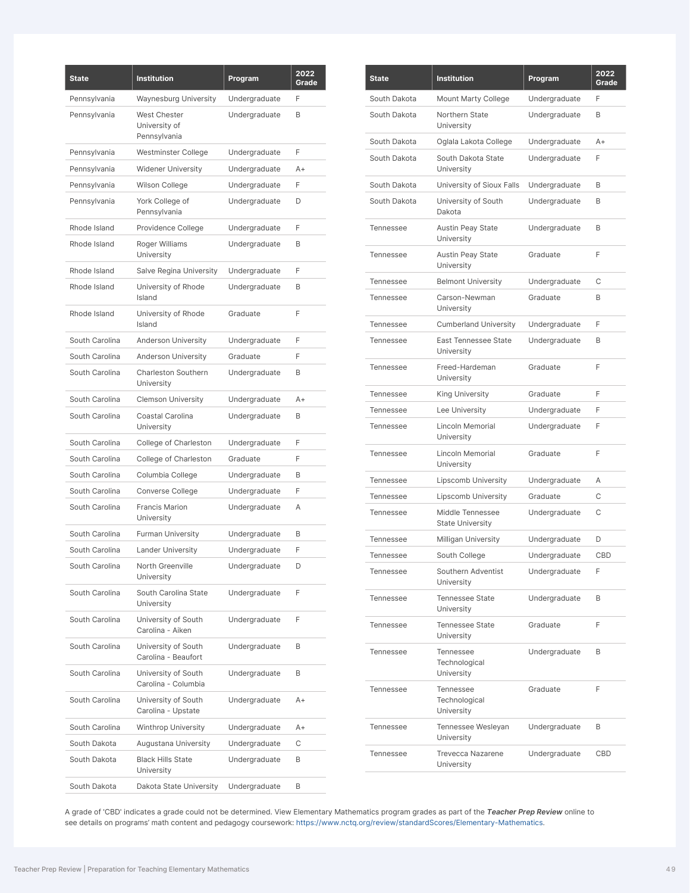| State | Institution | Program | 2022 Grade |
|---|---|---|---|
| Pennsylvania | Waynesburg University | Undergraduate | F |
| Pennsylvania | West Chester University of Pennsylvania | Undergraduate | B |
| Pennsylvania | Westminster College | Undergraduate | F |
| Pennsylvania | Widener University | Undergraduate | A+ |
| Pennsylvania | Wilson College | Undergraduate | F |
| Pennsylvania | York College of Pennsylvania | Undergraduate | D |
| Rhode Island | Providence College | Undergraduate | F |
| Rhode Island | Roger Williams University | Undergraduate | B |
| Rhode Island | Salve Regina University | Undergraduate | F |
| Rhode Island | University of Rhode Island | Undergraduate | B |
| Rhode Island | University of Rhode Island | Graduate | F |
| South Carolina | Anderson University | Undergraduate | F |
| South Carolina | Anderson University | Graduate | F |
| South Carolina | Charleston Southern University | Undergraduate | B |
| South Carolina | Clemson University | Undergraduate | A+ |
| South Carolina | Coastal Carolina University | Undergraduate | B |
| South Carolina | College of Charleston | Undergraduate | F |
| South Carolina | College of Charleston | Graduate | F |
| South Carolina | Columbia College | Undergraduate | B |
| South Carolina | Converse College | Undergraduate | F |
| South Carolina | Francis Marion University | Undergraduate | A |
| South Carolina | Furman University | Undergraduate | B |
| South Carolina | Lander University | Undergraduate | F |
| South Carolina | North Greenville University | Undergraduate | D |
| South Carolina | South Carolina State University | Undergraduate | F |
| South Carolina | University of South Carolina - Aiken | Undergraduate | F |
| South Carolina | University of South Carolina - Beaufort | Undergraduate | B |
| South Carolina | University of South Carolina - Columbia | Undergraduate | B |
| South Carolina | University of South Carolina - Upstate | Undergraduate | A+ |
| South Carolina | Winthrop University | Undergraduate | A+ |
| South Dakota | Augustana University | Undergraduate | C |
| South Dakota | Black Hills State University | Undergraduate | B |
| South Dakota | Dakota State University | Undergraduate | B |
| South Dakota | Mount Marty College | Undergraduate | F |
| South Dakota | Northern State University | Undergraduate | B |
| South Dakota | Oglala Lakota College | Undergraduate | A+ |
| South Dakota | South Dakota State University | Undergraduate | F |
| South Dakota | University of Sioux Falls | Undergraduate | B |
| South Dakota | University of South Dakota | Undergraduate | B |
| Tennessee | Austin Peay State University | Undergraduate | B |
| Tennessee | Austin Peay State University | Graduate | F |
| Tennessee | Belmont University | Undergraduate | C |
| Tennessee | Carson-Newman University | Graduate | B |
| Tennessee | Cumberland University | Undergraduate | F |
| Tennessee | East Tennessee State University | Undergraduate | B |
| Tennessee | Freed-Hardeman University | Graduate | F |
| Tennessee | King University | Graduate | F |
| Tennessee | Lee University | Undergraduate | F |
| Tennessee | Lincoln Memorial University | Undergraduate | F |
| Tennessee | Lincoln Memorial University | Graduate | F |
| Tennessee | Lipscomb University | Undergraduate | A |
| Tennessee | Lipscomb University | Graduate | C |
| Tennessee | Middle Tennessee State University | Undergraduate | C |
| Tennessee | Milligan University | Undergraduate | D |
| Tennessee | South College | Undergraduate | CBD |
| Tennessee | Southern Adventist University | Undergraduate | F |
| Tennessee | Tennessee State University | Undergraduate | B |
| Tennessee | Tennessee State University | Graduate | F |
| Tennessee | Tennessee Technological University | Undergraduate | B |
| Tennessee | Tennessee Technological University | Graduate | F |
| Tennessee | Tennessee Wesleyan University | Undergraduate | B |
| Tennessee | Trevecca Nazarene University | Undergraduate | CBD |

A grade of 'CBD' indicates a grade could not be determined. View Elementary Mathematics program grades as part of the ***Teacher Prep Review*** online to see details on programs' math content and pedagogy coursework: https://www.nctq.org/review/standardScores/Elementary-Mathematics.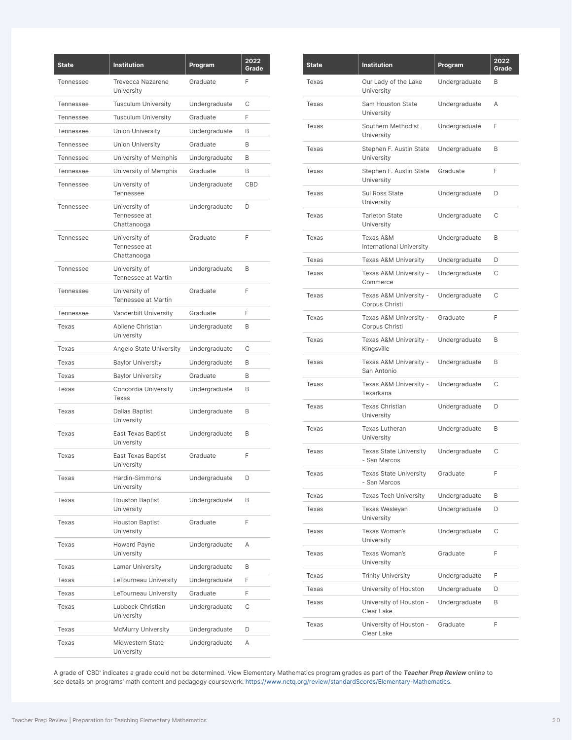| State | Institution | Program | 2022 Grade |
|---|---|---|---|
| Tennessee | Trevecca Nazarene University | Graduate | F |
| Tennessee | Tusculum University | Undergraduate | C |
| Tennessee | Tusculum University | Graduate | F |
| Tennessee | Union University | Undergraduate | B |
| Tennessee | Union University | Graduate | B |
| Tennessee | University of Memphis | Undergraduate | B |
| Tennessee | University of Memphis | Graduate | B |
| Tennessee | University of Tennessee | Undergraduate | CBD |
| Tennessee | University of Tennessee at Chattanooga | Undergraduate | D |
| Tennessee | University of Tennessee at Chattanooga | Graduate | F |
| Tennessee | University of Tennessee at Martin | Undergraduate | B |
| Tennessee | University of Tennessee at Martin | Graduate | F |
| Tennessee | Vanderbilt University | Graduate | F |
| Texas | Abilene Christian University | Undergraduate | B |
| Texas | Angelo State University | Undergraduate | C |
| Texas | Baylor University | Undergraduate | B |
| Texas | Baylor University | Graduate | B |
| Texas | Concordia University Texas | Undergraduate | B |
| Texas | Dallas Baptist University | Undergraduate | B |
| Texas | East Texas Baptist University | Undergraduate | B |
| Texas | East Texas Baptist University | Graduate | F |
| Texas | Hardin-Simmons University | Undergraduate | D |
| Texas | Houston Baptist University | Undergraduate | B |
| Texas | Houston Baptist University | Graduate | F |
| Texas | Howard Payne University | Undergraduate | A |
| Texas | Lamar University | Undergraduate | B |
| Texas | LeTourneau University | Undergraduate | F |
| Texas | LeTourneau University | Graduate | F |
| Texas | Lubbock Christian University | Undergraduate | C |
| Texas | McMurry University | Undergraduate | D |
| Texas | Midwestern State University | Undergraduate | A |
| Texas | Our Lady of the Lake University | Undergraduate | B |
| Texas | Sam Houston State University | Undergraduate | A |
| Texas | Southern Methodist University | Undergraduate | F |
| Texas | Stephen F. Austin State University | Undergraduate | B |
| Texas | Stephen F. Austin State University | Graduate | F |
| Texas | Sul Ross State University | Undergraduate | D |
| Texas | Tarleton State University | Undergraduate | C |
| Texas | Texas A&M International University | Undergraduate | B |
| Texas | Texas A&M University | Undergraduate | D |
| Texas | Texas A&M University - Commerce | Undergraduate | C |
| Texas | Texas A&M University - Corpus Christi | Undergraduate | C |
| Texas | Texas A&M University - Corpus Christi | Graduate | F |
| Texas | Texas A&M University - Kingsville | Undergraduate | B |
| Texas | Texas A&M University - San Antonio | Undergraduate | B |
| Texas | Texas A&M University - Texarkana | Undergraduate | C |
| Texas | Texas Christian University | Undergraduate | D |
| Texas | Texas Lutheran University | Undergraduate | B |
| Texas | Texas State University - San Marcos | Undergraduate | C |
| Texas | Texas State University - San Marcos | Graduate | F |
| Texas | Texas Tech University | Undergraduate | B |
| Texas | Texas Wesleyan University | Undergraduate | D |
| Texas | Texas Woman's University | Undergraduate | C |
| Texas | Texas Woman's University | Graduate | F |
| Texas | Trinity University | Undergraduate | F |
| Texas | University of Houston | Undergraduate | D |
| Texas | University of Houston - Clear Lake | Undergraduate | B |
| Texas | University of Houston - Clear Lake | Graduate | F |

A grade of 'CBD' indicates a grade could not be determined. View Elementary Mathematics program grades as part of the ***Teacher Prep Review*** online to see details on programs' math content and pedagogy coursework: https://www.nctq.org/review/standardScores/Elementary-Mathematics.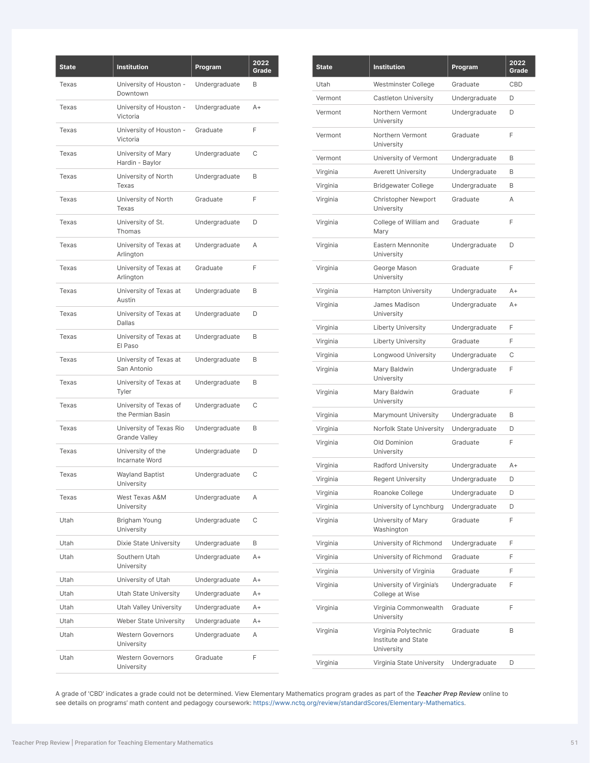| State | Institution | Program | 2022 Grade |
|---|---|---|---|
| Texas | University of Houston - Downtown | Undergraduate | B |
| Texas | University of Houston - Victoria | Undergraduate | A+ |
| Texas | University of Houston - Victoria | Graduate | F |
| Texas | University of Mary Hardin - Baylor | Undergraduate | C |
| Texas | University of North Texas | Undergraduate | B |
| Texas | University of North Texas | Graduate | F |
| Texas | University of St. Thomas | Undergraduate | D |
| Texas | University of Texas at Arlington | Undergraduate | A |
| Texas | University of Texas at Arlington | Graduate | F |
| Texas | University of Texas at Austin | Undergraduate | B |
| Texas | University of Texas at Dallas | Undergraduate | D |
| Texas | University of Texas at El Paso | Undergraduate | B |
| Texas | University of Texas at San Antonio | Undergraduate | B |
| Texas | University of Texas at Tyler | Undergraduate | B |
| Texas | University of Texas of the Permian Basin | Undergraduate | C |
| Texas | University of Texas Rio Grande Valley | Undergraduate | B |
| Texas | University of the Incarnate Word | Undergraduate | D |
| Texas | Wayland Baptist University | Undergraduate | C |
| Texas | West Texas A&M University | Undergraduate | A |
| Utah | Brigham Young University | Undergraduate | C |
| Utah | Dixie State University | Undergraduate | B |
| Utah | Southern Utah University | Undergraduate | A+ |
| Utah | University of Utah | Undergraduate | A+ |
| Utah | Utah State University | Undergraduate | A+ |
| Utah | Utah Valley University | Undergraduate | A+ |
| Utah | Weber State University | Undergraduate | A+ |
| Utah | Western Governors University | Undergraduate | A |
| Utah | Western Governors University | Graduate | F |
| Utah | Westminster College | Graduate | CBD |
| Vermont | Castleton University | Undergraduate | D |
| Vermont | Northern Vermont University | Undergraduate | D |
| Vermont | Northern Vermont University | Graduate | F |
| Vermont | University of Vermont | Undergraduate | B |
| Virginia | Averett University | Undergraduate | B |
| Virginia | Bridgewater College | Undergraduate | B |
| Virginia | Christopher Newport University | Graduate | A |
| Virginia | College of William and Mary | Graduate | F |
| Virginia | Eastern Mennonite University | Undergraduate | D |
| Virginia | George Mason University | Graduate | F |
| Virginia | Hampton University | Undergraduate | A+ |
| Virginia | James Madison University | Undergraduate | A+ |
| Virginia | Liberty University | Undergraduate | F |
| Virginia | Liberty University | Graduate | F |
| Virginia | Longwood University | Undergraduate | C |
| Virginia | Mary Baldwin University | Undergraduate | F |
| Virginia | Mary Baldwin University | Graduate | F |
| Virginia | Marymount University | Undergraduate | B |
| Virginia | Norfolk State University | Undergraduate | D |
| Virginia | Old Dominion University | Graduate | F |
| Virginia | Radford University | Undergraduate | A+ |
| Virginia | Regent University | Undergraduate | D |
| Virginia | Roanoke College | Undergraduate | D |
| Virginia | University of Lynchburg | Undergraduate | D |
| Virginia | University of Mary Washington | Graduate | F |
| Virginia | University of Richmond | Undergraduate | F |
| Virginia | University of Richmond | Graduate | F |
| Virginia | University of Virginia | Graduate | F |
| Virginia | University of Virginia's College at Wise | Undergraduate | F |
| Virginia | Virginia Commonwealth University | Graduate | F |
| Virginia | Virginia Polytechnic Institute and State University | Graduate | B |
| Virginia | Virginia State University | Undergraduate | D |

A grade of 'CBD' indicates a grade could not be determined. View Elementary Mathematics program grades as part of the ***Teacher Prep Review*** online to see details on programs' math content and pedagogy coursework: https://www.nctq.org/review/standardScores/Elementary-Mathematics.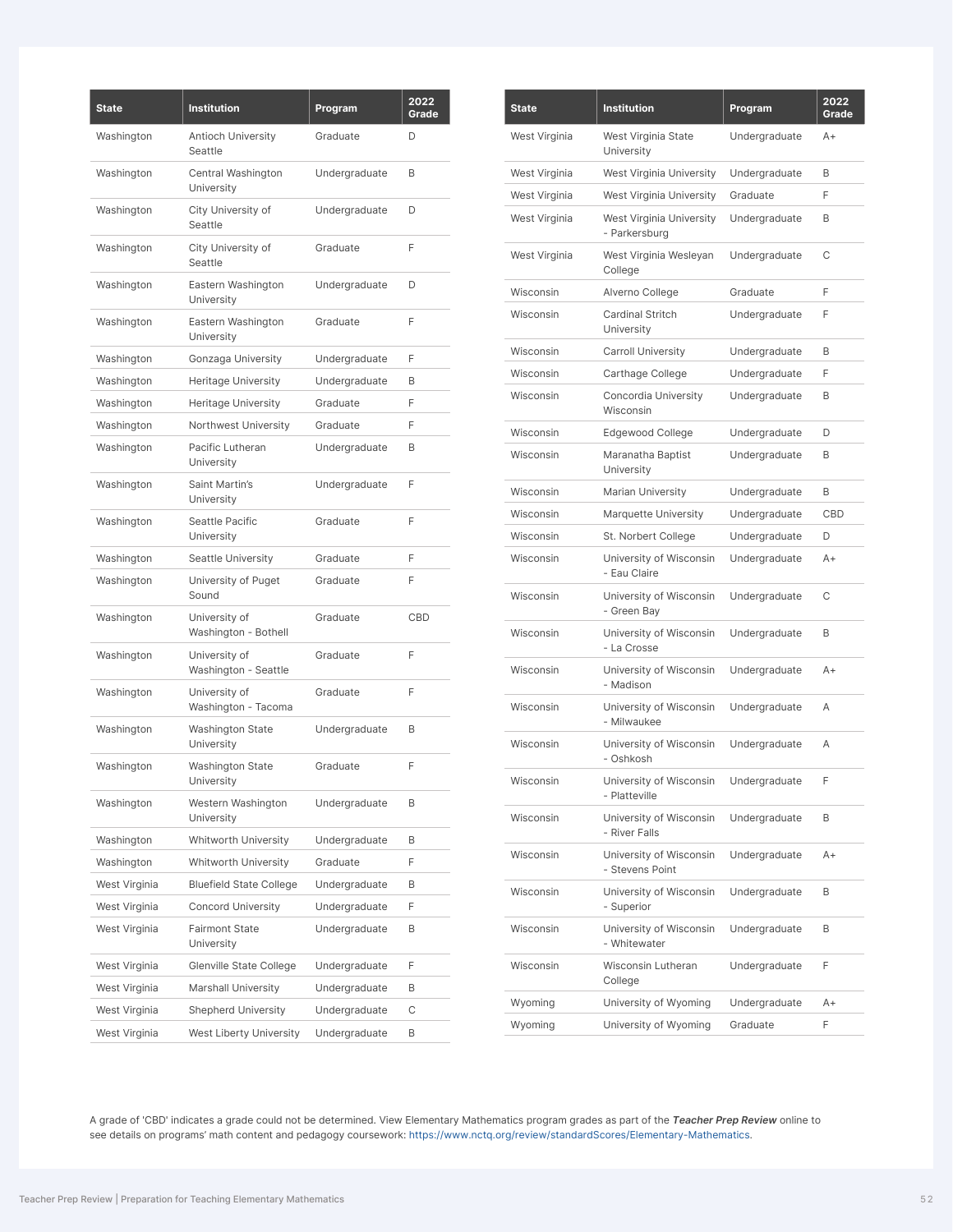| State | Institution | Program | 2022 Grade |
|---|---|---|---|
| Washington | Antioch University Seattle | Graduate | D |
| Washington | Central Washington University | Undergraduate | B |
| Washington | City University of Seattle | Undergraduate | D |
| Washington | City University of Seattle | Graduate | F |
| Washington | Eastern Washington University | Undergraduate | D |
| Washington | Eastern Washington University | Graduate | F |
| Washington | Gonzaga University | Undergraduate | F |
| Washington | Heritage University | Undergraduate | B |
| Washington | Heritage University | Graduate | F |
| Washington | Northwest University | Graduate | F |
| Washington | Pacific Lutheran University | Undergraduate | B |
| Washington | Saint Martin's University | Undergraduate | F |
| Washington | Seattle Pacific University | Graduate | F |
| Washington | Seattle University | Graduate | F |
| Washington | University of Puget Sound | Graduate | F |
| Washington | University of Washington - Bothell | Graduate | CBD |
| Washington | University of Washington - Seattle | Graduate | F |
| Washington | University of Washington - Tacoma | Graduate | F |
| Washington | Washington State University | Undergraduate | B |
| Washington | Washington State University | Graduate | F |
| Washington | Western Washington University | Undergraduate | B |
| Washington | Whitworth University | Undergraduate | B |
| Washington | Whitworth University | Graduate | F |
| West Virginia | Bluefield State College | Undergraduate | B |
| West Virginia | Concord University | Undergraduate | F |
| West Virginia | Fairmont State University | Undergraduate | B |
| West Virginia | Glenville State College | Undergraduate | F |
| West Virginia | Marshall University | Undergraduate | B |
| West Virginia | Shepherd University | Undergraduate | C |
| West Virginia | West Liberty University | Undergraduate | B |
| West Virginia | West Virginia State University | Undergraduate | A+ |
| West Virginia | West Virginia University | Undergraduate | B |
| West Virginia | West Virginia University | Graduate | F |
| West Virginia | West Virginia University - Parkersburg | Undergraduate | B |
| West Virginia | West Virginia Wesleyan College | Undergraduate | C |
| Wisconsin | Alverno College | Graduate | F |
| Wisconsin | Cardinal Stritch University | Undergraduate | F |
| Wisconsin | Carroll University | Undergraduate | B |
| Wisconsin | Carthage College | Undergraduate | F |
| Wisconsin | Concordia University Wisconsin | Undergraduate | B |
| Wisconsin | Edgewood College | Undergraduate | D |
| Wisconsin | Maranatha Baptist University | Undergraduate | B |
| Wisconsin | Marian University | Undergraduate | B |
| Wisconsin | Marquette University | Undergraduate | CBD |
| Wisconsin | St. Norbert College | Undergraduate | D |
| Wisconsin | University of Wisconsin - Eau Claire | Undergraduate | A+ |
| Wisconsin | University of Wisconsin - Green Bay | Undergraduate | C |
| Wisconsin | University of Wisconsin - La Crosse | Undergraduate | B |
| Wisconsin | University of Wisconsin - Madison | Undergraduate | A+ |
| Wisconsin | University of Wisconsin - Milwaukee | Undergraduate | A |
| Wisconsin | University of Wisconsin - Oshkosh | Undergraduate | A |
| Wisconsin | University of Wisconsin - Platteville | Undergraduate | F |
| Wisconsin | University of Wisconsin - River Falls | Undergraduate | B |
| Wisconsin | University of Wisconsin - Stevens Point | Undergraduate | A+ |
| Wisconsin | University of Wisconsin - Superior | Undergraduate | B |
| Wisconsin | University of Wisconsin - Whitewater | Undergraduate | B |
| Wisconsin | Wisconsin Lutheran College | Undergraduate | F |
| Wyoming | University of Wyoming | Undergraduate | A+ |
| Wyoming | University of Wyoming | Graduate | F |

A grade of 'CBD' indicates a grade could not be determined. View Elementary Mathematics program grades as part of the ***Teacher Prep Review*** online to see details on programs' math content and pedagogy coursework: https://www.nctq.org/review/standardScores/Elementary-Mathematics.